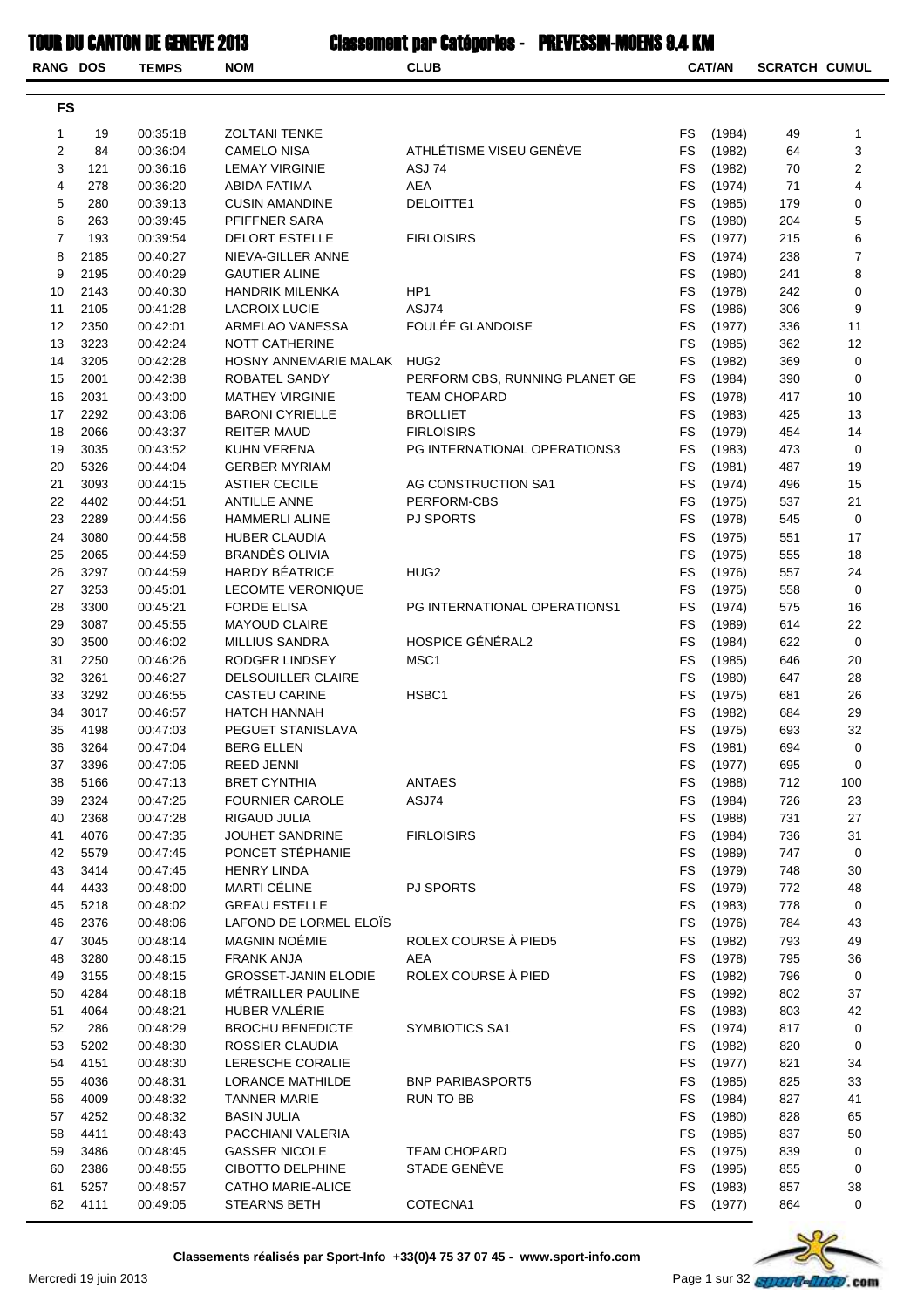# TOUR DU CANTON DE GENEVE 2013 — Classement par Catégories - PREVESSIN-MOENS 9,4 KM

## FS

| RANG | DOS | TEMPS | NOM | CLUB | CAT | AN | SCRATCH | CUMUL |
|---|---|---|---|---|---|---|---|---|
| 1 | 19 | 00:35:18 | ZOLTANI TENKE | | FS | (1984) | 49 | 1 |
| 2 | 84 | 00:36:04 | CAMELO NISA | ATHLÉTISME VISEU GENÈVE | FS | (1982) | 64 | 3 |
| 3 | 121 | 00:36:16 | LEMAY VIRGINIE | ASJ 74 | FS | (1982) | 70 | 2 |
| 4 | 278 | 00:36:20 | ABIDA FATIMA | AEA | FS | (1974) | 71 | 4 |
| 5 | 280 | 00:39:13 | CUSIN AMANDINE | DELOITTE1 | FS | (1985) | 179 | 0 |
| 6 | 263 | 00:39:45 | PFIFFNER SARA | | FS | (1980) | 204 | 5 |
| 7 | 193 | 00:39:54 | DELORT ESTELLE | FIRLOISIRS | FS | (1977) | 215 | 6 |
| 8 | 2185 | 00:40:27 | NIEVA-GILLER ANNE | | FS | (1974) | 238 | 7 |
| 9 | 2195 | 00:40:29 | GAUTIER ALINE | | FS | (1980) | 241 | 8 |
| 10 | 2143 | 00:40:30 | HANDRIK MILENKA | HP1 | FS | (1978) | 242 | 0 |
| 11 | 2105 | 00:41:28 | LACROIX LUCIE | ASJ74 | FS | (1986) | 306 | 9 |
| 12 | 2350 | 00:42:01 | ARMELAO VANESSA | FOULÉE GLANDOISE | FS | (1977) | 336 | 11 |
| 13 | 3223 | 00:42:24 | NOTT CATHERINE | | FS | (1985) | 362 | 12 |
| 14 | 3205 | 00:42:28 | HOSNY ANNEMARIE MALAK | HUG2 | FS | (1982) | 369 | 0 |
| 15 | 2001 | 00:42:38 | ROBATEL SANDY | PERFORM CBS, RUNNING PLANET GE | FS | (1984) | 390 | 0 |
| 16 | 2031 | 00:43:00 | MATHEY VIRGINIE | TEAM CHOPARD | FS | (1978) | 417 | 10 |
| 17 | 2292 | 00:43:06 | BARONI CYRIELLE | BROLLIET | FS | (1983) | 425 | 13 |
| 18 | 2066 | 00:43:37 | REITER MAUD | FIRLOISIRS | FS | (1979) | 454 | 14 |
| 19 | 3035 | 00:43:52 | KUHN VERENA | PG INTERNATIONAL OPERATIONS3 | FS | (1983) | 473 | 0 |
| 20 | 5326 | 00:44:04 | GERBER MYRIAM | | FS | (1981) | 487 | 19 |
| 21 | 3093 | 00:44:15 | ASTIER CECILE | AG CONSTRUCTION SA1 | FS | (1974) | 496 | 15 |
| 22 | 4402 | 00:44:51 | ANTILLE ANNE | PERFORM-CBS | FS | (1975) | 537 | 21 |
| 23 | 2289 | 00:44:56 | HAMMERLI ALINE | PJ SPORTS | FS | (1978) | 545 | 0 |
| 24 | 3080 | 00:44:58 | HUBER CLAUDIA | | FS | (1975) | 551 | 17 |
| 25 | 2065 | 00:44:59 | BRANDÈS OLIVIA | | FS | (1975) | 555 | 18 |
| 26 | 3297 | 00:44:59 | HARDY BÉATRICE | HUG2 | FS | (1976) | 557 | 24 |
| 27 | 3253 | 00:45:01 | LECOMTE VERONIQUE | | FS | (1975) | 558 | 0 |
| 28 | 3300 | 00:45:21 | FORDE ELISA | PG INTERNATIONAL OPERATIONS1 | FS | (1974) | 575 | 16 |
| 29 | 3087 | 00:45:55 | MAYOUD CLAIRE | | FS | (1989) | 614 | 22 |
| 30 | 3500 | 00:46:02 | MILLIUS SANDRA | HOSPICE GÉNÉRAL2 | FS | (1984) | 622 | 0 |
| 31 | 2250 | 00:46:26 | RODGER LINDSEY | MSC1 | FS | (1985) | 646 | 20 |
| 32 | 3261 | 00:46:27 | DELSOUILLER CLAIRE | | FS | (1980) | 647 | 28 |
| 33 | 3292 | 00:46:55 | CASTEU CARINE | HSBC1 | FS | (1975) | 681 | 26 |
| 34 | 3017 | 00:46:57 | HATCH HANNAH | | FS | (1982) | 684 | 29 |
| 35 | 4198 | 00:47:03 | PEGUET STANISLAVA | | FS | (1975) | 693 | 32 |
| 36 | 3264 | 00:47:04 | BERG ELLEN | | FS | (1981) | 694 | 0 |
| 37 | 3396 | 00:47:05 | REED JENNI | | FS | (1977) | 695 | 0 |
| 38 | 5166 | 00:47:13 | BRET CYNTHIA | ANTAES | FS | (1988) | 712 | 100 |
| 39 | 2324 | 00:47:25 | FOURNIER CAROLE | ASJ74 | FS | (1984) | 726 | 23 |
| 40 | 2368 | 00:47:28 | RIGAUD JULIA | | FS | (1988) | 731 | 27 |
| 41 | 4076 | 00:47:35 | JOUHET SANDRINE | FIRLOISIRS | FS | (1984) | 736 | 31 |
| 42 | 5579 | 00:47:45 | PONCET STÉPHANIE | | FS | (1989) | 747 | 0 |
| 43 | 3414 | 00:47:45 | HENRY LINDA | | FS | (1979) | 748 | 30 |
| 44 | 4433 | 00:48:00 | MARTI CÉLINE | PJ SPORTS | FS | (1979) | 772 | 48 |
| 45 | 5218 | 00:48:02 | GREAU ESTELLE | | FS | (1983) | 778 | 0 |
| 46 | 2376 | 00:48:06 | LAFOND DE LORMEL ELOÏS | | FS | (1976) | 784 | 43 |
| 47 | 3045 | 00:48:14 | MAGNIN NOÉMIE | ROLEX COURSE À PIED5 | FS | (1982) | 793 | 49 |
| 48 | 3280 | 00:48:15 | FRANK ANJA | AEA | FS | (1978) | 795 | 36 |
| 49 | 3155 | 00:48:15 | GROSSET-JANIN ELODIE | ROLEX COURSE À PIED | FS | (1982) | 796 | 0 |
| 50 | 4284 | 00:48:18 | MÉTRAILLER PAULINE | | FS | (1992) | 802 | 37 |
| 51 | 4064 | 00:48:21 | HUBER VALÉRIE | | FS | (1983) | 803 | 42 |
| 52 | 286 | 00:48:29 | BROCHU BENEDICTE | SYMBIOTICS SA1 | FS | (1974) | 817 | 0 |
| 53 | 5202 | 00:48:30 | ROSSIER CLAUDIA | | FS | (1982) | 820 | 0 |
| 54 | 4151 | 00:48:30 | LERESCHE CORALIE | | FS | (1977) | 821 | 34 |
| 55 | 4036 | 00:48:31 | LORANCE MATHILDE | BNP PARIBASPORT5 | FS | (1985) | 825 | 33 |
| 56 | 4009 | 00:48:32 | TANNER MARIE | RUN TO BB | FS | (1984) | 827 | 41 |
| 57 | 4252 | 00:48:32 | BASIN JULIA | | FS | (1980) | 828 | 65 |
| 58 | 4411 | 00:48:43 | PACCHIANI VALERIA | | FS | (1985) | 837 | 50 |
| 59 | 3486 | 00:48:45 | GASSER NICOLE | TEAM CHOPARD | FS | (1975) | 839 | 0 |
| 60 | 2386 | 00:48:55 | CIBOTTO DELPHINE | STADE GENÈVE | FS | (1995) | 855 | 0 |
| 61 | 5257 | 00:48:57 | CATHO MARIE-ALICE | | FS | (1983) | 857 | 38 |
| 62 | 4111 | 00:49:05 | STEARNS BETH | COTECNA1 | FS | (1977) | 864 | 0 |

Classements réalisés par Sport-Info +33(0)4 75 37 07 45 - www.sport-info.com

Mercredi 19 juin 2013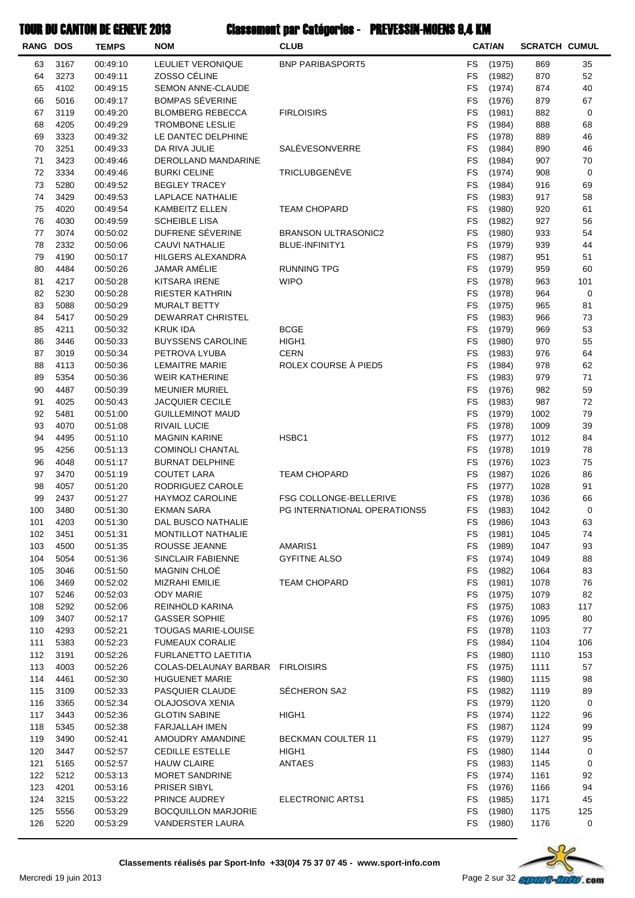# TOUR DU CANTON DE GENEVE 2013 — Classement par Catégories - PREVESSIN-MOENS 9,4 KM

| RANG | DOS | TEMPS | NOM | CLUB | CAT/AN | | SCRATCH | CUMUL |
|---|---|---|---|---|---|---|---|---|
| 63 | 3167 | 00:49:10 | LEULIET VERONIQUE | BNP PARIBASPORT5 | FS | (1975) | 869 | 35 |
| 64 | 3273 | 00:49:11 | ZOSSO CÉLINE | | FS | (1982) | 870 | 52 |
| 65 | 4102 | 00:49:15 | SEMON ANNE-CLAUDE | | FS | (1974) | 874 | 40 |
| 66 | 5016 | 00:49:17 | BOMPAS SÉVERINE | | FS | (1976) | 879 | 67 |
| 67 | 3119 | 00:49:20 | BLOMBERG REBECCA | FIRLOISIRS | FS | (1981) | 882 | 0 |
| 68 | 4205 | 00:49:29 | TROMBONE LESLIE | | FS | (1984) | 888 | 68 |
| 69 | 3323 | 00:49:32 | LE DANTEC DELPHINE | | FS | (1978) | 889 | 46 |
| 70 | 3251 | 00:49:33 | DA RIVA JULIE | SALÈVESONVERRE | FS | (1984) | 890 | 46 |
| 71 | 3423 | 00:49:46 | DEROLLAND MANDARINE | | FS | (1984) | 907 | 70 |
| 72 | 3334 | 00:49:46 | BURKI CELINE | TRICLUBGENÈVE | FS | (1974) | 908 | 0 |
| 73 | 5280 | 00:49:52 | BEGLEY TRACEY | | FS | (1984) | 916 | 69 |
| 74 | 3429 | 00:49:53 | LAPLACE NATHALIE | | FS | (1983) | 917 | 58 |
| 75 | 4020 | 00:49:54 | KAMBEITZ ELLEN | TEAM CHOPARD | FS | (1980) | 920 | 61 |
| 76 | 4030 | 00:49:59 | SCHEIBLE LISA | | FS | (1982) | 927 | 56 |
| 77 | 3074 | 00:50:02 | DUFRENE SÉVERINE | BRANSON ULTRASONIC2 | FS | (1980) | 933 | 54 |
| 78 | 2332 | 00:50:06 | CAUVI NATHALIE | BLUE-INFINITY1 | FS | (1979) | 939 | 44 |
| 79 | 4190 | 00:50:17 | HILGERS ALEXANDRA | | FS | (1987) | 951 | 51 |
| 80 | 4484 | 00:50:26 | JAMAR AMÉLIE | RUNNING TPG | FS | (1979) | 959 | 60 |
| 81 | 4217 | 00:50:28 | KITSARA IRENE | WIPO | FS | (1978) | 963 | 101 |
| 82 | 5230 | 00:50:28 | RIESTER KATHRIN | | FS | (1978) | 964 | 0 |
| 83 | 5088 | 00:50:29 | MURALT BETTY | | FS | (1975) | 965 | 81 |
| 84 | 5417 | 00:50:29 | DEWARRAT CHRISTEL | | FS | (1983) | 966 | 73 |
| 85 | 4211 | 00:50:32 | KRUK IDA | BCGE | FS | (1979) | 969 | 53 |
| 86 | 3446 | 00:50:33 | BUYSSENS CAROLINE | HIGH1 | FS | (1980) | 970 | 55 |
| 87 | 3019 | 00:50:34 | PETROVA LYUBA | CERN | FS | (1983) | 976 | 64 |
| 88 | 4113 | 00:50:36 | LEMAITRE MARIE | ROLEX COURSE À PIED5 | FS | (1984) | 978 | 62 |
| 89 | 5354 | 00:50:36 | WEIR KATHERINE | | FS | (1983) | 979 | 71 |
| 90 | 4487 | 00:50:39 | MEUNIER MURIEL | | FS | (1976) | 982 | 59 |
| 91 | 4025 | 00:50:43 | JACQUIER CECILE | | FS | (1983) | 987 | 72 |
| 92 | 5481 | 00:51:00 | GUILLEMINOT MAUD | | FS | (1979) | 1002 | 79 |
| 93 | 4070 | 00:51:08 | RIVAIL LUCIE | | FS | (1978) | 1009 | 39 |
| 94 | 4495 | 00:51:10 | MAGNIN KARINE | HSBC1 | FS | (1977) | 1012 | 84 |
| 95 | 4256 | 00:51:13 | COMINOLI CHANTAL | | FS | (1978) | 1019 | 78 |
| 96 | 4048 | 00:51:17 | BURNAT DELPHINE | | FS | (1976) | 1023 | 75 |
| 97 | 3470 | 00:51:19 | COUTET LARA | TEAM CHOPARD | FS | (1987) | 1026 | 86 |
| 98 | 4057 | 00:51:20 | RODRIGUEZ CAROLE | | FS | (1977) | 1028 | 91 |
| 99 | 2437 | 00:51:27 | HAYMOZ CAROLINE | FSG COLLONGE-BELLERIVE | FS | (1978) | 1036 | 66 |
| 100 | 3480 | 00:51:30 | EKMAN SARA | PG INTERNATIONAL OPERATIONS5 | FS | (1983) | 1042 | 0 |
| 101 | 4203 | 00:51:30 | DAL BUSCO NATHALIE | | FS | (1986) | 1043 | 63 |
| 102 | 3451 | 00:51:31 | MONTILLOT NATHALIE | | FS | (1981) | 1045 | 74 |
| 103 | 4500 | 00:51:35 | ROUSSE JEANNE | AMARIS1 | FS | (1989) | 1047 | 93 |
| 104 | 5054 | 00:51:36 | SINCLAIR FABIENNE | GYFITNE ALSO | FS | (1974) | 1049 | 88 |
| 105 | 3046 | 00:51:50 | MAGNIN CHLOÉ | | FS | (1982) | 1064 | 83 |
| 106 | 3469 | 00:52:02 | MIZRAHI EMILIE | TEAM CHOPARD | FS | (1981) | 1078 | 76 |
| 107 | 5246 | 00:52:03 | ODY MARIE | | FS | (1975) | 1079 | 82 |
| 108 | 5292 | 00:52:06 | REINHOLD KARINA | | FS | (1975) | 1083 | 117 |
| 109 | 3407 | 00:52:17 | GASSER SOPHIE | | FS | (1976) | 1095 | 80 |
| 110 | 4293 | 00:52:21 | TOUGAS MARIE-LOUISE | | FS | (1978) | 1103 | 77 |
| 111 | 5383 | 00:52:23 | FUMEAUX CORALIE | | FS | (1984) | 1104 | 106 |
| 112 | 3191 | 00:52:26 | FURLANETTO LAETITIA | | FS | (1980) | 1110 | 153 |
| 113 | 4003 | 00:52:26 | COLAS-DELAUNAY BARBAR | FIRLOISIRS | FS | (1975) | 1111 | 57 |
| 114 | 4461 | 00:52:30 | HUGUENET MARIE | | FS | (1980) | 1115 | 98 |
| 115 | 3109 | 00:52:33 | PASQUIER CLAUDE | SÉCHERON SA2 | FS | (1982) | 1119 | 89 |
| 116 | 3365 | 00:52:34 | OLAJOSOVA XENIA | | FS | (1979) | 1120 | 0 |
| 117 | 3443 | 00:52:36 | GLOTIN SABINE | HIGH1 | FS | (1974) | 1122 | 96 |
| 118 | 5345 | 00:52:38 | FARJALLAH IMEN | | FS | (1987) | 1124 | 99 |
| 119 | 3490 | 00:52:41 | AMOUDRY AMANDINE | BECKMAN COULTER 11 | FS | (1979) | 1127 | 95 |
| 120 | 3447 | 00:52:57 | CEDILLE ESTELLE | HIGH1 | FS | (1980) | 1144 | 0 |
| 121 | 5165 | 00:52:57 | HAUW CLAIRE | ANTAES | FS | (1983) | 1145 | 0 |
| 122 | 5212 | 00:53:13 | MORET SANDRINE | | FS | (1974) | 1161 | 92 |
| 123 | 4201 | 00:53:16 | PRISER SIBYL | | FS | (1976) | 1166 | 94 |
| 124 | 3215 | 00:53:22 | PRINCE AUDREY | ELECTRONIC ARTS1 | FS | (1985) | 1171 | 45 |
| 125 | 5556 | 00:53:29 | BOCQUILLON MARJORIE | | FS | (1980) | 1175 | 125 |
| 126 | 5220 | 00:53:29 | VANDERSTER LAURA | | FS | (1980) | 1176 | 0 |

Classements réalisés par Sport-Info +33(0)4 75 37 07 45 - www.sport-info.com

Mercredi 19 juin 2013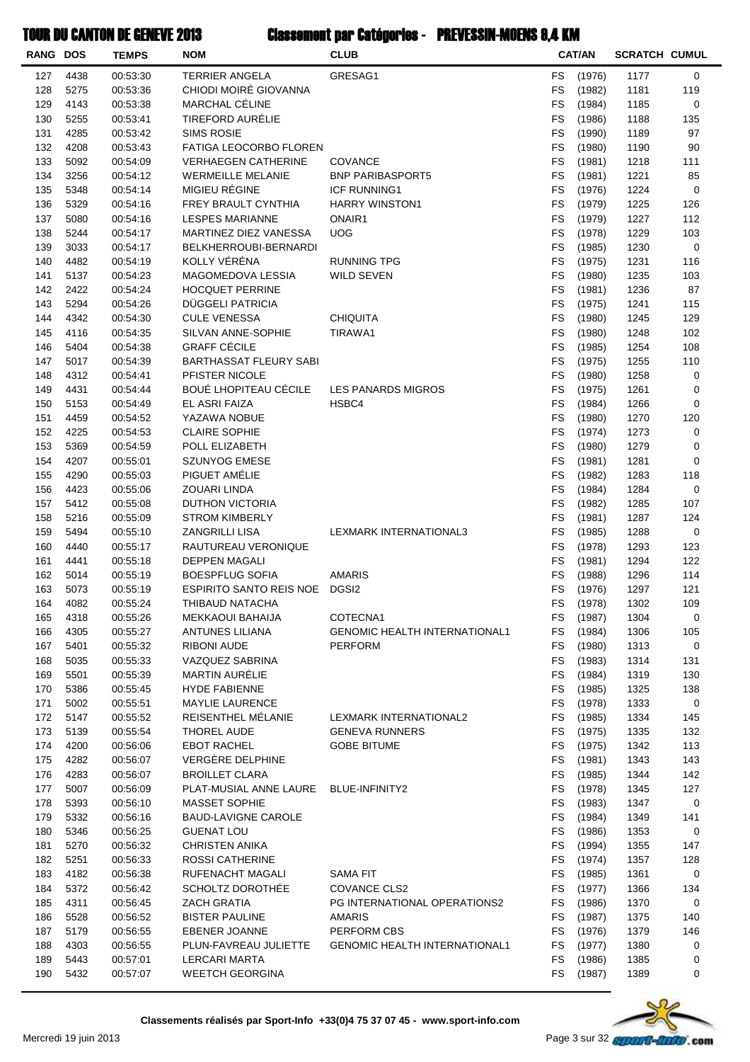# TOUR DU CANTON DE GENEVE 2013 Classement par Catégories - PREVESSIN-MOENS 9,4 KM

| RANG | DOS | TEMPS | NOM | CLUB | CAT/AN | | SCRATCH | CUMUL |
|---|---|---|---|---|---|---|---|---|
| 127 | 4438 | 00:53:30 | TERRIER ANGELA | GRESAG1 | FS | (1976) | 1177 | 0 |
| 128 | 5275 | 00:53:36 | CHIODI MOIRÉ GIOVANNA | | FS | (1982) | 1181 | 119 |
| 129 | 4143 | 00:53:38 | MARCHAL CÉLINE | | FS | (1984) | 1185 | 0 |
| 130 | 5255 | 00:53:41 | TIREFORD AURÉLIE | | FS | (1986) | 1188 | 135 |
| 131 | 4285 | 00:53:42 | SIMS ROSIE | | FS | (1990) | 1189 | 97 |
| 132 | 4208 | 00:53:43 | FATIGA LEOCORBO FLOREN | | FS | (1980) | 1190 | 90 |
| 133 | 5092 | 00:54:09 | VERHAEGEN CATHERINE | COVANCE | FS | (1981) | 1218 | 111 |
| 134 | 3256 | 00:54:12 | WERMEILLE MELANIE | BNP PARIBASPORT5 | FS | (1981) | 1221 | 85 |
| 135 | 5348 | 00:54:14 | MIGIEU RÉGINE | ICF RUNNING1 | FS | (1976) | 1224 | 0 |
| 136 | 5329 | 00:54:16 | FREY BRAULT CYNTHIA | HARRY WINSTON1 | FS | (1979) | 1225 | 126 |
| 137 | 5080 | 00:54:16 | LESPES MARIANNE | ONAIR1 | FS | (1979) | 1227 | 112 |
| 138 | 5244 | 00:54:17 | MARTINEZ DIEZ VANESSA | UOG | FS | (1978) | 1229 | 103 |
| 139 | 3033 | 00:54:17 | BELKHERROUBI-BERNARDI | | FS | (1985) | 1230 | 0 |
| 140 | 4482 | 00:54:19 | KOLLY VÉRÉNA | RUNNING TPG | FS | (1975) | 1231 | 116 |
| 141 | 5137 | 00:54:23 | MAGOMEDOVA LESSIA | WILD SEVEN | FS | (1980) | 1235 | 103 |
| 142 | 2422 | 00:54:24 | HOCQUET PERRINE | | FS | (1981) | 1236 | 87 |
| 143 | 5294 | 00:54:26 | DÜGGELI PATRICIA | | FS | (1975) | 1241 | 115 |
| 144 | 4342 | 00:54:30 | CULE VENESSA | CHIQUITA | FS | (1980) | 1245 | 129 |
| 145 | 4116 | 00:54:35 | SILVAN ANNE-SOPHIE | TIRAWA1 | FS | (1980) | 1248 | 102 |
| 146 | 5404 | 00:54:38 | GRAFF CÉCILE | | FS | (1985) | 1254 | 108 |
| 147 | 5017 | 00:54:39 | BARTHASSAT FLEURY SABI | | FS | (1975) | 1255 | 110 |
| 148 | 4312 | 00:54:41 | PFISTER NICOLE | | FS | (1980) | 1258 | 0 |
| 149 | 4431 | 00:54:44 | BOUÉ LHOPITEAU CÉCILE | LES PANARDS MIGROS | FS | (1975) | 1261 | 0 |
| 150 | 5153 | 00:54:49 | EL ASRI FAIZA | HSBC4 | FS | (1984) | 1266 | 0 |
| 151 | 4459 | 00:54:52 | YAZAWA NOBUE | | FS | (1980) | 1270 | 120 |
| 152 | 4225 | 00:54:53 | CLAIRE SOPHIE | | FS | (1974) | 1273 | 0 |
| 153 | 5369 | 00:54:59 | POLL ELIZABETH | | FS | (1980) | 1279 | 0 |
| 154 | 4207 | 00:55:01 | SZUNYOG EMESE | | FS | (1981) | 1281 | 0 |
| 155 | 4290 | 00:55:03 | PIGUET AMÉLIE | | FS | (1982) | 1283 | 118 |
| 156 | 4423 | 00:55:06 | ZOUARI LINDA | | FS | (1984) | 1284 | 0 |
| 157 | 5412 | 00:55:08 | DUTHON VICTORIA | | FS | (1982) | 1285 | 107 |
| 158 | 5216 | 00:55:09 | STROM KIMBERLY | | FS | (1981) | 1287 | 124 |
| 159 | 5494 | 00:55:10 | ZANGRILLI LISA | LEXMARK INTERNATIONAL3 | FS | (1985) | 1288 | 0 |
| 160 | 4440 | 00:55:17 | RAUTUREAU VERONIQUE | | FS | (1978) | 1293 | 123 |
| 161 | 4441 | 00:55:18 | DEPPEN MAGALI | | FS | (1981) | 1294 | 122 |
| 162 | 5014 | 00:55:19 | BOESPFLUG SOFIA | AMARIS | FS | (1988) | 1296 | 114 |
| 163 | 5073 | 00:55:19 | ESPIRITO SANTO REIS NOE | DGSI2 | FS | (1976) | 1297 | 121 |
| 164 | 4082 | 00:55:24 | THIBAUD NATACHA | | FS | (1978) | 1302 | 109 |
| 165 | 4318 | 00:55:26 | MEKKAOUI BAHAIJA | COTECNA1 | FS | (1987) | 1304 | 0 |
| 166 | 4305 | 00:55:27 | ANTUNES LILIANA | GENOMIC HEALTH INTERNATIONAL1 | FS | (1984) | 1306 | 105 |
| 167 | 5401 | 00:55:32 | RIBONI AUDE | PERFORM | FS | (1980) | 1313 | 0 |
| 168 | 5035 | 00:55:33 | VAZQUEZ SABRINA | | FS | (1983) | 1314 | 131 |
| 169 | 5501 | 00:55:39 | MARTIN AURÉLIE | | FS | (1984) | 1319 | 130 |
| 170 | 5386 | 00:55:45 | HYDE FABIENNE | | FS | (1985) | 1325 | 138 |
| 171 | 5002 | 00:55:51 | MAYLIE LAURENCE | | FS | (1978) | 1333 | 0 |
| 172 | 5147 | 00:55:52 | REISENTHEL MÉLANIE | LEXMARK INTERNATIONAL2 | FS | (1985) | 1334 | 145 |
| 173 | 5139 | 00:55:54 | THOREL AUDE | GENEVA RUNNERS | FS | (1975) | 1335 | 132 |
| 174 | 4200 | 00:56:06 | EBOT RACHEL | GOBE BITUME | FS | (1975) | 1342 | 113 |
| 175 | 4282 | 00:56:07 | VERGÈRE DELPHINE | | FS | (1981) | 1343 | 143 |
| 176 | 4283 | 00:56:07 | BROILLET CLARA | | FS | (1985) | 1344 | 142 |
| 177 | 5007 | 00:56:09 | PLAT-MUSIAL ANNE LAURE | BLUE-INFINITY2 | FS | (1978) | 1345 | 127 |
| 178 | 5393 | 00:56:10 | MASSET SOPHIE | | FS | (1983) | 1347 | 0 |
| 179 | 5332 | 00:56:16 | BAUD-LAVIGNE CAROLE | | FS | (1984) | 1349 | 141 |
| 180 | 5346 | 00:56:25 | GUENAT LOU | | FS | (1986) | 1353 | 0 |
| 181 | 5270 | 00:56:32 | CHRISTEN ANIKA | | FS | (1994) | 1355 | 147 |
| 182 | 5251 | 00:56:33 | ROSSI CATHERINE | | FS | (1974) | 1357 | 128 |
| 183 | 4182 | 00:56:38 | RUFENACHT MAGALI | SAMA FIT | FS | (1985) | 1361 | 0 |
| 184 | 5372 | 00:56:42 | SCHOLTZ DOROTHÉE | COVANCE CLS2 | FS | (1977) | 1366 | 134 |
| 185 | 4311 | 00:56:45 | ZACH GRATIA | PG INTERNATIONAL OPERATIONS2 | FS | (1986) | 1370 | 0 |
| 186 | 5528 | 00:56:52 | BISTER PAULINE | AMARIS | FS | (1987) | 1375 | 140 |
| 187 | 5179 | 00:56:55 | EBENER JOANNE | PERFORM CBS | FS | (1976) | 1379 | 146 |
| 188 | 4303 | 00:56:55 | PLUN-FAVREAU JULIETTE | GENOMIC HEALTH INTERNATIONAL1 | FS | (1977) | 1380 | 0 |
| 189 | 5443 | 00:57:01 | LERCARI MARTA | | FS | (1986) | 1385 | 0 |
| 190 | 5432 | 00:57:07 | WEETCH GEORGINA | | FS | (1987) | 1389 | 0 |

Classements réalisés par Sport-Info +33(0)4 75 37 07 45 - www.sport-info.com

Mercredi 19 juin 2013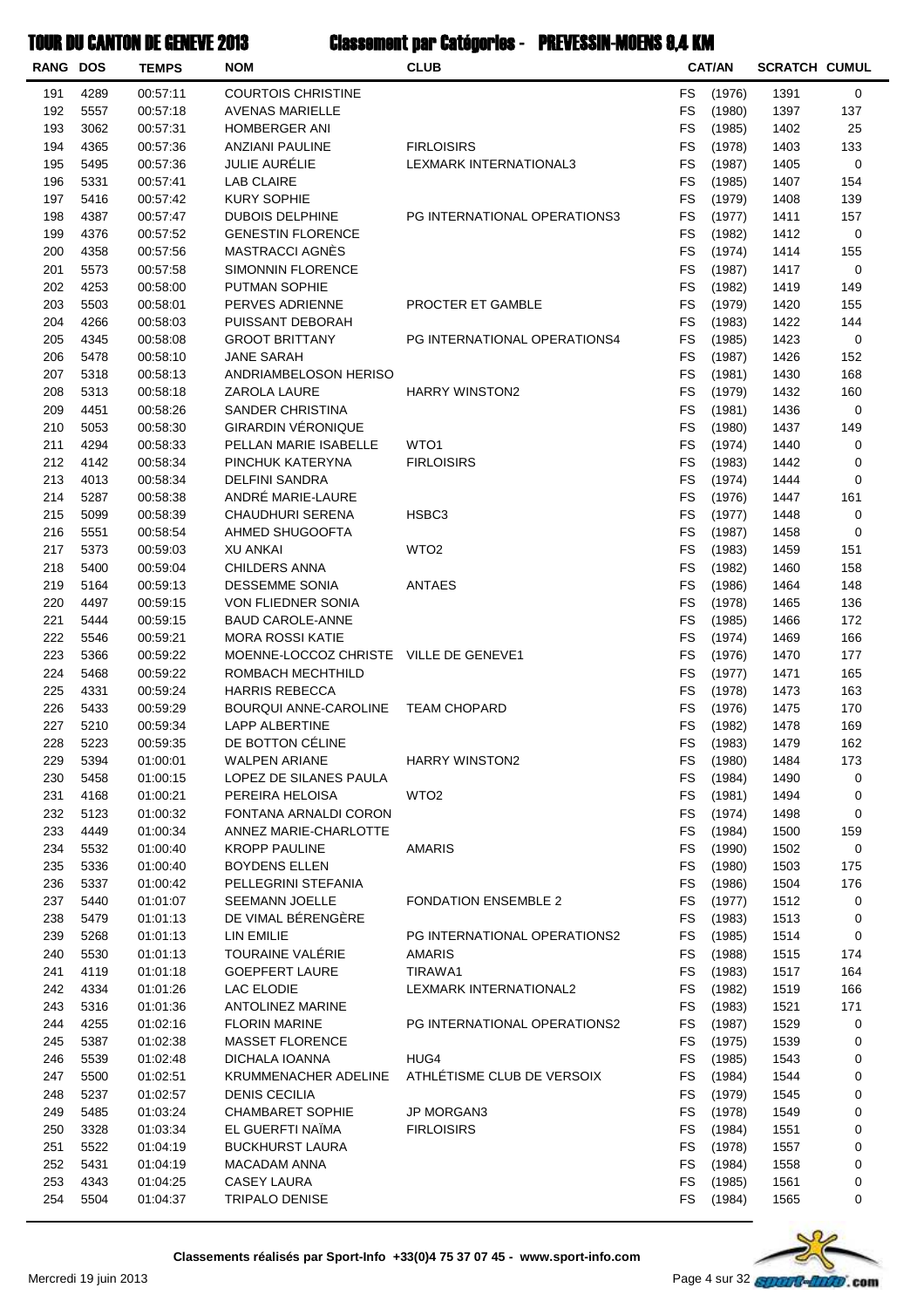# TOUR DU CANTON DE GENEVE 2013

## Classement par Catégories - PREVESSIN-MOENS 9,4 KM

| RANG | DOS | TEMPS | NOM | CLUB | CAT/AN | | SCRATCH | CUMUL |
|---|---|---|---|---|---|---|---|---|
| 191 | 4289 | 00:57:11 | COURTOIS CHRISTINE | | FS | (1976) | 1391 | 0 |
| 192 | 5557 | 00:57:18 | AVENAS MARIELLE | | FS | (1980) | 1397 | 137 |
| 193 | 3062 | 00:57:31 | HOMBERGER ANI | | FS | (1985) | 1402 | 25 |
| 194 | 4365 | 00:57:36 | ANZIANI PAULINE | FIRLOISIRS | FS | (1978) | 1403 | 133 |
| 195 | 5495 | 00:57:36 | JULIE AURÉLIE | LEXMARK INTERNATIONAL3 | FS | (1987) | 1405 | 0 |
| 196 | 5331 | 00:57:41 | LAB CLAIRE | | FS | (1985) | 1407 | 154 |
| 197 | 5416 | 00:57:42 | KURY SOPHIE | | FS | (1979) | 1408 | 139 |
| 198 | 4387 | 00:57:47 | DUBOIS DELPHINE | PG INTERNATIONAL OPERATIONS3 | FS | (1977) | 1411 | 157 |
| 199 | 4376 | 00:57:52 | GENESTIN FLORENCE | | FS | (1982) | 1412 | 0 |
| 200 | 4358 | 00:57:56 | MASTRACCI AGNÈS | | FS | (1974) | 1414 | 155 |
| 201 | 5573 | 00:57:58 | SIMONNIN FLORENCE | | FS | (1987) | 1417 | 0 |
| 202 | 4253 | 00:58:00 | PUTMAN SOPHIE | | FS | (1982) | 1419 | 149 |
| 203 | 5503 | 00:58:01 | PERVES ADRIENNE | PROCTER ET GAMBLE | FS | (1979) | 1420 | 155 |
| 204 | 4266 | 00:58:03 | PUISSANT DEBORAH | | FS | (1983) | 1422 | 144 |
| 205 | 4345 | 00:58:08 | GROOT BRITTANY | PG INTERNATIONAL OPERATIONS4 | FS | (1985) | 1423 | 0 |
| 206 | 5478 | 00:58:10 | JANE SARAH | | FS | (1987) | 1426 | 152 |
| 207 | 5318 | 00:58:13 | ANDRIAMBELOSON HERISO | | FS | (1981) | 1430 | 168 |
| 208 | 5313 | 00:58:18 | ZAROLA LAURE | HARRY WINSTON2 | FS | (1979) | 1432 | 160 |
| 209 | 4451 | 00:58:26 | SANDER CHRISTINA | | FS | (1981) | 1436 | 0 |
| 210 | 5053 | 00:58:30 | GIRARDIN VÉRONIQUE | | FS | (1980) | 1437 | 149 |
| 211 | 4294 | 00:58:33 | PELLAN MARIE ISABELLE | WTO1 | FS | (1974) | 1440 | 0 |
| 212 | 4142 | 00:58:34 | PINCHUK KATERYNA | FIRLOISIRS | FS | (1983) | 1442 | 0 |
| 213 | 4013 | 00:58:34 | DELFINI SANDRA | | FS | (1974) | 1444 | 0 |
| 214 | 5287 | 00:58:38 | ANDRÉ MARIE-LAURE | | FS | (1976) | 1447 | 161 |
| 215 | 5099 | 00:58:39 | CHAUDHURI SERENA | HSBC3 | FS | (1977) | 1448 | 0 |
| 216 | 5551 | 00:58:54 | AHMED SHUGOOFTA | | FS | (1987) | 1458 | 0 |
| 217 | 5373 | 00:59:03 | XU ANKAI | WTO2 | FS | (1983) | 1459 | 151 |
| 218 | 5400 | 00:59:04 | CHILDERS ANNA | | FS | (1982) | 1460 | 158 |
| 219 | 5164 | 00:59:13 | DESSEMME SONIA | ANTAES | FS | (1986) | 1464 | 148 |
| 220 | 4497 | 00:59:15 | VON FLIEDNER SONIA | | FS | (1978) | 1465 | 136 |
| 221 | 5444 | 00:59:15 | BAUD CAROLE-ANNE | | FS | (1985) | 1466 | 172 |
| 222 | 5546 | 00:59:21 | MORA ROSSI KATIE | | FS | (1974) | 1469 | 166 |
| 223 | 5366 | 00:59:22 | MOENNE-LOCCOZ CHRISTE | VILLE DE GENEVE1 | FS | (1976) | 1470 | 177 |
| 224 | 5468 | 00:59:22 | ROMBACH MECHTHILD | | FS | (1977) | 1471 | 165 |
| 225 | 4331 | 00:59:24 | HARRIS REBECCA | | FS | (1978) | 1473 | 163 |
| 226 | 5433 | 00:59:29 | BOURQUI ANNE-CAROLINE | TEAM CHOPARD | FS | (1976) | 1475 | 170 |
| 227 | 5210 | 00:59:34 | LAPP ALBERTINE | | FS | (1982) | 1478 | 169 |
| 228 | 5223 | 00:59:35 | DE BOTTON CÉLINE | | FS | (1983) | 1479 | 162 |
| 229 | 5394 | 01:00:01 | WALPEN ARIANE | HARRY WINSTON2 | FS | (1980) | 1484 | 173 |
| 230 | 5458 | 01:00:15 | LOPEZ DE SILANES PAULA | | FS | (1984) | 1490 | 0 |
| 231 | 4168 | 01:00:21 | PEREIRA HELOISA | WTO2 | FS | (1981) | 1494 | 0 |
| 232 | 5123 | 01:00:32 | FONTANA ARNALDI CORON | | FS | (1974) | 1498 | 0 |
| 233 | 4449 | 01:00:34 | ANNEZ MARIE-CHARLOTTE | | FS | (1984) | 1500 | 159 |
| 234 | 5532 | 01:00:40 | KROPP PAULINE | AMARIS | FS | (1990) | 1502 | 0 |
| 235 | 5336 | 01:00:40 | BOYDENS ELLEN | | FS | (1980) | 1503 | 175 |
| 236 | 5337 | 01:00:42 | PELLEGRINI STEFANIA | | FS | (1986) | 1504 | 176 |
| 237 | 5440 | 01:01:07 | SEEMANN JOELLE | FONDATION ENSEMBLE 2 | FS | (1977) | 1512 | 0 |
| 238 | 5479 | 01:01:13 | DE VIMAL BÉRENGÈRE | | FS | (1983) | 1513 | 0 |
| 239 | 5268 | 01:01:13 | LIN EMILIE | PG INTERNATIONAL OPERATIONS2 | FS | (1985) | 1514 | 0 |
| 240 | 5530 | 01:01:13 | TOURAINE VALÉRIE | AMARIS | FS | (1988) | 1515 | 174 |
| 241 | 4119 | 01:01:18 | GOEPFERT LAURE | TIRAWA1 | FS | (1983) | 1517 | 164 |
| 242 | 4334 | 01:01:26 | LAC ELODIE | LEXMARK INTERNATIONAL2 | FS | (1982) | 1519 | 166 |
| 243 | 5316 | 01:01:36 | ANTOLINEZ MARINE | | FS | (1983) | 1521 | 171 |
| 244 | 4255 | 01:02:16 | FLORIN MARINE | PG INTERNATIONAL OPERATIONS2 | FS | (1987) | 1529 | 0 |
| 245 | 5387 | 01:02:38 | MASSET FLORENCE | | FS | (1975) | 1539 | 0 |
| 246 | 5539 | 01:02:48 | DICHALA IOANNA | HUG4 | FS | (1985) | 1543 | 0 |
| 247 | 5500 | 01:02:51 | KRUMMENACHER ADELINE | ATHLÉTISME CLUB DE VERSOIX | FS | (1984) | 1544 | 0 |
| 248 | 5237 | 01:02:57 | DENIS CECILIA | | FS | (1979) | 1545 | 0 |
| 249 | 5485 | 01:03:24 | CHAMBARET SOPHIE | JP MORGAN3 | FS | (1978) | 1549 | 0 |
| 250 | 3328 | 01:03:34 | EL GUERFTI NAÏMA | FIRLOISIRS | FS | (1984) | 1551 | 0 |
| 251 | 5522 | 01:04:19 | BUCKHURST LAURA | | FS | (1978) | 1557 | 0 |
| 252 | 5431 | 01:04:19 | MACADAM ANNA | | FS | (1984) | 1558 | 0 |
| 253 | 4343 | 01:04:25 | CASEY LAURA | | FS | (1985) | 1561 | 0 |
| 254 | 5504 | 01:04:37 | TRIPALO DENISE | | FS | (1984) | 1565 | 0 |

Classements réalisés par Sport-Info +33(0)4 75 37 07 45 - www.sport-info.com

Mercredi 19 juin 2013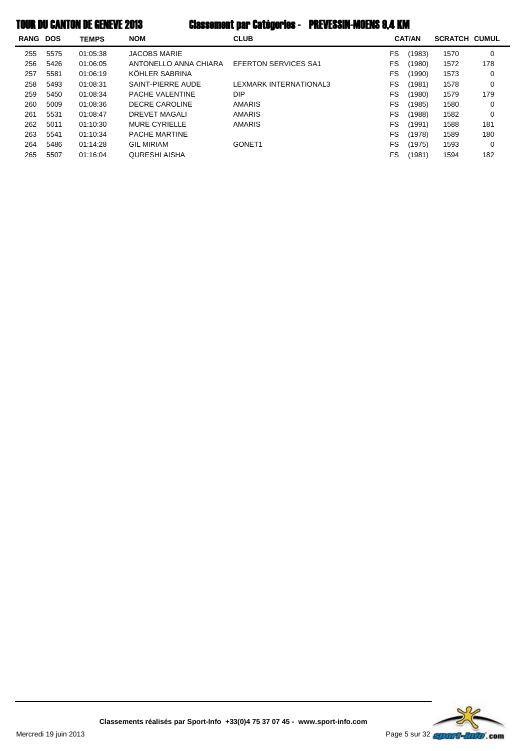# TOUR DU CANTON DE GENEVE 2013 — Classement par Catégories - PREVESSIN-MOENS 9,4 KM

| RANG | DOS | TEMPS | NOM | CLUB | CAT/AN | | SCRATCH | CUMUL |
|---|---|---|---|---|---|---|---|---|
| 255 | 5575 | 01:05:38 | JACOBS MARIE | | FS | (1983) | 1570 | 0 |
| 256 | 5426 | 01:06:05 | ANTONELLO ANNA CHIARA | EFERTON SERVICES SA1 | FS | (1980) | 1572 | 178 |
| 257 | 5581 | 01:06:19 | KÖHLER SABRINA | | FS | (1990) | 1573 | 0 |
| 258 | 5493 | 01:08:31 | SAINT-PIERRE AUDE | LEXMARK INTERNATIONAL3 | FS | (1981) | 1578 | 0 |
| 259 | 5450 | 01:08:34 | PACHE VALENTINE | DIP | FS | (1980) | 1579 | 179 |
| 260 | 5009 | 01:08:36 | DECRE CAROLINE | AMARIS | FS | (1985) | 1580 | 0 |
| 261 | 5531 | 01:08:47 | DREVET MAGALI | AMARIS | FS | (1988) | 1582 | 0 |
| 262 | 5011 | 01:10:30 | MURE CYRIELLE | AMARIS | FS | (1991) | 1588 | 181 |
| 263 | 5541 | 01:10:34 | PACHE MARTINE | | FS | (1978) | 1589 | 180 |
| 264 | 5486 | 01:14:28 | GIL MIRIAM | GONET1 | FS | (1975) | 1593 | 0 |
| 265 | 5507 | 01:16:04 | QURESHI AISHA | | FS | (1981) | 1594 | 182 |

Classements réalisés par Sport-Info +33(0)4 75 37 07 45 - www.sport-info.com

Mercredi 19 juin 2013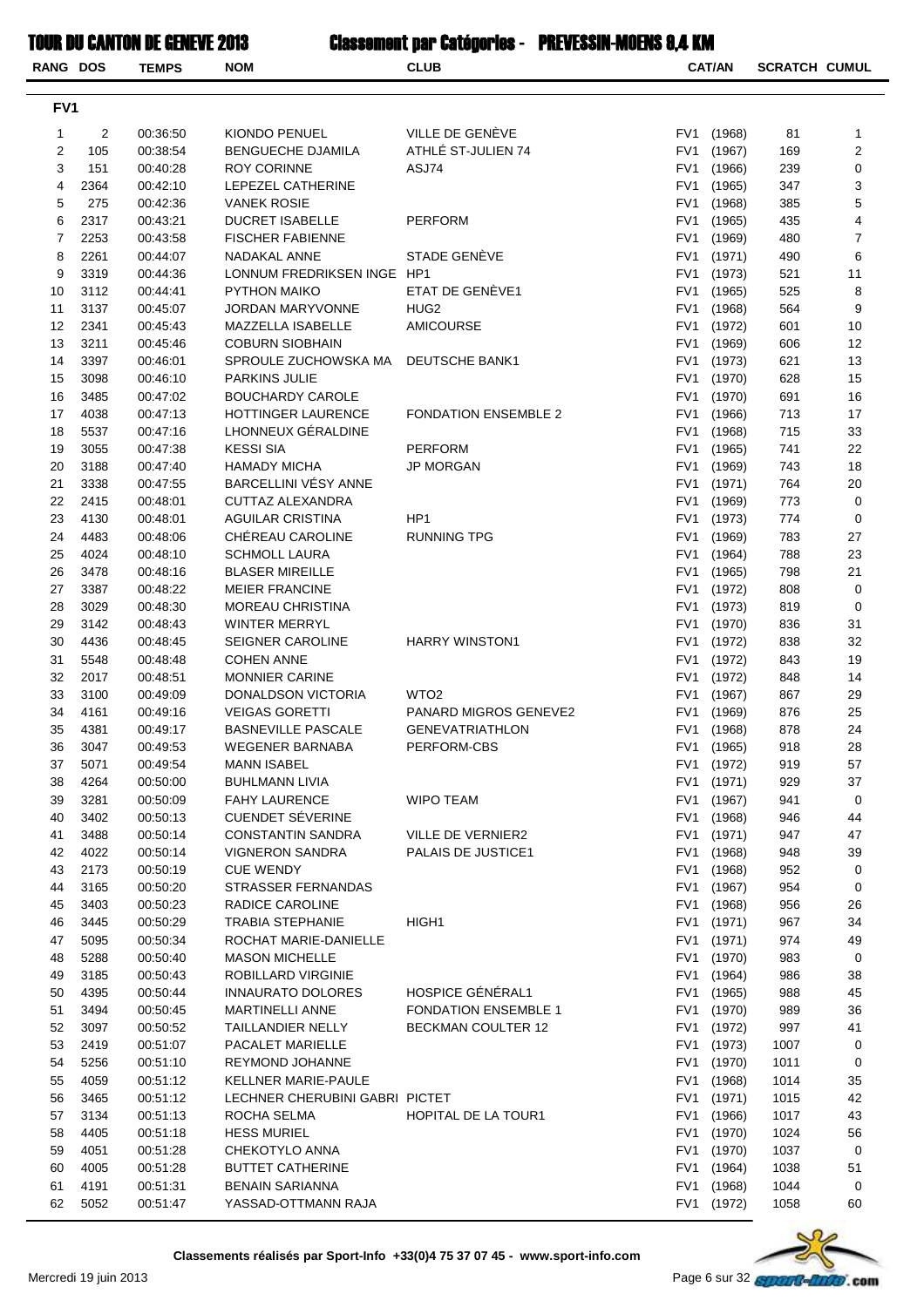# TOUR DU CANTON DE GENEVE 2013

## Classement par Catégories - PREVESSIN-MOENS 9,4 KM

### FV1

| RANG | DOS | TEMPS | NOM | CLUB | CAT/AN | SCRATCH | CUMUL |
|---|---|---|---|---|---|---|---|
| 1 | 2 | 00:36:50 | KIONDO PENUEL | VILLE DE GENÈVE | FV1 (1968) | 81 | 1 |
| 2 | 105 | 00:38:54 | BENGUECHE DJAMILA | ATHLÉ ST-JULIEN 74 | FV1 (1967) | 169 | 2 |
| 3 | 151 | 00:40:28 | ROY CORINNE | ASJ74 | FV1 (1966) | 239 | 0 |
| 4 | 2364 | 00:42:10 | LEPEZEL CATHERINE | | FV1 (1965) | 347 | 3 |
| 5 | 275 | 00:42:36 | VANEK ROSIE | | FV1 (1968) | 385 | 5 |
| 6 | 2317 | 00:43:21 | DUCRET ISABELLE | PERFORM | FV1 (1965) | 435 | 4 |
| 7 | 2253 | 00:43:58 | FISCHER FABIENNE | | FV1 (1969) | 480 | 7 |
| 8 | 2261 | 00:44:07 | NADAKAL ANNE | STADE GENÈVE | FV1 (1971) | 490 | 6 |
| 9 | 3319 | 00:44:36 | LONNUM FREDRIKSEN INGE | HP1 | FV1 (1973) | 521 | 11 |
| 10 | 3112 | 00:44:41 | PYTHON MAIKO | ETAT DE GENÈVE1 | FV1 (1965) | 525 | 8 |
| 11 | 3137 | 00:45:07 | JORDAN MARYVONNE | HUG2 | FV1 (1968) | 564 | 9 |
| 12 | 2341 | 00:45:43 | MAZZELLA ISABELLE | AMICOURSE | FV1 (1972) | 601 | 10 |
| 13 | 3211 | 00:45:46 | COBURN SIOBHAIN | | FV1 (1969) | 606 | 12 |
| 14 | 3397 | 00:46:01 | SPROULE ZUCHOWSKA MA | DEUTSCHE BANK1 | FV1 (1973) | 621 | 13 |
| 15 | 3098 | 00:46:10 | PARKINS JULIE | | FV1 (1970) | 628 | 15 |
| 16 | 3485 | 00:47:02 | BOUCHARDY CAROLE | | FV1 (1970) | 691 | 16 |
| 17 | 4038 | 00:47:13 | HOTTINGER LAURENCE | FONDATION ENSEMBLE 2 | FV1 (1966) | 713 | 17 |
| 18 | 5537 | 00:47:16 | LHONNEUX GÉRALDINE | | FV1 (1968) | 715 | 33 |
| 19 | 3055 | 00:47:38 | KESSI SIA | PERFORM | FV1 (1965) | 741 | 22 |
| 20 | 3188 | 00:47:40 | HAMADY MICHA | JP MORGAN | FV1 (1969) | 743 | 18 |
| 21 | 3338 | 00:47:55 | BARCELLINI VÉSY ANNE | | FV1 (1971) | 764 | 20 |
| 22 | 2415 | 00:48:01 | CUTTAZ ALEXANDRA | | FV1 (1969) | 773 | 0 |
| 23 | 4130 | 00:48:01 | AGUILAR CRISTINA | HP1 | FV1 (1973) | 774 | 0 |
| 24 | 4483 | 00:48:06 | CHÉREAU CAROLINE | RUNNING TPG | FV1 (1969) | 783 | 27 |
| 25 | 4024 | 00:48:10 | SCHMOLL LAURA | | FV1 (1964) | 788 | 23 |
| 26 | 3478 | 00:48:16 | BLASER MIREILLE | | FV1 (1965) | 798 | 21 |
| 27 | 3387 | 00:48:22 | MEIER FRANCINE | | FV1 (1972) | 808 | 0 |
| 28 | 3029 | 00:48:30 | MOREAU CHRISTINA | | FV1 (1973) | 819 | 0 |
| 29 | 3142 | 00:48:43 | WINTER MERRYL | | FV1 (1970) | 836 | 31 |
| 30 | 4436 | 00:48:45 | SEIGNER CAROLINE | HARRY WINSTON1 | FV1 (1972) | 838 | 32 |
| 31 | 5548 | 00:48:48 | COHEN ANNE | | FV1 (1972) | 843 | 19 |
| 32 | 2017 | 00:48:51 | MONNIER CARINE | | FV1 (1972) | 848 | 14 |
| 33 | 3100 | 00:49:09 | DONALDSON VICTORIA | WTO2 | FV1 (1967) | 867 | 29 |
| 34 | 4161 | 00:49:16 | VEIGAS GORETTI | PANARD MIGROS GENEVE2 | FV1 (1969) | 876 | 25 |
| 35 | 4381 | 00:49:17 | BASNEVILLE PASCALE | GENEVATRIATHLON | FV1 (1968) | 878 | 24 |
| 36 | 3047 | 00:49:53 | WEGENER BARNABA | PERFORM-CBS | FV1 (1965) | 918 | 28 |
| 37 | 5071 | 00:49:54 | MANN ISABEL | | FV1 (1972) | 919 | 57 |
| 38 | 4264 | 00:50:00 | BUHLMANN LIVIA | | FV1 (1971) | 929 | 37 |
| 39 | 3281 | 00:50:09 | FAHY LAURENCE | WIPO TEAM | FV1 (1967) | 941 | 0 |
| 40 | 3402 | 00:50:13 | CUENDET SÉVERINE | | FV1 (1968) | 946 | 44 |
| 41 | 3488 | 00:50:14 | CONSTANTIN SANDRA | VILLE DE VERNIER2 | FV1 (1971) | 947 | 47 |
| 42 | 4022 | 00:50:14 | VIGNERON SANDRA | PALAIS DE JUSTICE1 | FV1 (1968) | 948 | 39 |
| 43 | 2173 | 00:50:19 | CUE WENDY | | FV1 (1968) | 952 | 0 |
| 44 | 3165 | 00:50:20 | STRASSER FERNANDAS | | FV1 (1967) | 954 | 0 |
| 45 | 3403 | 00:50:23 | RADICE CAROLINE | | FV1 (1968) | 956 | 26 |
| 46 | 3445 | 00:50:29 | TRABIA STEPHANIE | HIGH1 | FV1 (1971) | 967 | 34 |
| 47 | 5095 | 00:50:34 | ROCHAT MARIE-DANIELLE | | FV1 (1971) | 974 | 49 |
| 48 | 5288 | 00:50:40 | MASON MICHELLE | | FV1 (1970) | 983 | 0 |
| 49 | 3185 | 00:50:43 | ROBILLARD VIRGINIE | | FV1 (1964) | 986 | 38 |
| 50 | 4395 | 00:50:44 | INNAURATO DOLORES | HOSPICE GÉNÉRAL1 | FV1 (1965) | 988 | 45 |
| 51 | 3494 | 00:50:45 | MARTINELLI ANNE | FONDATION ENSEMBLE 1 | FV1 (1970) | 989 | 36 |
| 52 | 3097 | 00:50:52 | TAILLANDIER NELLY | BECKMAN COULTER 12 | FV1 (1972) | 997 | 41 |
| 53 | 2419 | 00:51:07 | PACALET MARIELLE | | FV1 (1973) | 1007 | 0 |
| 54 | 5256 | 00:51:10 | REYMOND JOHANNE | | FV1 (1970) | 1011 | 0 |
| 55 | 4059 | 00:51:12 | KELLNER MARIE-PAULE | | FV1 (1968) | 1014 | 35 |
| 56 | 3465 | 00:51:12 | LECHNER CHERUBINI GABRI | PICTET | FV1 (1971) | 1015 | 42 |
| 57 | 3134 | 00:51:13 | ROCHA SELMA | HOPITAL DE LA TOUR1 | FV1 (1966) | 1017 | 43 |
| 58 | 4405 | 00:51:18 | HESS MURIEL | | FV1 (1970) | 1024 | 56 |
| 59 | 4051 | 00:51:28 | CHEKOTYLO ANNA | | FV1 (1970) | 1037 | 0 |
| 60 | 4005 | 00:51:28 | BUTTET CATHERINE | | FV1 (1964) | 1038 | 51 |
| 61 | 4191 | 00:51:31 | BENAIN SARIANNA | | FV1 (1968) | 1044 | 0 |
| 62 | 5052 | 00:51:47 | YASSAD-OTTMANN RAJA | | FV1 (1972) | 1058 | 60 |

Classements réalisés par Sport-Info +33(0)4 75 37 07 45 - www.sport-info.com

Mercredi 19 juin 2013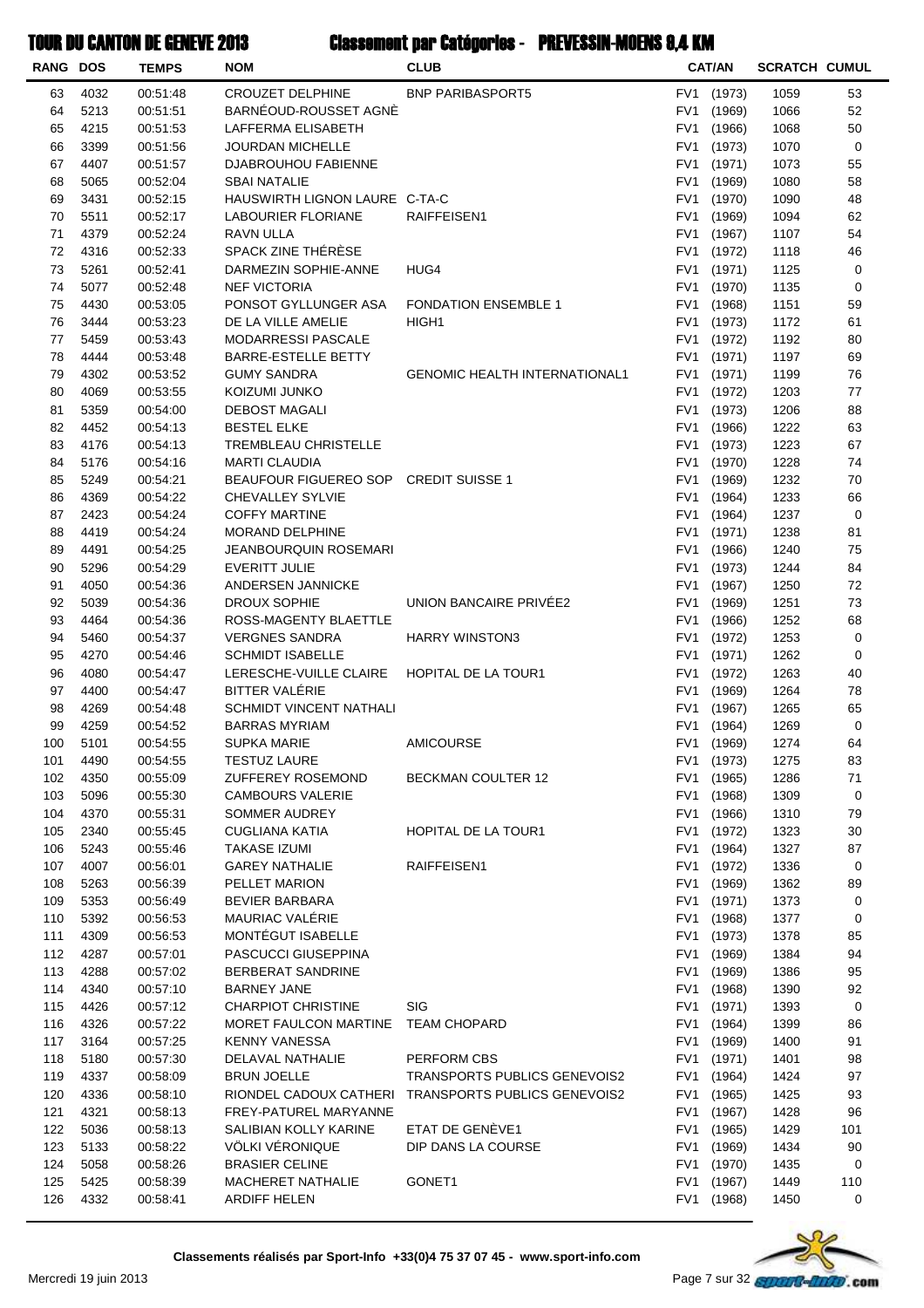# TOUR DU CANTON DE GENEVE 2013 — Classement par Catégories - PREVESSIN-MOENS 9,4 KM

| RANG | DOS | TEMPS | NOM | CLUB | CAT/AN | | SCRATCH | CUMUL |
|---|---|---|---|---|---|---|---|---|
| 63 | 4032 | 00:51:48 | CROUZET DELPHINE | BNP PARIBASPORT5 | FV1 | (1973) | 1059 | 53 |
| 64 | 5213 | 00:51:51 | BARNÉOUD-ROUSSET AGNÈ | | FV1 | (1969) | 1066 | 52 |
| 65 | 4215 | 00:51:53 | LAFFERMA ELISABETH | | FV1 | (1966) | 1068 | 50 |
| 66 | 3399 | 00:51:56 | JOURDAN MICHELLE | | FV1 | (1973) | 1070 | 0 |
| 67 | 4407 | 00:51:57 | DJABROUHOU FABIENNE | | FV1 | (1971) | 1073 | 55 |
| 68 | 5065 | 00:52:04 | SBAI NATALIE | | FV1 | (1969) | 1080 | 58 |
| 69 | 3431 | 00:52:15 | HAUSWIRTH LIGNON LAURE | C-TA-C | FV1 | (1970) | 1090 | 48 |
| 70 | 5511 | 00:52:17 | LABOURIER FLORIANE | RAIFFEISEN1 | FV1 | (1969) | 1094 | 62 |
| 71 | 4379 | 00:52:24 | RAVN ULLA | | FV1 | (1967) | 1107 | 54 |
| 72 | 4316 | 00:52:33 | SPACK ZINE THÉRÈSE | | FV1 | (1972) | 1118 | 46 |
| 73 | 5261 | 00:52:41 | DARMEZIN SOPHIE-ANNE | HUG4 | FV1 | (1971) | 1125 | 0 |
| 74 | 5077 | 00:52:48 | NEF VICTORIA | | FV1 | (1970) | 1135 | 0 |
| 75 | 4430 | 00:53:05 | PONSOT GYLLUNGER ASA | FONDATION ENSEMBLE 1 | FV1 | (1968) | 1151 | 59 |
| 76 | 3444 | 00:53:23 | DE LA VILLE AMELIE | HIGH1 | FV1 | (1973) | 1172 | 61 |
| 77 | 5459 | 00:53:43 | MODARRESSI PASCALE | | FV1 | (1972) | 1192 | 80 |
| 78 | 4444 | 00:53:48 | BARRE-ESTELLE BETTY | | FV1 | (1971) | 1197 | 69 |
| 79 | 4302 | 00:53:52 | GUMY SANDRA | GENOMIC HEALTH INTERNATIONAL1 | FV1 | (1971) | 1199 | 76 |
| 80 | 4069 | 00:53:55 | KOIZUMI JUNKO | | FV1 | (1972) | 1203 | 77 |
| 81 | 5359 | 00:54:00 | DEBOST MAGALI | | FV1 | (1973) | 1206 | 88 |
| 82 | 4452 | 00:54:13 | BESTEL ELKE | | FV1 | (1966) | 1222 | 63 |
| 83 | 4176 | 00:54:13 | TREMBLEAU CHRISTELLE | | FV1 | (1973) | 1223 | 67 |
| 84 | 5176 | 00:54:16 | MARTI CLAUDIA | | FV1 | (1970) | 1228 | 74 |
| 85 | 5249 | 00:54:21 | BEAUFOUR FIGUEREO SOP | CREDIT SUISSE 1 | FV1 | (1969) | 1232 | 70 |
| 86 | 4369 | 00:54:22 | CHEVALLEY SYLVIE | | FV1 | (1964) | 1233 | 66 |
| 87 | 2423 | 00:54:24 | COFFY MARTINE | | FV1 | (1964) | 1237 | 0 |
| 88 | 4419 | 00:54:24 | MORAND DELPHINE | | FV1 | (1971) | 1238 | 81 |
| 89 | 4491 | 00:54:25 | JEANBOURQUIN ROSEMARI | | FV1 | (1966) | 1240 | 75 |
| 90 | 5296 | 00:54:29 | EVERITT JULIE | | FV1 | (1973) | 1244 | 84 |
| 91 | 4050 | 00:54:36 | ANDERSEN JANNICKE | | FV1 | (1967) | 1250 | 72 |
| 92 | 5039 | 00:54:36 | DROUX SOPHIE | UNION BANCAIRE PRIVÉE2 | FV1 | (1969) | 1251 | 73 |
| 93 | 4464 | 00:54:36 | ROSS-MAGENTY BLAETTLE | | FV1 | (1966) | 1252 | 68 |
| 94 | 5460 | 00:54:37 | VERGNES SANDRA | HARRY WINSTON3 | FV1 | (1972) | 1253 | 0 |
| 95 | 4270 | 00:54:46 | SCHMIDT ISABELLE | | FV1 | (1971) | 1262 | 0 |
| 96 | 4080 | 00:54:47 | LERESCHE-VUILLE CLAIRE | HOPITAL DE LA TOUR1 | FV1 | (1972) | 1263 | 40 |
| 97 | 4400 | 00:54:47 | BITTER VALÉRIE | | FV1 | (1969) | 1264 | 78 |
| 98 | 4269 | 00:54:48 | SCHMIDT VINCENT NATHALI | | FV1 | (1967) | 1265 | 65 |
| 99 | 4259 | 00:54:52 | BARRAS MYRIAM | | FV1 | (1964) | 1269 | 0 |
| 100 | 5101 | 00:54:55 | SUPKA MARIE | AMICOURSE | FV1 | (1969) | 1274 | 64 |
| 101 | 4490 | 00:54:55 | TESTUZ LAURE | | FV1 | (1973) | 1275 | 83 |
| 102 | 4350 | 00:55:09 | ZUFFEREY ROSEMOND | BECKMAN COULTER 12 | FV1 | (1965) | 1286 | 71 |
| 103 | 5096 | 00:55:30 | CAMBOURS VALERIE | | FV1 | (1968) | 1309 | 0 |
| 104 | 4370 | 00:55:31 | SOMMER AUDREY | | FV1 | (1966) | 1310 | 79 |
| 105 | 2340 | 00:55:45 | CUGLIANA KATIA | HOPITAL DE LA TOUR1 | FV1 | (1972) | 1323 | 30 |
| 106 | 5243 | 00:55:46 | TAKASE IZUMI | | FV1 | (1964) | 1327 | 87 |
| 107 | 4007 | 00:56:01 | GAREY NATHALIE | RAIFFEISEN1 | FV1 | (1972) | 1336 | 0 |
| 108 | 5263 | 00:56:39 | PELLET MARION | | FV1 | (1969) | 1362 | 89 |
| 109 | 5353 | 00:56:49 | BEVIER BARBARA | | FV1 | (1971) | 1373 | 0 |
| 110 | 5392 | 00:56:53 | MAURIAC VALÉRIE | | FV1 | (1968) | 1377 | 0 |
| 111 | 4309 | 00:56:53 | MONTÉGUT ISABELLE | | FV1 | (1973) | 1378 | 85 |
| 112 | 4287 | 00:57:01 | PASCUCCI GIUSEPPINA | | FV1 | (1969) | 1384 | 94 |
| 113 | 4288 | 00:57:02 | BERBERAT SANDRINE | | FV1 | (1969) | 1386 | 95 |
| 114 | 4340 | 00:57:10 | BARNEY JANE | | FV1 | (1968) | 1390 | 92 |
| 115 | 4426 | 00:57:12 | CHARPIOT CHRISTINE | SIG | FV1 | (1971) | 1393 | 0 |
| 116 | 4326 | 00:57:22 | MORET FAULCON MARTINE | TEAM CHOPARD | FV1 | (1964) | 1399 | 86 |
| 117 | 3164 | 00:57:25 | KENNY VANESSA | | FV1 | (1969) | 1400 | 91 |
| 118 | 5180 | 00:57:30 | DELAVAL NATHALIE | PERFORM CBS | FV1 | (1971) | 1401 | 98 |
| 119 | 4337 | 00:58:09 | BRUN JOELLE | TRANSPORTS PUBLICS GENEVOIS2 | FV1 | (1964) | 1424 | 97 |
| 120 | 4336 | 00:58:10 | RIONDEL CADOUX CATHERI | TRANSPORTS PUBLICS GENEVOIS2 | FV1 | (1965) | 1425 | 93 |
| 121 | 4321 | 00:58:13 | FREY-PATUREL MARYANNE | | FV1 | (1967) | 1428 | 96 |
| 122 | 5036 | 00:58:13 | SALIBIAN KOLLY KARINE | ETAT DE GENÈVE1 | FV1 | (1965) | 1429 | 101 |
| 123 | 5133 | 00:58:22 | VÖLKI VÉRONIQUE | DIP DANS LA COURSE | FV1 | (1969) | 1434 | 90 |
| 124 | 5058 | 00:58:26 | BRASIER CELINE | | FV1 | (1970) | 1435 | 0 |
| 125 | 5425 | 00:58:39 | MACHERET NATHALIE | GONET1 | FV1 | (1967) | 1449 | 110 |
| 126 | 4332 | 00:58:41 | ARDIFF HELEN | | FV1 | (1968) | 1450 | 0 |

**Classements réalisés par Sport-Info +33(0)4 75 37 07 45 - www.sport-info.com**

Mercredi 19 juin 2013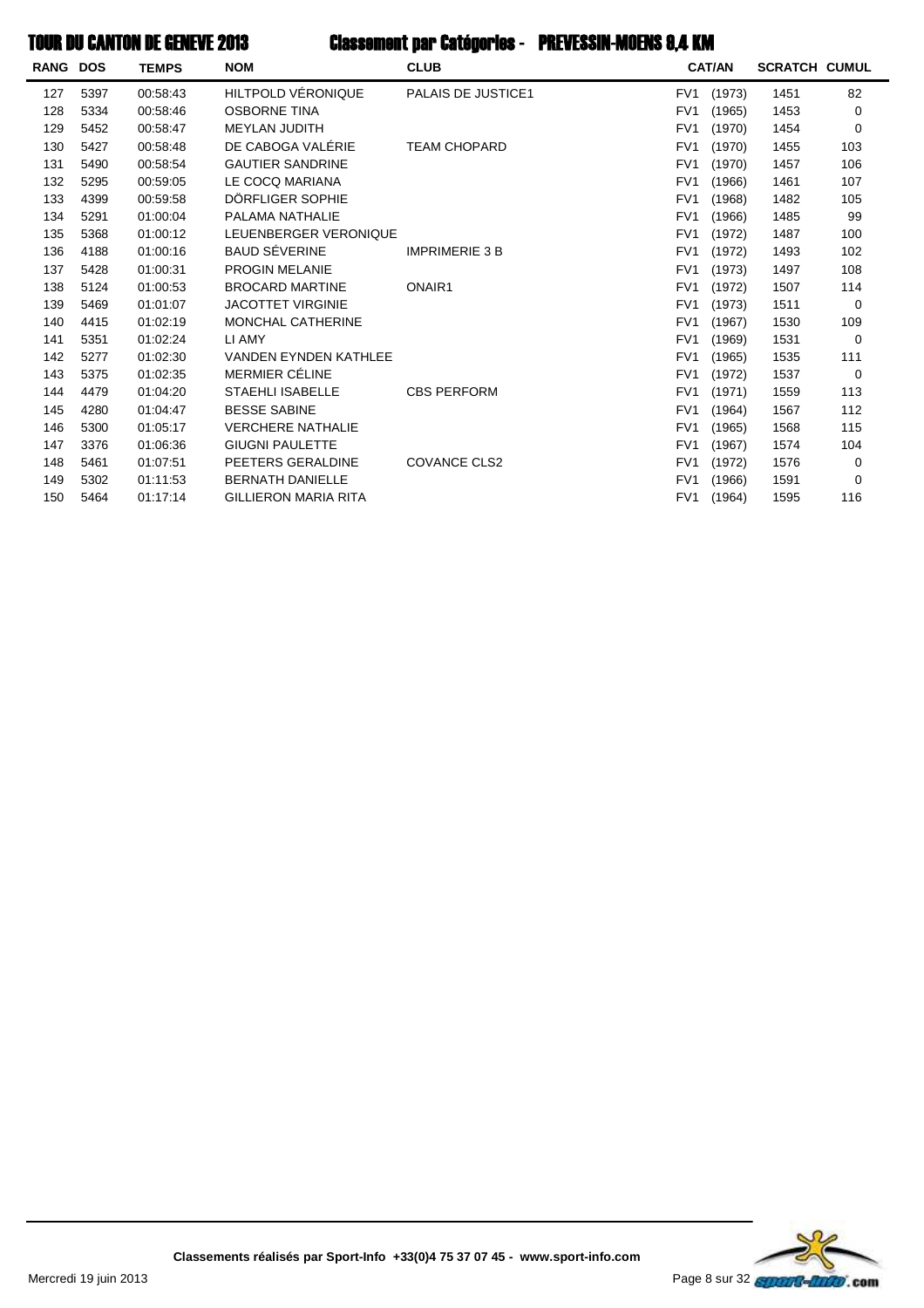# TOUR DU CANTON DE GENEVE 2013 — Classement par Catégories - PREVESSIN-MOENS 9,4 KM

| RANG | DOS | TEMPS | NOM | CLUB | CAT/AN | | SCRATCH | CUMUL |
|---|---|---|---|---|---|---|---|---|
| 127 | 5397 | 00:58:43 | HILTPOLD VÉRONIQUE | PALAIS DE JUSTICE1 | FV1 | (1973) | 1451 | 82 |
| 128 | 5334 | 00:58:46 | OSBORNE TINA | | FV1 | (1965) | 1453 | 0 |
| 129 | 5452 | 00:58:47 | MEYLAN JUDITH | | FV1 | (1970) | 1454 | 0 |
| 130 | 5427 | 00:58:48 | DE CABOGA VALÉRIE | TEAM CHOPARD | FV1 | (1970) | 1455 | 103 |
| 131 | 5490 | 00:58:54 | GAUTIER SANDRINE | | FV1 | (1970) | 1457 | 106 |
| 132 | 5295 | 00:59:05 | LE COCQ MARIANA | | FV1 | (1966) | 1461 | 107 |
| 133 | 4399 | 00:59:58 | DÖRFLIGER SOPHIE | | FV1 | (1968) | 1482 | 105 |
| 134 | 5291 | 01:00:04 | PALAMA NATHALIE | | FV1 | (1966) | 1485 | 99 |
| 135 | 5368 | 01:00:12 | LEUENBERGER VERONIQUE | | FV1 | (1972) | 1487 | 100 |
| 136 | 4188 | 01:00:16 | BAUD SÉVERINE | IMPRIMERIE 3 B | FV1 | (1972) | 1493 | 102 |
| 137 | 5428 | 01:00:31 | PROGIN MELANIE | | FV1 | (1973) | 1497 | 108 |
| 138 | 5124 | 01:00:53 | BROCARD MARTINE | ONAIR1 | FV1 | (1972) | 1507 | 114 |
| 139 | 5469 | 01:01:07 | JACOTTET VIRGINIE | | FV1 | (1973) | 1511 | 0 |
| 140 | 4415 | 01:02:19 | MONCHAL CATHERINE | | FV1 | (1967) | 1530 | 109 |
| 141 | 5351 | 01:02:24 | LI AMY | | FV1 | (1969) | 1531 | 0 |
| 142 | 5277 | 01:02:30 | VANDEN EYNDEN KATHLEE | | FV1 | (1965) | 1535 | 111 |
| 143 | 5375 | 01:02:35 | MERMIER CÉLINE | | FV1 | (1972) | 1537 | 0 |
| 144 | 4479 | 01:04:20 | STAEHLI ISABELLE | CBS PERFORM | FV1 | (1971) | 1559 | 113 |
| 145 | 4280 | 01:04:47 | BESSE SABINE | | FV1 | (1964) | 1567 | 112 |
| 146 | 5300 | 01:05:17 | VERCHERE NATHALIE | | FV1 | (1965) | 1568 | 115 |
| 147 | 3376 | 01:06:36 | GIUGNI PAULETTE | | FV1 | (1967) | 1574 | 104 |
| 148 | 5461 | 01:07:51 | PEETERS GERALDINE | COVANCE CLS2 | FV1 | (1972) | 1576 | 0 |
| 149 | 5302 | 01:11:53 | BERNATH DANIELLE | | FV1 | (1966) | 1591 | 0 |
| 150 | 5464 | 01:17:14 | GILLIERON MARIA RITA | | FV1 | (1964) | 1595 | 116 |

**Classements réalisés par Sport-Info +33(0)4 75 37 07 45 - www.sport-info.com**

Mercredi 19 juin 2013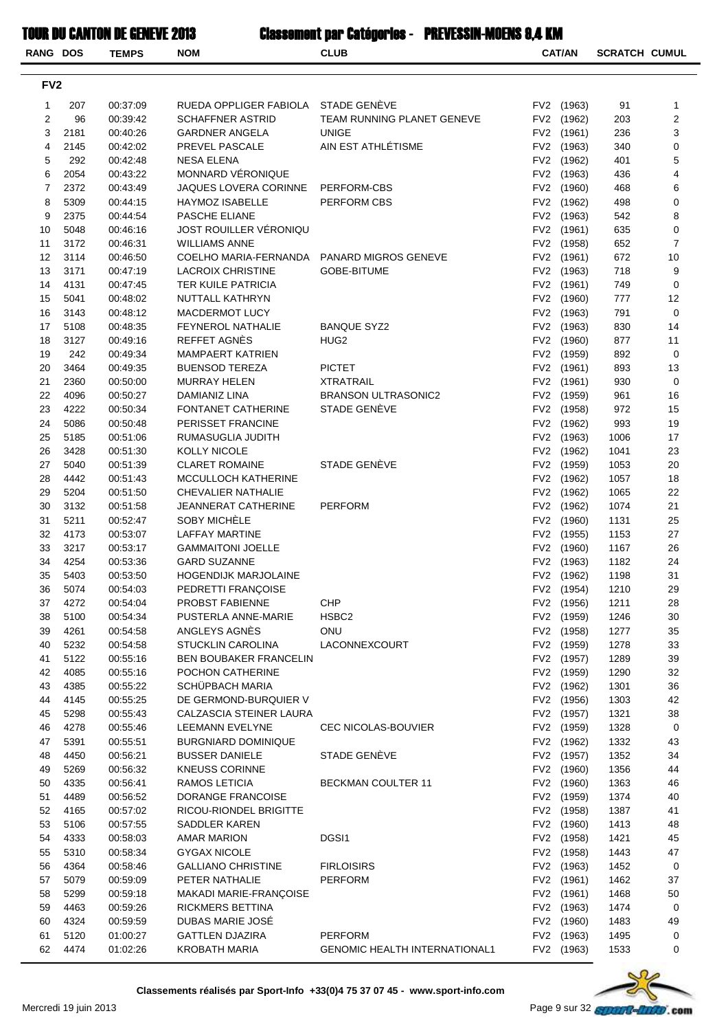# TOUR DU CANTON DE GENEVE 2013

## Classement par Catégories - PREVESSIN-MOENS 9,4 KM

### FV2

| RANG | DOS | TEMPS | NOM | CLUB | CAT/AN | SCRATCH | CUMUL |
|---|---|---|---|---|---|---|---|
| 1 | 207 | 00:37:09 | RUEDA OPPLIGER FABIOLA | STADE GENÈVE | FV2 (1963) | 91 | 1 |
| 2 | 96 | 00:39:42 | SCHAFFNER ASTRID | TEAM RUNNING PLANET GENEVE | FV2 (1962) | 203 | 2 |
| 3 | 2181 | 00:40:26 | GARDNER ANGELA | UNIGE | FV2 (1961) | 236 | 3 |
| 4 | 2145 | 00:42:02 | PREVEL PASCALE | AIN EST ATHLÉTISME | FV2 (1963) | 340 | 0 |
| 5 | 292 | 00:42:48 | NESA ELENA | | FV2 (1962) | 401 | 5 |
| 6 | 2054 | 00:43:22 | MONNARD VÉRONIQUE | | FV2 (1963) | 436 | 4 |
| 7 | 2372 | 00:43:49 | JAQUES LOVERA CORINNE | PERFORM-CBS | FV2 (1960) | 468 | 6 |
| 8 | 5309 | 00:44:15 | HAYMOZ ISABELLE | PERFORM CBS | FV2 (1962) | 498 | 0 |
| 9 | 2375 | 00:44:54 | PASCHE ELIANE | | FV2 (1963) | 542 | 8 |
| 10 | 5048 | 00:46:16 | JOST ROUILLER VÉRONIQU | | FV2 (1961) | 635 | 0 |
| 11 | 3172 | 00:46:31 | WILLIAMS ANNE | | FV2 (1958) | 652 | 7 |
| 12 | 3114 | 00:46:50 | COELHO MARIA-FERNANDA | PANARD MIGROS GENEVE | FV2 (1961) | 672 | 10 |
| 13 | 3171 | 00:47:19 | LACROIX CHRISTINE | GOBE-BITUME | FV2 (1963) | 718 | 9 |
| 14 | 4131 | 00:47:45 | TER KUILE PATRICIA | | FV2 (1961) | 749 | 0 |
| 15 | 5041 | 00:48:02 | NUTTALL KATHRYN | | FV2 (1960) | 777 | 12 |
| 16 | 3143 | 00:48:12 | MACDERMOT LUCY | | FV2 (1963) | 791 | 0 |
| 17 | 5108 | 00:48:35 | FEYNEROL NATHALIE | BANQUE SYZ2 | FV2 (1963) | 830 | 14 |
| 18 | 3127 | 00:49:16 | REFFET AGNÈS | HUG2 | FV2 (1960) | 877 | 11 |
| 19 | 242 | 00:49:34 | MAMPAERT KATRIEN | | FV2 (1959) | 892 | 0 |
| 20 | 3464 | 00:49:35 | BUENSOD TEREZA | PICTET | FV2 (1961) | 893 | 13 |
| 21 | 2360 | 00:50:00 | MURRAY HELEN | XTRATRAIL | FV2 (1961) | 930 | 0 |
| 22 | 4096 | 00:50:27 | DAMIANIZ LINA | BRANSON ULTRASONIC2 | FV2 (1959) | 961 | 16 |
| 23 | 4222 | 00:50:34 | FONTANET CATHERINE | STADE GENÈVE | FV2 (1958) | 972 | 15 |
| 24 | 5086 | 00:50:48 | PERISSET FRANCINE | | FV2 (1962) | 993 | 19 |
| 25 | 5185 | 00:51:06 | RUMASUGLIA JUDITH | | FV2 (1963) | 1006 | 17 |
| 26 | 3428 | 00:51:30 | KOLLY NICOLE | | FV2 (1962) | 1041 | 23 |
| 27 | 5040 | 00:51:39 | CLARET ROMAINE | STADE GENÈVE | FV2 (1959) | 1053 | 20 |
| 28 | 4442 | 00:51:43 | MCCULLOCH KATHERINE | | FV2 (1962) | 1057 | 18 |
| 29 | 5204 | 00:51:50 | CHEVALIER NATHALIE | | FV2 (1962) | 1065 | 22 |
| 30 | 3132 | 00:51:58 | JEANNERAT CATHERINE | PERFORM | FV2 (1962) | 1074 | 21 |
| 31 | 5211 | 00:52:47 | SOBY MICHÈLE | | FV2 (1960) | 1131 | 25 |
| 32 | 4173 | 00:53:07 | LAFFAY MARTINE | | FV2 (1955) | 1153 | 27 |
| 33 | 3217 | 00:53:17 | GAMMAITONI JOELLE | | FV2 (1960) | 1167 | 26 |
| 34 | 4254 | 00:53:36 | GARD SUZANNE | | FV2 (1963) | 1182 | 24 |
| 35 | 5403 | 00:53:50 | HOGENDIJK MARJOLAINE | | FV2 (1962) | 1198 | 31 |
| 36 | 5074 | 00:54:03 | PEDRETTI FRANÇOISE | | FV2 (1954) | 1210 | 29 |
| 37 | 4272 | 00:54:04 | PROBST FABIENNE | CHP | FV2 (1956) | 1211 | 28 |
| 38 | 5100 | 00:54:34 | PUSTERLA ANNE-MARIE | HSBC2 | FV2 (1959) | 1246 | 30 |
| 39 | 4261 | 00:54:58 | ANGLEYS AGNÈS | ONU | FV2 (1958) | 1277 | 35 |
| 40 | 5232 | 00:54:58 | STUCKLIN CAROLINA | LACONNEXCOURT | FV2 (1959) | 1278 | 33 |
| 41 | 5122 | 00:55:16 | BEN BOUBAKER FRANCELIN | | FV2 (1957) | 1289 | 39 |
| 42 | 4085 | 00:55:16 | POCHON CATHERINE | | FV2 (1959) | 1290 | 32 |
| 43 | 4385 | 00:55:22 | SCHÜPBACH MARIA | | FV2 (1962) | 1301 | 36 |
| 44 | 4145 | 00:55:25 | DE GERMOND-BURQUIER V | | FV2 (1956) | 1303 | 42 |
| 45 | 5298 | 00:55:43 | CALZASCIA STEINER LAURA | | FV2 (1957) | 1321 | 38 |
| 46 | 4278 | 00:55:46 | LEEMANN EVELYNE | CEC NICOLAS-BOUVIER | FV2 (1959) | 1328 | 0 |
| 47 | 5391 | 00:55:51 | BURGNIARD DOMINIQUE | | FV2 (1962) | 1332 | 43 |
| 48 | 4450 | 00:56:21 | BUSSER DANIELE | STADE GENÈVE | FV2 (1957) | 1352 | 34 |
| 49 | 5269 | 00:56:32 | KNEUSS CORINNE | | FV2 (1960) | 1356 | 44 |
| 50 | 4335 | 00:56:41 | RAMOS LETICIA | BECKMAN COULTER 11 | FV2 (1960) | 1363 | 46 |
| 51 | 4489 | 00:56:52 | DORANGE FRANCOISE | | FV2 (1959) | 1374 | 40 |
| 52 | 4165 | 00:57:02 | RICOU-RIONDEL BRIGITTE | | FV2 (1958) | 1387 | 41 |
| 53 | 5106 | 00:57:55 | SADDLER KAREN | | FV2 (1960) | 1413 | 48 |
| 54 | 4333 | 00:58:03 | AMAR MARION | DGSI1 | FV2 (1958) | 1421 | 45 |
| 55 | 5310 | 00:58:34 | GYGAX NICOLE | | FV2 (1958) | 1443 | 47 |
| 56 | 4364 | 00:58:46 | GALLIANO CHRISTINE | FIRLOISIRS | FV2 (1963) | 1452 | 0 |
| 57 | 5079 | 00:59:09 | PETER NATHALIE | PERFORM | FV2 (1961) | 1462 | 37 |
| 58 | 5299 | 00:59:18 | MAKADI MARIE-FRANÇOISE | | FV2 (1961) | 1468 | 50 |
| 59 | 4463 | 00:59:26 | RICKMERS BETTINA | | FV2 (1963) | 1474 | 0 |
| 60 | 4324 | 00:59:59 | DUBAS MARIE JOSÉ | | FV2 (1960) | 1483 | 49 |
| 61 | 5120 | 01:00:27 | GATTLEN DJAZIRA | PERFORM | FV2 (1963) | 1495 | 0 |
| 62 | 4474 | 01:02:26 | KROBATH MARIA | GENOMIC HEALTH INTERNATIONAL1 | FV2 (1963) | 1533 | 0 |

**Classements réalisés par Sport-Info +33(0)4 75 37 07 45 - www.sport-info.com**

Mercredi 19 juin 2013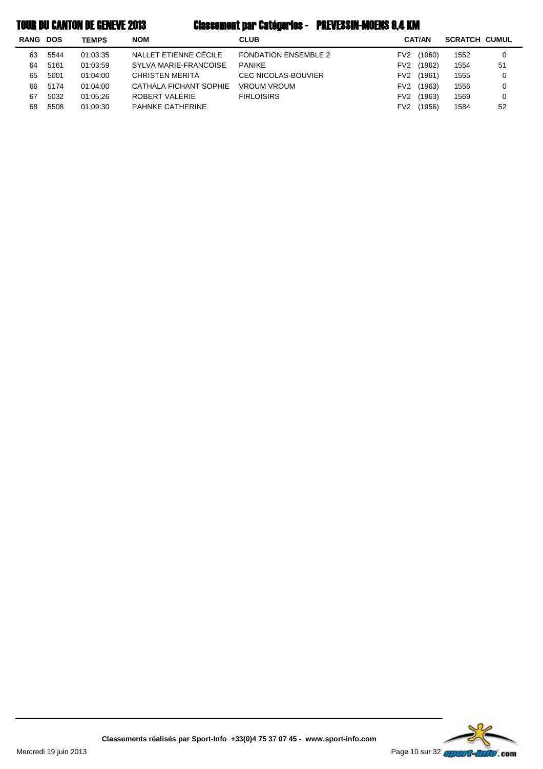# TOUR DU CANTON DE GENEVE 2013 — Classement par Catégories - PREVESSIN-MOENS 9,4 KM

| RANG | DOS | TEMPS | NOM | CLUB | CAT/AN | SCRATCH | CUMUL |
|---|---|---|---|---|---|---|---|
| 63 | 5544 | 01:03:35 | NALLET ETIENNE CÉCILE | FONDATION ENSEMBLE 2 | FV2 (1960) | 1552 | 0 |
| 64 | 5161 | 01:03:59 | SYLVA MARIE-FRANCOISE | PANIKE | FV2 (1962) | 1554 | 51 |
| 65 | 5001 | 01:04:00 | CHRISTEN MERITA | CEC NICOLAS-BOUVIER | FV2 (1961) | 1555 | 0 |
| 66 | 5174 | 01:04:00 | CATHALA FICHANT SOPHIE | VROUM VROUM | FV2 (1963) | 1556 | 0 |
| 67 | 5032 | 01:05:26 | ROBERT VALÉRIE | FIRLOISIRS | FV2 (1963) | 1569 | 0 |
| 68 | 5508 | 01:09:30 | PAHNKE CATHERINE | | FV2 (1956) | 1584 | 52 |

Classements réalisés par Sport-Info +33(0)4 75 37 07 45 - www.sport-info.com

Mercredi 19 juin 2013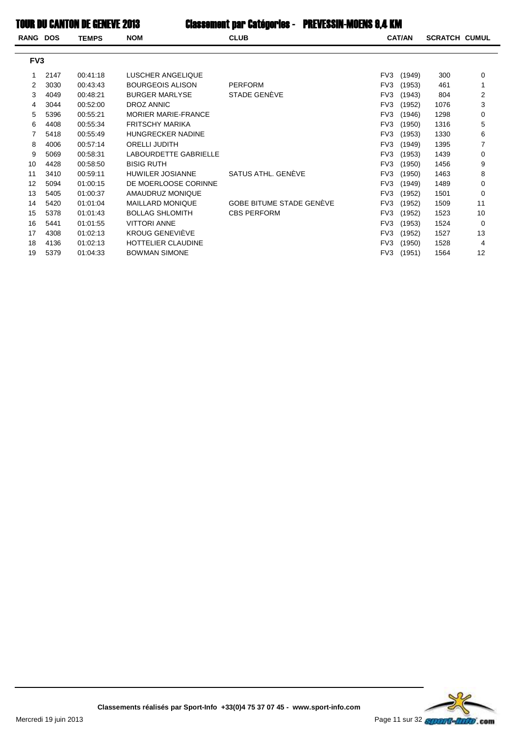# TOUR DU CANTON DE GENEVE 2013

## Classement par Catégories - PREVESSIN-MOENS 9,4 KM

### FV3

| RANG | DOS | TEMPS | NOM | CLUB | CAT/AN | SCRATCH | CUMUL |
|---|---|---|---|---|---|---|---|
| 1 | 2147 | 00:41:18 | LUSCHER ANGELIQUE | | FV3 (1949) | 300 | 0 |
| 2 | 3030 | 00:43:43 | BOURGEOIS ALISON | PERFORM | FV3 (1953) | 461 | 1 |
| 3 | 4049 | 00:48:21 | BURGER MARLYSE | STADE GENÈVE | FV3 (1943) | 804 | 2 |
| 4 | 3044 | 00:52:00 | DROZ ANNIC | | FV3 (1952) | 1076 | 3 |
| 5 | 5396 | 00:55:21 | MORIER MARIE-FRANCE | | FV3 (1946) | 1298 | 0 |
| 6 | 4408 | 00:55:34 | FRITSCHY MARIKA | | FV3 (1950) | 1316 | 5 |
| 7 | 5418 | 00:55:49 | HUNGRECKER NADINE | | FV3 (1953) | 1330 | 6 |
| 8 | 4006 | 00:57:14 | ORELLI JUDITH | | FV3 (1949) | 1395 | 7 |
| 9 | 5069 | 00:58:31 | LABOURDETTE GABRIELLE | | FV3 (1953) | 1439 | 0 |
| 10 | 4428 | 00:58:50 | BISIG RUTH | | FV3 (1950) | 1456 | 9 |
| 11 | 3410 | 00:59:11 | HUWILER JOSIANNE | SATUS ATHL. GENÈVE | FV3 (1950) | 1463 | 8 |
| 12 | 5094 | 01:00:15 | DE MOERLOOSE CORINNE | | FV3 (1949) | 1489 | 0 |
| 13 | 5405 | 01:00:37 | AMAUDRUZ MONIQUE | | FV3 (1952) | 1501 | 0 |
| 14 | 5420 | 01:01:04 | MAILLARD MONIQUE | GOBE BITUME STADE GENÈVE | FV3 (1952) | 1509 | 11 |
| 15 | 5378 | 01:01:43 | BOLLAG SHLOMITH | CBS PERFORM | FV3 (1952) | 1523 | 10 |
| 16 | 5441 | 01:01:55 | VITTORI ANNE | | FV3 (1953) | 1524 | 0 |
| 17 | 4308 | 01:02:13 | KROUG GENEVIÈVE | | FV3 (1952) | 1527 | 13 |
| 18 | 4136 | 01:02:13 | HOTTELIER CLAUDINE | | FV3 (1950) | 1528 | 4 |
| 19 | 5379 | 01:04:33 | BOWMAN SIMONE | | FV3 (1951) | 1564 | 12 |

Classements réalisés par Sport-Info +33(0)4 75 37 07 45 - www.sport-info.com

Mercredi 19 juin 2013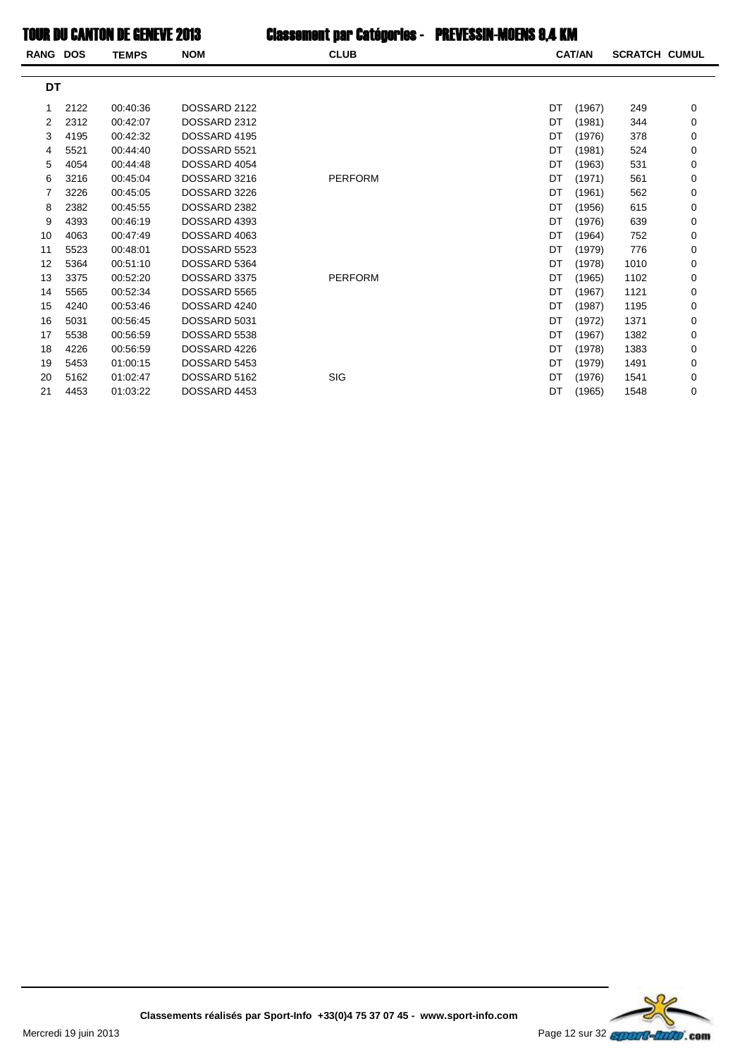# TOUR DU CANTON DE GENEVE 2013

## Classement par Catégories - PREVESSIN-MOENS 9,4 KM

### DT

| RANG | DOS | TEMPS | NOM | CLUB | CAT/AN | | SCRATCH | CUMUL |
|---|---|---|---|---|---|---|---|---|
| 1 | 2122 | 00:40:36 | DOSSARD 2122 | | DT | (1967) | 249 | 0 |
| 2 | 2312 | 00:42:07 | DOSSARD 2312 | | DT | (1981) | 344 | 0 |
| 3 | 4195 | 00:42:32 | DOSSARD 4195 | | DT | (1976) | 378 | 0 |
| 4 | 5521 | 00:44:40 | DOSSARD 5521 | | DT | (1981) | 524 | 0 |
| 5 | 4054 | 00:44:48 | DOSSARD 4054 | | DT | (1963) | 531 | 0 |
| 6 | 3216 | 00:45:04 | DOSSARD 3216 | PERFORM | DT | (1971) | 561 | 0 |
| 7 | 3226 | 00:45:05 | DOSSARD 3226 | | DT | (1961) | 562 | 0 |
| 8 | 2382 | 00:45:55 | DOSSARD 2382 | | DT | (1956) | 615 | 0 |
| 9 | 4393 | 00:46:19 | DOSSARD 4393 | | DT | (1976) | 639 | 0 |
| 10 | 4063 | 00:47:49 | DOSSARD 4063 | | DT | (1964) | 752 | 0 |
| 11 | 5523 | 00:48:01 | DOSSARD 5523 | | DT | (1979) | 776 | 0 |
| 12 | 5364 | 00:51:10 | DOSSARD 5364 | | DT | (1978) | 1010 | 0 |
| 13 | 3375 | 00:52:20 | DOSSARD 3375 | PERFORM | DT | (1965) | 1102 | 0 |
| 14 | 5565 | 00:52:34 | DOSSARD 5565 | | DT | (1967) | 1121 | 0 |
| 15 | 4240 | 00:53:46 | DOSSARD 4240 | | DT | (1987) | 1195 | 0 |
| 16 | 5031 | 00:56:45 | DOSSARD 5031 | | DT | (1972) | 1371 | 0 |
| 17 | 5538 | 00:56:59 | DOSSARD 5538 | | DT | (1967) | 1382 | 0 |
| 18 | 4226 | 00:56:59 | DOSSARD 4226 | | DT | (1978) | 1383 | 0 |
| 19 | 5453 | 01:00:15 | DOSSARD 5453 | | DT | (1979) | 1491 | 0 |
| 20 | 5162 | 01:02:47 | DOSSARD 5162 | SIG | DT | (1976) | 1541 | 0 |
| 21 | 4453 | 01:03:22 | DOSSARD 4453 | | DT | (1965) | 1548 | 0 |

Classements réalisés par Sport-Info +33(0)4 75 37 07 45 - www.sport-info.com

Mercredi 19 juin 2013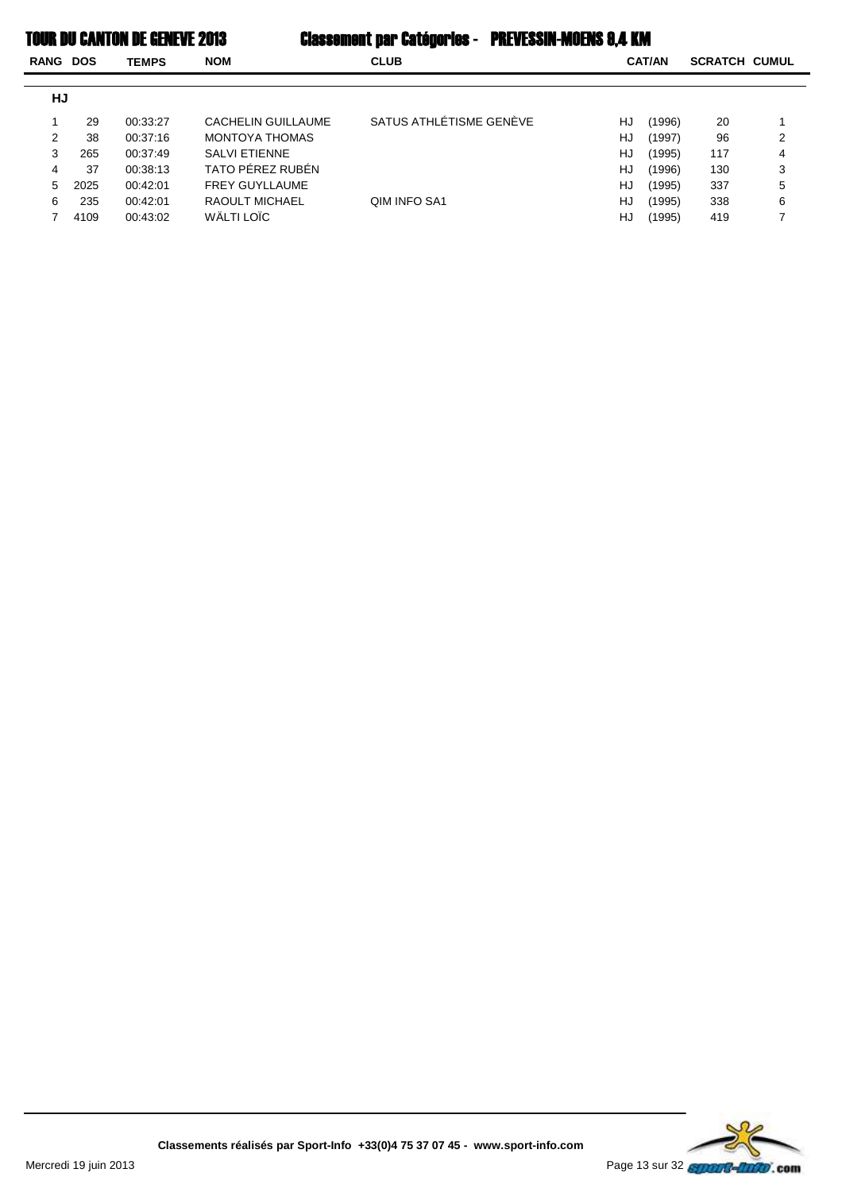# TOUR DU CANTON DE GENEVE 2013

## Classement par Catégories - PREVESSIN-MOENS 9,4 KM

| RANG | DOS | TEMPS | NOM | CLUB | CAT/AN | | SCRATCH | CUMUL |
|---|---|---|---|---|---|---|---|---|
| **HJ** | | | | | | | | |
| 1 | 29 | 00:33:27 | CACHELIN GUILLAUME | SATUS ATHLÉTISME GENÈVE | HJ | (1996) | 20 | 1 |
| 2 | 38 | 00:37:16 | MONTOYA THOMAS | | HJ | (1997) | 96 | 2 |
| 3 | 265 | 00:37:49 | SALVI ETIENNE | | HJ | (1995) | 117 | 4 |
| 4 | 37 | 00:38:13 | TATO PÉREZ RUBÉN | | HJ | (1996) | 130 | 3 |
| 5 | 2025 | 00:42:01 | FREY GUYLLAUME | | HJ | (1995) | 337 | 5 |
| 6 | 235 | 00:42:01 | RAOULT MICHAEL | QIM INFO SA1 | HJ | (1995) | 338 | 6 |
| 7 | 4109 | 00:43:02 | WÄLTI LOÏC | | HJ | (1995) | 419 | 7 |

**Classements réalisés par Sport-Info +33(0)4 75 37 07 45 - www.sport-info.com**

Mercredi 19 juin 2013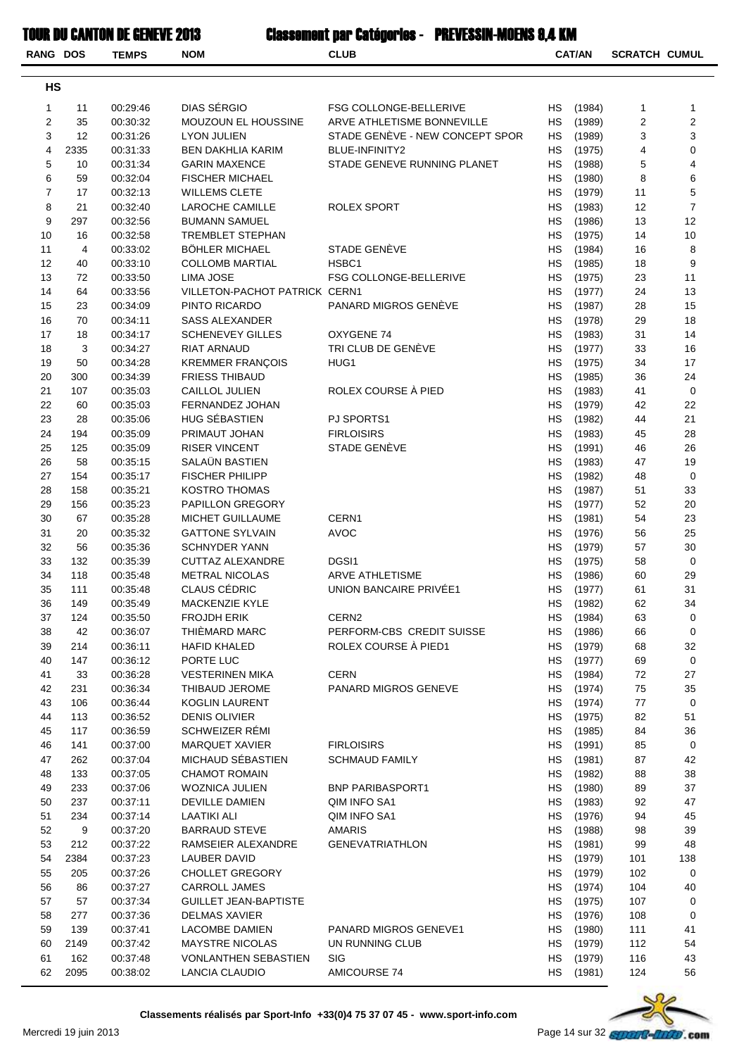# TOUR DU CANTON DE GENEVE 2013 — Classement par Catégories - PREVESSIN-MOENS 9,4 KM

## HS

| RANG | DOS | TEMPS | NOM | CLUB | CAT | AN | SCRATCH | CUMUL |
|---|---|---|---|---|---|---|---|---|
| 1 | 11 | 00:29:46 | DIAS SÉRGIO | FSG COLLONGE-BELLERIVE | HS | (1984) | 1 | 1 |
| 2 | 35 | 00:30:32 | MOUZOUN EL HOUSSINE | ARVE ATHLETISME BONNEVILLE | HS | (1989) | 2 | 2 |
| 3 | 12 | 00:31:26 | LYON JULIEN | STADE GENÈVE - NEW CONCEPT SPOR | HS | (1989) | 3 | 3 |
| 4 | 2335 | 00:31:33 | BEN DAKHLIA KARIM | BLUE-INFINITY2 | HS | (1975) | 4 | 0 |
| 5 | 10 | 00:31:34 | GARIN MAXENCE | STADE GENEVE RUNNING PLANET | HS | (1988) | 5 | 4 |
| 6 | 59 | 00:32:04 | FISCHER MICHAEL | | HS | (1980) | 8 | 6 |
| 7 | 17 | 00:32:13 | WILLEMS CLETE | | HS | (1979) | 11 | 5 |
| 8 | 21 | 00:32:40 | LAROCHE CAMILLE | ROLEX SPORT | HS | (1983) | 12 | 7 |
| 9 | 297 | 00:32:56 | BUMANN SAMUEL | | HS | (1986) | 13 | 12 |
| 10 | 16 | 00:32:58 | TREMBLET STEPHAN | | HS | (1975) | 14 | 10 |
| 11 | 4 | 00:33:02 | BÖHLER MICHAEL | STADE GENÈVE | HS | (1984) | 16 | 8 |
| 12 | 40 | 00:33:10 | COLLOMB MARTIAL | HSBC1 | HS | (1985) | 18 | 9 |
| 13 | 72 | 00:33:50 | LIMA JOSE | FSG COLLONGE-BELLERIVE | HS | (1975) | 23 | 11 |
| 14 | 64 | 00:33:56 | VILLETON-PACHOT PATRICK | CERN1 | HS | (1977) | 24 | 13 |
| 15 | 23 | 00:34:09 | PINTO RICARDO | PANARD MIGROS GENÈVE | HS | (1987) | 28 | 15 |
| 16 | 70 | 00:34:11 | SASS ALEXANDER | | HS | (1978) | 29 | 18 |
| 17 | 18 | 00:34:17 | SCHENEVEY GILLES | OXYGENE 74 | HS | (1983) | 31 | 14 |
| 18 | 3 | 00:34:27 | RIAT ARNAUD | TRI CLUB DE GENÈVE | HS | (1977) | 33 | 16 |
| 19 | 50 | 00:34:28 | KREMMER FRANÇOIS | HUG1 | HS | (1975) | 34 | 17 |
| 20 | 300 | 00:34:39 | FRIESS THIBAUD | | HS | (1985) | 36 | 24 |
| 21 | 107 | 00:35:03 | CAILLOL JULIEN | ROLEX COURSE À PIED | HS | (1983) | 41 | 0 |
| 22 | 60 | 00:35:03 | FERNANDEZ JOHAN | | HS | (1979) | 42 | 22 |
| 23 | 28 | 00:35:06 | HUG SÉBASTIEN | PJ SPORTS1 | HS | (1982) | 44 | 21 |
| 24 | 194 | 00:35:09 | PRIMAUT JOHAN | FIRLOISIRS | HS | (1983) | 45 | 28 |
| 25 | 125 | 00:35:09 | RISER VINCENT | STADE GENÈVE | HS | (1991) | 46 | 26 |
| 26 | 58 | 00:35:15 | SALAÜN BASTIEN | | HS | (1983) | 47 | 19 |
| 27 | 154 | 00:35:17 | FISCHER PHILIPP | | HS | (1982) | 48 | 0 |
| 28 | 158 | 00:35:21 | KOSTRO THOMAS | | HS | (1987) | 51 | 33 |
| 29 | 156 | 00:35:23 | PAPILLON GREGORY | | HS | (1977) | 52 | 20 |
| 30 | 67 | 00:35:28 | MICHET GUILLAUME | CERN1 | HS | (1981) | 54 | 23 |
| 31 | 20 | 00:35:32 | GATTONE SYLVAIN | AVOC | HS | (1976) | 56 | 25 |
| 32 | 56 | 00:35:36 | SCHNYDER YANN | | HS | (1979) | 57 | 30 |
| 33 | 132 | 00:35:39 | CUTTAZ ALEXANDRE | DGSI1 | HS | (1975) | 58 | 0 |
| 34 | 118 | 00:35:48 | METRAL NICOLAS | ARVE ATHLETISME | HS | (1986) | 60 | 29 |
| 35 | 111 | 00:35:48 | CLAUS CÉDRIC | UNION BANCAIRE PRIVÉE1 | HS | (1977) | 61 | 31 |
| 36 | 149 | 00:35:49 | MACKENZIE KYLE | | HS | (1982) | 62 | 34 |
| 37 | 124 | 00:35:50 | FROJDH ERIK | CERN2 | HS | (1984) | 63 | 0 |
| 38 | 42 | 00:36:07 | THIÈMARD MARC | PERFORM-CBS CREDIT SUISSE | HS | (1986) | 66 | 0 |
| 39 | 214 | 00:36:11 | HAFID KHALED | ROLEX COURSE À PIED1 | HS | (1979) | 68 | 32 |
| 40 | 147 | 00:36:12 | PORTE LUC | | HS | (1977) | 69 | 0 |
| 41 | 33 | 00:36:28 | VESTERINEN MIKA | CERN | HS | (1984) | 72 | 27 |
| 42 | 231 | 00:36:34 | THIBAUD JEROME | PANARD MIGROS GENEVE | HS | (1974) | 75 | 35 |
| 43 | 106 | 00:36:44 | KOGLIN LAURENT | | HS | (1974) | 77 | 0 |
| 44 | 113 | 00:36:52 | DENIS OLIVIER | | HS | (1975) | 82 | 51 |
| 45 | 117 | 00:36:59 | SCHWEIZER RÉMI | | HS | (1985) | 84 | 36 |
| 46 | 141 | 00:37:00 | MARQUET XAVIER | FIRLOISIRS | HS | (1991) | 85 | 0 |
| 47 | 262 | 00:37:04 | MICHAUD SÉBASTIEN | SCHMAUD FAMILY | HS | (1981) | 87 | 42 |
| 48 | 133 | 00:37:05 | CHAMOT ROMAIN | | HS | (1982) | 88 | 38 |
| 49 | 233 | 00:37:06 | WOZNICA JULIEN | BNP PARIBASPORT1 | HS | (1980) | 89 | 37 |
| 50 | 237 | 00:37:11 | DEVILLE DAMIEN | QIM INFO SA1 | HS | (1983) | 92 | 47 |
| 51 | 234 | 00:37:14 | LAATIKI ALI | QIM INFO SA1 | HS | (1976) | 94 | 45 |
| 52 | 9 | 00:37:20 | BARRAUD STEVE | AMARIS | HS | (1988) | 98 | 39 |
| 53 | 212 | 00:37:22 | RAMSEIER ALEXANDRE | GENEVATRIATHLON | HS | (1981) | 99 | 48 |
| 54 | 2384 | 00:37:23 | LAUBER DAVID | | HS | (1979) | 101 | 138 |
| 55 | 205 | 00:37:26 | CHOLLET GREGORY | | HS | (1979) | 102 | 0 |
| 56 | 86 | 00:37:27 | CARROLL JAMES | | HS | (1974) | 104 | 40 |
| 57 | 57 | 00:37:34 | GUILLET JEAN-BAPTISTE | | HS | (1975) | 107 | 0 |
| 58 | 277 | 00:37:36 | DELMAS XAVIER | | HS | (1976) | 108 | 0 |
| 59 | 139 | 00:37:41 | LACOMBE DAMIEN | PANARD MIGROS GENEVE1 | HS | (1980) | 111 | 41 |
| 60 | 2149 | 00:37:42 | MAYSTRE NICOLAS | UN RUNNING CLUB | HS | (1979) | 112 | 54 |
| 61 | 162 | 00:37:48 | VONLANTHEN SEBASTIEN | SIG | HS | (1979) | 116 | 43 |
| 62 | 2095 | 00:38:02 | LANCIA CLAUDIO | AMICOURSE 74 | HS | (1981) | 124 | 56 |

Classements réalisés par Sport-Info +33(0)4 75 37 07 45 - www.sport-info.com

Mercredi 19 juin 2013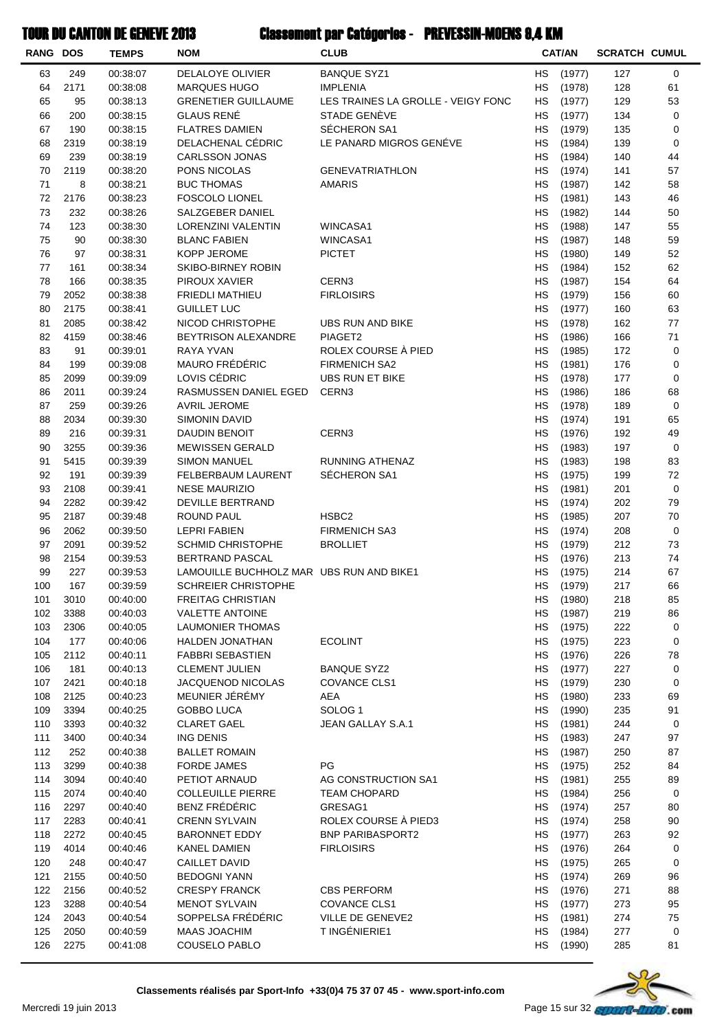# TOUR DU CANTON DE GENEVE 2013 — Classement par Catégories - PREVESSIN-MOENS 9,4 KM

| RANG | DOS | TEMPS | NOM | CLUB | CAT/AN | | SCRATCH | CUMUL |
|---|---|---|---|---|---|---|---|---|
| 63 | 249 | 00:38:07 | DELALOYE OLIVIER | BANQUE SYZ1 | HS | (1977) | 127 | 0 |
| 64 | 2171 | 00:38:08 | MARQUES HUGO | IMPLENIA | HS | (1978) | 128 | 61 |
| 65 | 95 | 00:38:13 | GRENETIER GUILLAUME | LES TRAINES LA GROLLE - VEIGY FONC | HS | (1977) | 129 | 53 |
| 66 | 200 | 00:38:15 | GLAUS RENÉ | STADE GENÈVE | HS | (1977) | 134 | 0 |
| 67 | 190 | 00:38:15 | FLATRES DAMIEN | SÉCHERON SA1 | HS | (1979) | 135 | 0 |
| 68 | 2319 | 00:38:19 | DELACHENAL CÉDRIC | LE PANARD MIGROS GENÉVE | HS | (1984) | 139 | 0 |
| 69 | 239 | 00:38:19 | CARLSSON JONAS | | HS | (1984) | 140 | 44 |
| 70 | 2119 | 00:38:20 | PONS NICOLAS | GENEVATRIATHLON | HS | (1974) | 141 | 57 |
| 71 | 8 | 00:38:21 | BUC THOMAS | AMARIS | HS | (1987) | 142 | 58 |
| 72 | 2176 | 00:38:23 | FOSCOLO LIONEL | | HS | (1981) | 143 | 46 |
| 73 | 232 | 00:38:26 | SALZGEBER DANIEL | | HS | (1982) | 144 | 50 |
| 74 | 123 | 00:38:30 | LORENZINI VALENTIN | WINCASA1 | HS | (1988) | 147 | 55 |
| 75 | 90 | 00:38:30 | BLANC FABIEN | WINCASA1 | HS | (1987) | 148 | 59 |
| 76 | 97 | 00:38:31 | KOPP JEROME | PICTET | HS | (1980) | 149 | 52 |
| 77 | 161 | 00:38:34 | SKIBO-BIRNEY ROBIN | | HS | (1984) | 152 | 62 |
| 78 | 166 | 00:38:35 | PIROUX XAVIER | CERN3 | HS | (1987) | 154 | 64 |
| 79 | 2052 | 00:38:38 | FRIEDLI MATHIEU | FIRLOISIRS | HS | (1979) | 156 | 60 |
| 80 | 2175 | 00:38:41 | GUILLET LUC | | HS | (1977) | 160 | 63 |
| 81 | 2085 | 00:38:42 | NICOD CHRISTOPHE | UBS RUN AND BIKE | HS | (1978) | 162 | 77 |
| 82 | 4159 | 00:38:46 | BEYTRISON ALEXANDRE | PIAGET2 | HS | (1986) | 166 | 71 |
| 83 | 91 | 00:39:01 | RAYA YVAN | ROLEX COURSE À PIED | HS | (1985) | 172 | 0 |
| 84 | 199 | 00:39:08 | MAURO FRÉDÉRIC | FIRMENICH SA2 | HS | (1981) | 176 | 0 |
| 85 | 2099 | 00:39:09 | LOVIS CÉDRIC | UBS RUN ET BIKE | HS | (1978) | 177 | 0 |
| 86 | 2011 | 00:39:24 | RASMUSSEN DANIEL EGED | CERN3 | HS | (1986) | 186 | 68 |
| 87 | 259 | 00:39:26 | AVRIL JEROME | | HS | (1978) | 189 | 0 |
| 88 | 2034 | 00:39:30 | SIMONIN DAVID | | HS | (1974) | 191 | 65 |
| 89 | 216 | 00:39:31 | DAUDIN BENOIT | CERN3 | HS | (1976) | 192 | 49 |
| 90 | 3255 | 00:39:36 | MEWISSEN GERALD | | HS | (1983) | 197 | 0 |
| 91 | 5415 | 00:39:39 | SIMON MANUEL | RUNNING ATHENAZ | HS | (1983) | 198 | 83 |
| 92 | 191 | 00:39:39 | FELBERBAUM LAURENT | SÉCHERON SA1 | HS | (1975) | 199 | 72 |
| 93 | 2108 | 00:39:41 | NESE MAURIZIO | | HS | (1981) | 201 | 0 |
| 94 | 2282 | 00:39:42 | DEVILLE BERTRAND | | HS | (1974) | 202 | 79 |
| 95 | 2187 | 00:39:48 | ROUND PAUL | HSBC2 | HS | (1985) | 207 | 70 |
| 96 | 2062 | 00:39:50 | LEPRI FABIEN | FIRMENICH SA3 | HS | (1974) | 208 | 0 |
| 97 | 2091 | 00:39:52 | SCHMID CHRISTOPHE | BROLLIET | HS | (1979) | 212 | 73 |
| 98 | 2154 | 00:39:53 | BERTRAND PASCAL | | HS | (1976) | 213 | 74 |
| 99 | 227 | 00:39:53 | LAMOUILLE BUCHHOLZ MAR | UBS RUN AND BIKE1 | HS | (1975) | 214 | 67 |
| 100 | 167 | 00:39:59 | SCHREIER CHRISTOPHE | | HS | (1979) | 217 | 66 |
| 101 | 3010 | 00:40:00 | FREITAG CHRISTIAN | | HS | (1980) | 218 | 85 |
| 102 | 3388 | 00:40:03 | VALETTE ANTOINE | | HS | (1987) | 219 | 86 |
| 103 | 2306 | 00:40:05 | LAUMONIER THOMAS | | HS | (1975) | 222 | 0 |
| 104 | 177 | 00:40:06 | HALDEN JONATHAN | ECOLINT | HS | (1975) | 223 | 0 |
| 105 | 2112 | 00:40:11 | FABBRI SEBASTIEN | | HS | (1976) | 226 | 78 |
| 106 | 181 | 00:40:13 | CLEMENT JULIEN | BANQUE SYZ2 | HS | (1977) | 227 | 0 |
| 107 | 2421 | 00:40:18 | JACQUENOD NICOLAS | COVANCE CLS1 | HS | (1979) | 230 | 0 |
| 108 | 2125 | 00:40:23 | MEUNIER JÉRÉMY | AEA | HS | (1980) | 233 | 69 |
| 109 | 3394 | 00:40:25 | GOBBO LUCA | SOLOG 1 | HS | (1990) | 235 | 91 |
| 110 | 3393 | 00:40:32 | CLARET GAEL | JEAN GALLAY S.A.1 | HS | (1981) | 244 | 0 |
| 111 | 3400 | 00:40:34 | ING DENIS | | HS | (1983) | 247 | 97 |
| 112 | 252 | 00:40:38 | BALLET ROMAIN | | HS | (1987) | 250 | 87 |
| 113 | 3299 | 00:40:38 | FORDE JAMES | PG | HS | (1975) | 252 | 84 |
| 114 | 3094 | 00:40:40 | PETIOT ARNAUD | AG CONSTRUCTION SA1 | HS | (1981) | 255 | 89 |
| 115 | 2074 | 00:40:40 | COLLEUILLE PIERRE | TEAM CHOPARD | HS | (1984) | 256 | 0 |
| 116 | 2297 | 00:40:40 | BENZ FRÉDÉRIC | GRESAG1 | HS | (1974) | 257 | 80 |
| 117 | 2283 | 00:40:41 | CRENN SYLVAIN | ROLEX COURSE À PIED3 | HS | (1974) | 258 | 90 |
| 118 | 2272 | 00:40:45 | BARONNET EDDY | BNP PARIBASPORT2 | HS | (1977) | 263 | 92 |
| 119 | 4014 | 00:40:46 | KANEL DAMIEN | FIRLOISIRS | HS | (1976) | 264 | 0 |
| 120 | 248 | 00:40:47 | CAILLET DAVID | | HS | (1975) | 265 | 0 |
| 121 | 2155 | 00:40:50 | BEDOGNI YANN | | HS | (1974) | 269 | 96 |
| 122 | 2156 | 00:40:52 | CRESPY FRANCK | CBS PERFORM | HS | (1976) | 271 | 88 |
| 123 | 3288 | 00:40:54 | MENOT SYLVAIN | COVANCE CLS1 | HS | (1977) | 273 | 95 |
| 124 | 2043 | 00:40:54 | SOPPELSA FRÉDÉRIC | VILLE DE GENEVE2 | HS | (1981) | 274 | 75 |
| 125 | 2050 | 00:40:59 | MAAS JOACHIM | T INGÉNIERIE1 | HS | (1984) | 277 | 0 |
| 126 | 2275 | 00:41:08 | COUSELO PABLO | | HS | (1990) | 285 | 81 |

Classements réalisés par Sport-Info +33(0)4 75 37 07 45 - www.sport-info.com

Mercredi 19 juin 2013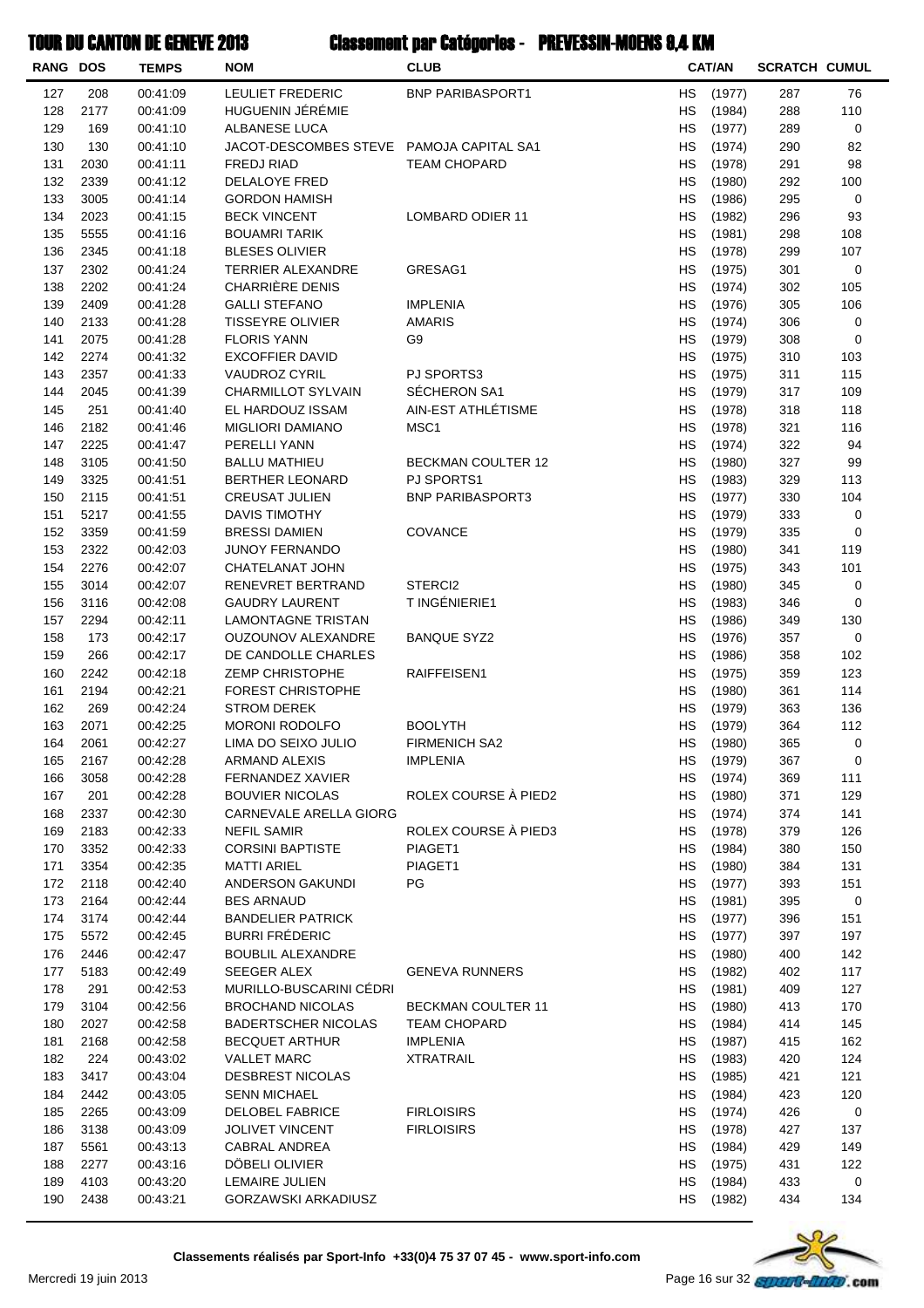# TOUR DU CANTON DE GENEVE 2013 — Classement par Catégories - PREVESSIN-MOENS 9,4 KM

| RANG | DOS | TEMPS | NOM | CLUB | CAT/AN | | SCRATCH | CUMUL |
|---|---|---|---|---|---|---|---|---|
| 127 | 208 | 00:41:09 | LEULIET FREDERIC | BNP PARIBASPORT1 | HS | (1977) | 287 | 76 |
| 128 | 2177 | 00:41:09 | HUGUENIN JÉRÉMIE | | HS | (1984) | 288 | 110 |
| 129 | 169 | 00:41:10 | ALBANESE LUCA | | HS | (1977) | 289 | 0 |
| 130 | 130 | 00:41:10 | JACOT-DESCOMBES STEVE | PAMOJA CAPITAL SA1 | HS | (1974) | 290 | 82 |
| 131 | 2030 | 00:41:11 | FREDJ RIAD | TEAM CHOPARD | HS | (1978) | 291 | 98 |
| 132 | 2339 | 00:41:12 | DELALOYE FRED | | HS | (1980) | 292 | 100 |
| 133 | 3005 | 00:41:14 | GORDON HAMISH | | HS | (1986) | 295 | 0 |
| 134 | 2023 | 00:41:15 | BECK VINCENT | LOMBARD ODIER 11 | HS | (1982) | 296 | 93 |
| 135 | 5555 | 00:41:16 | BOUAMRI TARIK | | HS | (1981) | 298 | 108 |
| 136 | 2345 | 00:41:18 | BLESES OLIVIER | | HS | (1978) | 299 | 107 |
| 137 | 2302 | 00:41:24 | TERRIER ALEXANDRE | GRESAG1 | HS | (1975) | 301 | 0 |
| 138 | 2202 | 00:41:24 | CHARRIÈRE DENIS | | HS | (1974) | 302 | 105 |
| 139 | 2409 | 00:41:28 | GALLI STEFANO | IMPLENIA | HS | (1976) | 305 | 106 |
| 140 | 2133 | 00:41:28 | TISSEYRE OLIVIER | AMARIS | HS | (1974) | 306 | 0 |
| 141 | 2075 | 00:41:28 | FLORIS YANN | G9 | HS | (1979) | 308 | 0 |
| 142 | 2274 | 00:41:32 | EXCOFFIER DAVID | | HS | (1975) | 310 | 103 |
| 143 | 2357 | 00:41:33 | VAUDROZ CYRIL | PJ SPORTS3 | HS | (1975) | 311 | 115 |
| 144 | 2045 | 00:41:39 | CHARMILLOT SYLVAIN | SÉCHERON SA1 | HS | (1979) | 317 | 109 |
| 145 | 251 | 00:41:40 | EL HARDOUZ ISSAM | AIN-EST ATHLÉTISME | HS | (1978) | 318 | 118 |
| 146 | 2182 | 00:41:46 | MIGLIORI DAMIANO | MSC1 | HS | (1978) | 321 | 116 |
| 147 | 2225 | 00:41:47 | PERELLI YANN | | HS | (1974) | 322 | 94 |
| 148 | 3105 | 00:41:50 | BALLU MATHIEU | BECKMAN COULTER 12 | HS | (1980) | 327 | 99 |
| 149 | 3325 | 00:41:51 | BERTHER LEONARD | PJ SPORTS1 | HS | (1983) | 329 | 113 |
| 150 | 2115 | 00:41:51 | CREUSAT JULIEN | BNP PARIBASPORT3 | HS | (1977) | 330 | 104 |
| 151 | 5217 | 00:41:55 | DAVIS TIMOTHY | | HS | (1979) | 333 | 0 |
| 152 | 3359 | 00:41:59 | BRESSI DAMIEN | COVANCE | HS | (1979) | 335 | 0 |
| 153 | 2322 | 00:42:03 | JUNOY FERNANDO | | HS | (1980) | 341 | 119 |
| 154 | 2276 | 00:42:07 | CHATELANAT JOHN | | HS | (1975) | 343 | 101 |
| 155 | 3014 | 00:42:07 | RENEVRET BERTRAND | STERCI2 | HS | (1980) | 345 | 0 |
| 156 | 3116 | 00:42:08 | GAUDRY LAURENT | T INGÉNIERIE1 | HS | (1983) | 346 | 0 |
| 157 | 2294 | 00:42:11 | LAMONTAGNE TRISTAN | | HS | (1986) | 349 | 130 |
| 158 | 173 | 00:42:17 | OUZOUNOV ALEXANDRE | BANQUE SYZ2 | HS | (1976) | 357 | 0 |
| 159 | 266 | 00:42:17 | DE CANDOLLE CHARLES | | HS | (1986) | 358 | 102 |
| 160 | 2242 | 00:42:18 | ZEMP CHRISTOPHE | RAIFFEISEN1 | HS | (1975) | 359 | 123 |
| 161 | 2194 | 00:42:21 | FOREST CHRISTOPHE | | HS | (1980) | 361 | 114 |
| 162 | 269 | 00:42:24 | STROM DEREK | | HS | (1979) | 363 | 136 |
| 163 | 2071 | 00:42:25 | MORONI RODOLFO | BOOLYTH | HS | (1979) | 364 | 112 |
| 164 | 2061 | 00:42:27 | LIMA DO SEIXO JULIO | FIRMENICH SA2 | HS | (1980) | 365 | 0 |
| 165 | 2167 | 00:42:28 | ARMAND ALEXIS | IMPLENIA | HS | (1979) | 367 | 0 |
| 166 | 3058 | 00:42:28 | FERNANDEZ XAVIER | | HS | (1974) | 369 | 111 |
| 167 | 201 | 00:42:28 | BOUVIER NICOLAS | ROLEX COURSE À PIED2 | HS | (1980) | 371 | 129 |
| 168 | 2337 | 00:42:30 | CARNEVALE ARELLA GIORG | | HS | (1974) | 374 | 141 |
| 169 | 2183 | 00:42:33 | NEFIL SAMIR | ROLEX COURSE À PIED3 | HS | (1978) | 379 | 126 |
| 170 | 3352 | 00:42:33 | CORSINI BAPTISTE | PIAGET1 | HS | (1984) | 380 | 150 |
| 171 | 3354 | 00:42:35 | MATTI ARIEL | PIAGET1 | HS | (1980) | 384 | 131 |
| 172 | 2118 | 00:42:40 | ANDERSON GAKUNDI | PG | HS | (1977) | 393 | 151 |
| 173 | 2164 | 00:42:44 | BES ARNAUD | | HS | (1981) | 395 | 0 |
| 174 | 3174 | 00:42:44 | BANDELIER PATRICK | | HS | (1977) | 396 | 151 |
| 175 | 5572 | 00:42:45 | BURRI FRÉDERIC | | HS | (1977) | 397 | 197 |
| 176 | 2446 | 00:42:47 | BOUBLIL ALEXANDRE | | HS | (1980) | 400 | 142 |
| 177 | 5183 | 00:42:49 | SEEGER ALEX | GENEVA RUNNERS | HS | (1982) | 402 | 117 |
| 178 | 291 | 00:42:53 | MURILLO-BUSCARINI CÉDRI | | HS | (1981) | 409 | 127 |
| 179 | 3104 | 00:42:56 | BROCHAND NICOLAS | BECKMAN COULTER 11 | HS | (1980) | 413 | 170 |
| 180 | 2027 | 00:42:58 | BADERTSCHER NICOLAS | TEAM CHOPARD | HS | (1984) | 414 | 145 |
| 181 | 2168 | 00:42:58 | BECQUET ARTHUR | IMPLENIA | HS | (1987) | 415 | 162 |
| 182 | 224 | 00:43:02 | VALLET MARC | XTRATRAIL | HS | (1983) | 420 | 124 |
| 183 | 3417 | 00:43:04 | DESBREST NICOLAS | | HS | (1985) | 421 | 121 |
| 184 | 2442 | 00:43:05 | SENN MICHAEL | | HS | (1984) | 423 | 120 |
| 185 | 2265 | 00:43:09 | DELOBEL FABRICE | FIRLOISIRS | HS | (1974) | 426 | 0 |
| 186 | 3138 | 00:43:09 | JOLIVET VINCENT | FIRLOISIRS | HS | (1978) | 427 | 137 |
| 187 | 5561 | 00:43:13 | CABRAL ANDREA | | HS | (1984) | 429 | 149 |
| 188 | 2277 | 00:43:16 | DÖBELI OLIVIER | | HS | (1975) | 431 | 122 |
| 189 | 4103 | 00:43:20 | LEMAIRE JULIEN | | HS | (1984) | 433 | 0 |
| 190 | 2438 | 00:43:21 | GORZAWSKI ARKADIUSZ | | HS | (1982) | 434 | 134 |

**Classements réalisés par Sport-Info +33(0)4 75 37 07 45 - www.sport-info.com**

Mercredi 19 juin 2013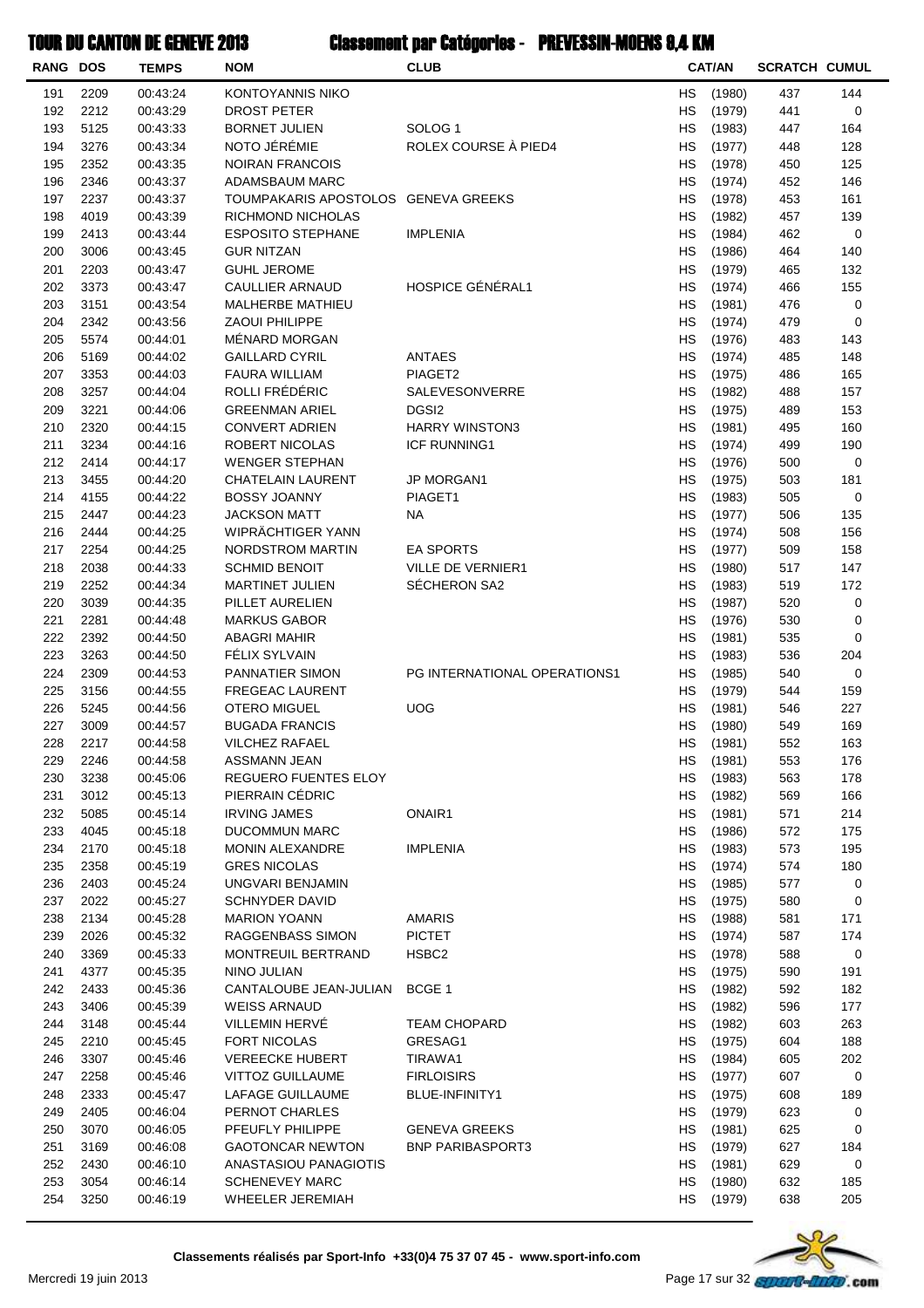# TOUR DU CANTON DE GENEVE 2013

## Classement par Catégories - PREVESSIN-MOENS 9,4 KM

| RANG | DOS | TEMPS | NOM | CLUB | CAT/AN | | SCRATCH | CUMUL |
|---|---|---|---|---|---|---|---|---|
| 191 | 2209 | 00:43:24 | KONTOYANNIS NIKO | | HS | (1980) | 437 | 144 |
| 192 | 2212 | 00:43:29 | DROST PETER | | HS | (1979) | 441 | 0 |
| 193 | 5125 | 00:43:33 | BORNET JULIEN | SOLOG 1 | HS | (1983) | 447 | 164 |
| 194 | 3276 | 00:43:34 | NOTO JÉRÉMIE | ROLEX COURSE À PIED4 | HS | (1977) | 448 | 128 |
| 195 | 2352 | 00:43:35 | NOIRAN FRANCOIS | | HS | (1978) | 450 | 125 |
| 196 | 2346 | 00:43:37 | ADAMSBAUM MARC | | HS | (1974) | 452 | 146 |
| 197 | 2237 | 00:43:37 | TOUMPAKARIS APOSTOLOS | GENEVA GREEKS | HS | (1978) | 453 | 161 |
| 198 | 4019 | 00:43:39 | RICHMOND NICHOLAS | | HS | (1982) | 457 | 139 |
| 199 | 2413 | 00:43:44 | ESPOSITO STEPHANE | IMPLENIA | HS | (1984) | 462 | 0 |
| 200 | 3006 | 00:43:45 | GUR NITZAN | | HS | (1986) | 464 | 140 |
| 201 | 2203 | 00:43:47 | GUHL JEROME | | HS | (1979) | 465 | 132 |
| 202 | 3373 | 00:43:47 | CAULLIER ARNAUD | HOSPICE GÉNÉRAL1 | HS | (1974) | 466 | 155 |
| 203 | 3151 | 00:43:54 | MALHERBE MATHIEU | | HS | (1981) | 476 | 0 |
| 204 | 2342 | 00:43:56 | ZAOUI PHILIPPE | | HS | (1974) | 479 | 0 |
| 205 | 5574 | 00:44:01 | MÉNARD MORGAN | | HS | (1976) | 483 | 143 |
| 206 | 5169 | 00:44:02 | GAILLARD CYRIL | ANTAES | HS | (1974) | 485 | 148 |
| 207 | 3353 | 00:44:03 | FAURA WILLIAM | PIAGET2 | HS | (1975) | 486 | 165 |
| 208 | 3257 | 00:44:04 | ROLLI FRÉDÉRIC | SALEVESONVERRE | HS | (1982) | 488 | 157 |
| 209 | 3221 | 00:44:06 | GREENMAN ARIEL | DGSI2 | HS | (1975) | 489 | 153 |
| 210 | 2320 | 00:44:15 | CONVERT ADRIEN | HARRY WINSTON3 | HS | (1981) | 495 | 160 |
| 211 | 3234 | 00:44:16 | ROBERT NICOLAS | ICF RUNNING1 | HS | (1974) | 499 | 190 |
| 212 | 2414 | 00:44:17 | WENGER STEPHAN | | HS | (1976) | 500 | 0 |
| 213 | 3455 | 00:44:20 | CHATELAIN LAURENT | JP MORGAN1 | HS | (1975) | 503 | 181 |
| 214 | 4155 | 00:44:22 | BOSSY JOANNY | PIAGET1 | HS | (1983) | 505 | 0 |
| 215 | 2447 | 00:44:23 | JACKSON MATT | NA | HS | (1977) | 506 | 135 |
| 216 | 2444 | 00:44:25 | WIPRÄCHTIGER YANN | | HS | (1974) | 508 | 156 |
| 217 | 2254 | 00:44:25 | NORDSTROM MARTIN | EA SPORTS | HS | (1977) | 509 | 158 |
| 218 | 2038 | 00:44:33 | SCHMID BENOIT | VILLE DE VERNIER1 | HS | (1980) | 517 | 147 |
| 219 | 2252 | 00:44:34 | MARTINET JULIEN | SÉCHERON SA2 | HS | (1983) | 519 | 172 |
| 220 | 3039 | 00:44:35 | PILLET AURELIEN | | HS | (1987) | 520 | 0 |
| 221 | 2281 | 00:44:48 | MARKUS GABOR | | HS | (1976) | 530 | 0 |
| 222 | 2392 | 00:44:50 | ABAGRI MAHIR | | HS | (1981) | 535 | 0 |
| 223 | 3263 | 00:44:50 | FÉLIX SYLVAIN | | HS | (1983) | 536 | 204 |
| 224 | 2309 | 00:44:53 | PANNATIER SIMON | PG INTERNATIONAL OPERATIONS1 | HS | (1985) | 540 | 0 |
| 225 | 3156 | 00:44:55 | FREGEAC LAURENT | | HS | (1979) | 544 | 159 |
| 226 | 5245 | 00:44:56 | OTERO MIGUEL | UOG | HS | (1981) | 546 | 227 |
| 227 | 3009 | 00:44:57 | BUGADA FRANCIS | | HS | (1980) | 549 | 169 |
| 228 | 2217 | 00:44:58 | VILCHEZ RAFAEL | | HS | (1981) | 552 | 163 |
| 229 | 2246 | 00:44:58 | ASSMANN JEAN | | HS | (1981) | 553 | 176 |
| 230 | 3238 | 00:45:06 | REGUERO FUENTES ELOY | | HS | (1983) | 563 | 178 |
| 231 | 3012 | 00:45:13 | PIERRAIN CÉDRIC | | HS | (1982) | 569 | 166 |
| 232 | 5085 | 00:45:14 | IRVING JAMES | ONAIR1 | HS | (1981) | 571 | 214 |
| 233 | 4045 | 00:45:18 | DUCOMMUN MARC | | HS | (1986) | 572 | 175 |
| 234 | 2170 | 00:45:18 | MONIN ALEXANDRE | IMPLENIA | HS | (1983) | 573 | 195 |
| 235 | 2358 | 00:45:19 | GRES NICOLAS | | HS | (1974) | 574 | 180 |
| 236 | 2403 | 00:45:24 | UNGVARI BENJAMIN | | HS | (1985) | 577 | 0 |
| 237 | 2022 | 00:45:27 | SCHNYDER DAVID | | HS | (1975) | 580 | 0 |
| 238 | 2134 | 00:45:28 | MARION YOANN | AMARIS | HS | (1988) | 581 | 171 |
| 239 | 2026 | 00:45:32 | RAGGENBASS SIMON | PICTET | HS | (1974) | 587 | 174 |
| 240 | 3369 | 00:45:33 | MONTREUIL BERTRAND | HSBC2 | HS | (1978) | 588 | 0 |
| 241 | 4377 | 00:45:35 | NINO JULIAN | | HS | (1975) | 590 | 191 |
| 242 | 2433 | 00:45:36 | CANTALOUBE JEAN-JULIAN | BCGE 1 | HS | (1982) | 592 | 182 |
| 243 | 3406 | 00:45:39 | WEISS ARNAUD | | HS | (1982) | 596 | 177 |
| 244 | 3148 | 00:45:44 | VILLEMIN HERVÉ | TEAM CHOPARD | HS | (1982) | 603 | 263 |
| 245 | 2210 | 00:45:45 | FORT NICOLAS | GRESAG1 | HS | (1975) | 604 | 188 |
| 246 | 3307 | 00:45:46 | VEREECKE HUBERT | TIRAWA1 | HS | (1984) | 605 | 202 |
| 247 | 2258 | 00:45:46 | VITTOZ GUILLAUME | FIRLOISIRS | HS | (1977) | 607 | 0 |
| 248 | 2333 | 00:45:47 | LAFAGE GUILLAUME | BLUE-INFINITY1 | HS | (1975) | 608 | 189 |
| 249 | 2405 | 00:46:04 | PERNOT CHARLES | | HS | (1979) | 623 | 0 |
| 250 | 3070 | 00:46:05 | PFEUFLY PHILIPPE | GENEVA GREEKS | HS | (1981) | 625 | 0 |
| 251 | 3169 | 00:46:08 | GAOTONCAR NEWTON | BNP PARIBASPORT3 | HS | (1979) | 627 | 184 |
| 252 | 2430 | 00:46:10 | ANASTASIOU PANAGIOTIS | | HS | (1981) | 629 | 0 |
| 253 | 3054 | 00:46:14 | SCHENEVEY MARC | | HS | (1980) | 632 | 185 |
| 254 | 3250 | 00:46:19 | WHEELER JEREMIAH | | HS | (1979) | 638 | 205 |

**Classements réalisés par Sport-Info +33(0)4 75 37 07 45 - www.sport-info.com**

Mercredi 19 juin 2013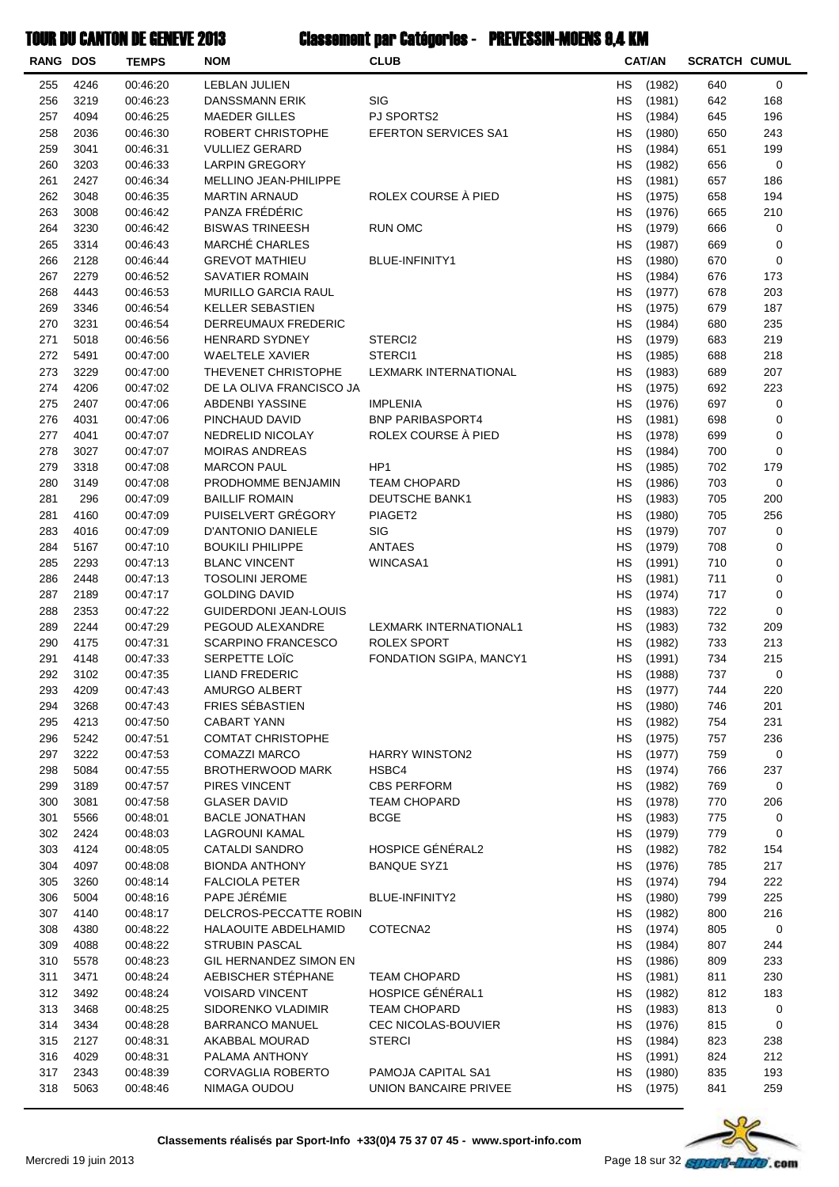# TOUR DU CANTON DE GENEVE 2013 Classement par Catégories - PREVESSIN-MOENS 9,4 KM

| RANG | DOS | TEMPS | NOM | CLUB | CAT/AN | | SCRATCH | CUMUL |
|---|---|---|---|---|---|---|---|---|
| 255 | 4246 | 00:46:20 | LEBLAN JULIEN | | HS | (1982) | 640 | 0 |
| 256 | 3219 | 00:46:23 | DANSSMANN ERIK | SIG | HS | (1981) | 642 | 168 |
| 257 | 4094 | 00:46:25 | MAEDER GILLES | PJ SPORTS2 | HS | (1984) | 645 | 196 |
| 258 | 2036 | 00:46:30 | ROBERT CHRISTOPHE | EFERTON SERVICES SA1 | HS | (1980) | 650 | 243 |
| 259 | 3041 | 00:46:31 | VULLIEZ GERARD | | HS | (1984) | 651 | 199 |
| 260 | 3203 | 00:46:33 | LARPIN GREGORY | | HS | (1982) | 656 | 0 |
| 261 | 2427 | 00:46:34 | MELLINO JEAN-PHILIPPE | | HS | (1981) | 657 | 186 |
| 262 | 3048 | 00:46:35 | MARTIN ARNAUD | ROLEX COURSE À PIED | HS | (1975) | 658 | 194 |
| 263 | 3008 | 00:46:42 | PANZA FRÉDÉRIC | | HS | (1976) | 665 | 210 |
| 264 | 3230 | 00:46:42 | BISWAS TRINEESH | RUN OMC | HS | (1979) | 666 | 0 |
| 265 | 3314 | 00:46:43 | MARCHÉ CHARLES | | HS | (1987) | 669 | 0 |
| 266 | 2128 | 00:46:44 | GREVOT MATHIEU | BLUE-INFINITY1 | HS | (1980) | 670 | 0 |
| 267 | 2279 | 00:46:52 | SAVATIER ROMAIN | | HS | (1984) | 676 | 173 |
| 268 | 4443 | 00:46:53 | MURILLO GARCIA RAUL | | HS | (1977) | 678 | 203 |
| 269 | 3346 | 00:46:54 | KELLER SEBASTIEN | | HS | (1975) | 679 | 187 |
| 270 | 3231 | 00:46:54 | DERREUMAUX FREDERIC | | HS | (1984) | 680 | 235 |
| 271 | 5018 | 00:46:56 | HENRARD SYDNEY | STERCI2 | HS | (1979) | 683 | 219 |
| 272 | 5491 | 00:47:00 | WAELTELE XAVIER | STERCI1 | HS | (1985) | 688 | 218 |
| 273 | 3229 | 00:47:00 | THEVENET CHRISTOPHE | LEXMARK INTERNATIONAL | HS | (1983) | 689 | 207 |
| 274 | 4206 | 00:47:02 | DE LA OLIVA FRANCISCO JA | | HS | (1975) | 692 | 223 |
| 275 | 2407 | 00:47:06 | ABDENBI YASSINE | IMPLENIA | HS | (1976) | 697 | 0 |
| 276 | 4031 | 00:47:06 | PINCHAUD DAVID | BNP PARIBASPORT4 | HS | (1981) | 698 | 0 |
| 277 | 4041 | 00:47:07 | NEDRELID NICOLAY | ROLEX COURSE À PIED | HS | (1978) | 699 | 0 |
| 278 | 3027 | 00:47:07 | MOIRAS ANDREAS | | HS | (1984) | 700 | 0 |
| 279 | 3318 | 00:47:08 | MARCON PAUL | HP1 | HS | (1985) | 702 | 179 |
| 280 | 3149 | 00:47:08 | PRODHOMME BENJAMIN | TEAM CHOPARD | HS | (1986) | 703 | 0 |
| 281 | 296 | 00:47:09 | BAILLIF ROMAIN | DEUTSCHE BANK1 | HS | (1983) | 705 | 200 |
| 281 | 4160 | 00:47:09 | PUISELVERT GRÉGORY | PIAGET2 | HS | (1980) | 705 | 256 |
| 283 | 4016 | 00:47:09 | D'ANTONIO DANIELE | SIG | HS | (1979) | 707 | 0 |
| 284 | 5167 | 00:47:10 | BOUKILI PHILIPPE | ANTAES | HS | (1979) | 708 | 0 |
| 285 | 2293 | 00:47:13 | BLANC VINCENT | WINCASA1 | HS | (1991) | 710 | 0 |
| 286 | 2448 | 00:47:13 | TOSOLINI JEROME | | HS | (1981) | 711 | 0 |
| 287 | 2189 | 00:47:17 | GOLDING DAVID | | HS | (1974) | 717 | 0 |
| 288 | 2353 | 00:47:22 | GUIDERDONI JEAN-LOUIS | | HS | (1983) | 722 | 0 |
| 289 | 2244 | 00:47:29 | PEGOUD ALEXANDRE | LEXMARK INTERNATIONAL1 | HS | (1983) | 732 | 209 |
| 290 | 4175 | 00:47:31 | SCARPINO FRANCESCO | ROLEX SPORT | HS | (1982) | 733 | 213 |
| 291 | 4148 | 00:47:33 | SERPETTE LOÏC | FONDATION SGIPA, MANCY1 | HS | (1991) | 734 | 215 |
| 292 | 3102 | 00:47:35 | LIAND FREDERIC | | HS | (1988) | 737 | 0 |
| 293 | 4209 | 00:47:43 | AMURGO ALBERT | | HS | (1977) | 744 | 220 |
| 294 | 3268 | 00:47:43 | FRIES SÉBASTIEN | | HS | (1980) | 746 | 201 |
| 295 | 4213 | 00:47:50 | CABART YANN | | HS | (1982) | 754 | 231 |
| 296 | 5242 | 00:47:51 | COMTAT CHRISTOPHE | | HS | (1975) | 757 | 236 |
| 297 | 3222 | 00:47:53 | COMAZZI MARCO | HARRY WINSTON2 | HS | (1977) | 759 | 0 |
| 298 | 5084 | 00:47:55 | BROTHERWOOD MARK | HSBC4 | HS | (1974) | 766 | 237 |
| 299 | 3189 | 00:47:57 | PIRES VINCENT | CBS PERFORM | HS | (1982) | 769 | 0 |
| 300 | 3081 | 00:47:58 | GLASER DAVID | TEAM CHOPARD | HS | (1978) | 770 | 206 |
| 301 | 5566 | 00:48:01 | BACLE JONATHAN | BCGE | HS | (1983) | 775 | 0 |
| 302 | 2424 | 00:48:03 | LAGROUNI KAMAL | | HS | (1979) | 779 | 0 |
| 303 | 4124 | 00:48:05 | CATALDI SANDRO | HOSPICE GÉNÉRAL2 | HS | (1982) | 782 | 154 |
| 304 | 4097 | 00:48:08 | BIONDA ANTHONY | BANQUE SYZ1 | HS | (1976) | 785 | 217 |
| 305 | 3260 | 00:48:14 | FALCIOLA PETER | | HS | (1974) | 794 | 222 |
| 306 | 5004 | 00:48:16 | PAPE JÉRÉMIE | BLUE-INFINITY2 | HS | (1980) | 799 | 225 |
| 307 | 4140 | 00:48:17 | DELCROS-PECCATTE ROBIN | | HS | (1982) | 800 | 216 |
| 308 | 4380 | 00:48:22 | HALAOUITE ABDELHAMID | COTECNA2 | HS | (1974) | 805 | 0 |
| 309 | 4088 | 00:48:22 | STRUBIN PASCAL | | HS | (1984) | 807 | 244 |
| 310 | 5578 | 00:48:23 | GIL HERNANDEZ SIMON EN | | HS | (1986) | 809 | 233 |
| 311 | 3471 | 00:48:24 | AEBISCHER STÉPHANE | TEAM CHOPARD | HS | (1981) | 811 | 230 |
| 312 | 3492 | 00:48:24 | VOISARD VINCENT | HOSPICE GÉNÉRAL1 | HS | (1982) | 812 | 183 |
| 313 | 3468 | 00:48:25 | SIDORENKO VLADIMIR | TEAM CHOPARD | HS | (1983) | 813 | 0 |
| 314 | 3434 | 00:48:28 | BARRANCO MANUEL | CEC NICOLAS-BOUVIER | HS | (1976) | 815 | 0 |
| 315 | 2127 | 00:48:31 | AKABBAL MOURAD | STERCI | HS | (1984) | 823 | 238 |
| 316 | 4029 | 00:48:31 | PALAMA ANTHONY | | HS | (1991) | 824 | 212 |
| 317 | 2343 | 00:48:39 | CORVAGLIA ROBERTO | PAMOJA CAPITAL SA1 | HS | (1980) | 835 | 193 |
| 318 | 5063 | 00:48:46 | NIMAGA OUDOU | UNION BANCAIRE PRIVEE | HS | (1975) | 841 | 259 |

**Classements réalisés par Sport-Info +33(0)4 75 37 07 45 - www.sport-info.com**

Mercredi 19 juin 2013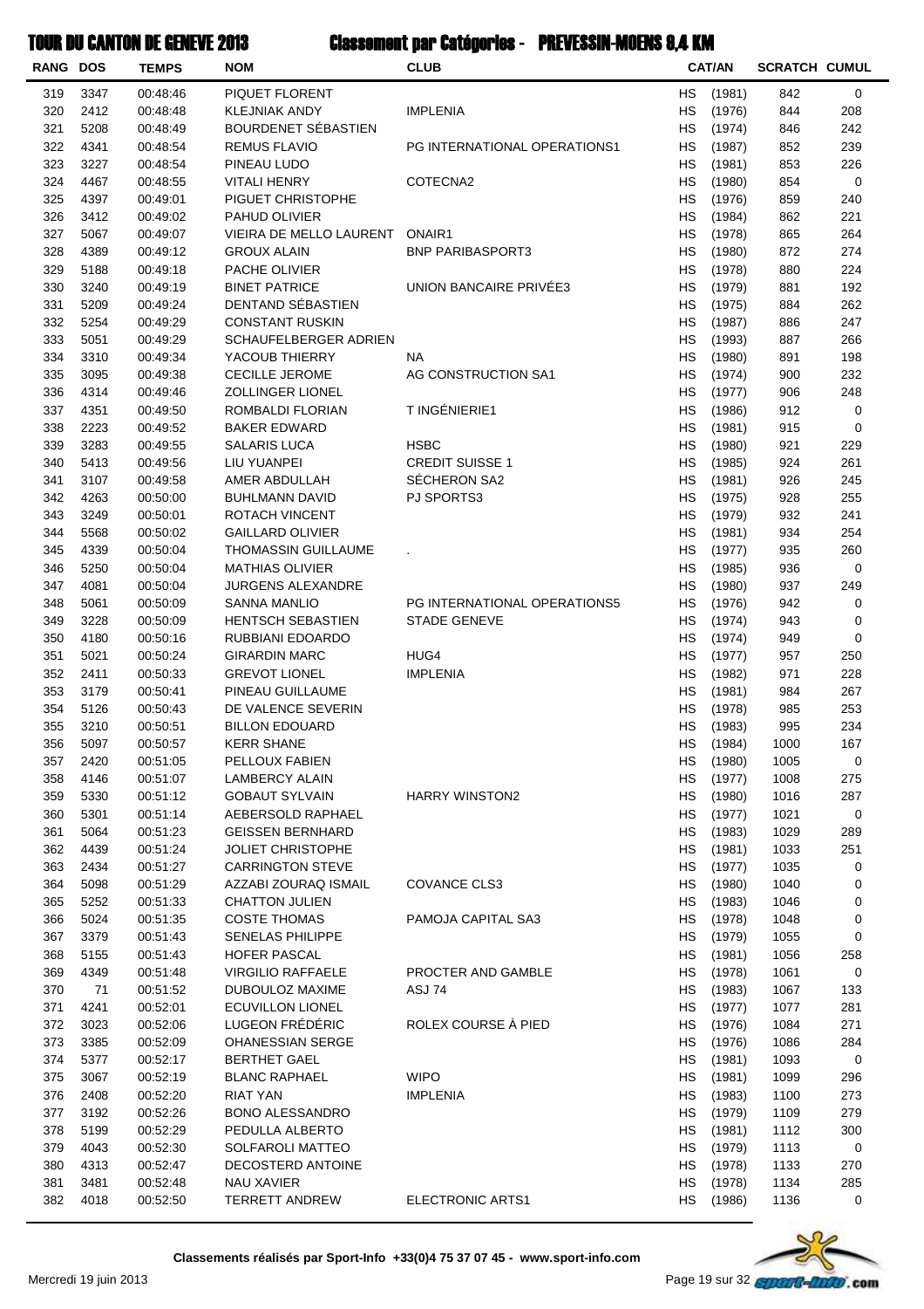# TOUR DU CANTON DE GENEVE 2013 — Classement par Catégories - PREVESSIN-MOENS 9,4 KM

| RANG | DOS | TEMPS | NOM | CLUB | CAT/AN | | SCRATCH | CUMUL |
|---|---|---|---|---|---|---|---|---|
| 319 | 3347 | 00:48:46 | PIQUET FLORENT | | HS | (1981) | 842 | 0 |
| 320 | 2412 | 00:48:48 | KLEJNIAK ANDY | IMPLENIA | HS | (1976) | 844 | 208 |
| 321 | 5208 | 00:48:49 | BOURDENET SÉBASTIEN | | HS | (1974) | 846 | 242 |
| 322 | 4341 | 00:48:54 | REMUS FLAVIO | PG INTERNATIONAL OPERATIONS1 | HS | (1987) | 852 | 239 |
| 323 | 3227 | 00:48:54 | PINEAU LUDO | | HS | (1981) | 853 | 226 |
| 324 | 4467 | 00:48:55 | VITALI HENRY | COTECNA2 | HS | (1980) | 854 | 0 |
| 325 | 4397 | 00:49:01 | PIGUET CHRISTOPHE | | HS | (1976) | 859 | 240 |
| 326 | 3412 | 00:49:02 | PAHUD OLIVIER | | HS | (1984) | 862 | 221 |
| 327 | 5067 | 00:49:07 | VIEIRA DE MELLO LAURENT | ONAIR1 | HS | (1978) | 865 | 264 |
| 328 | 4389 | 00:49:12 | GROUX ALAIN | BNP PARIBASPORT3 | HS | (1980) | 872 | 274 |
| 329 | 5188 | 00:49:18 | PACHE OLIVIER | | HS | (1978) | 880 | 224 |
| 330 | 3240 | 00:49:19 | BINET PATRICE | UNION BANCAIRE PRIVÉE3 | HS | (1979) | 881 | 192 |
| 331 | 5209 | 00:49:24 | DENTAND SÉBASTIEN | | HS | (1975) | 884 | 262 |
| 332 | 5254 | 00:49:29 | CONSTANT RUSKIN | | HS | (1987) | 886 | 247 |
| 333 | 5051 | 00:49:29 | SCHAUFELBERGER ADRIEN | | HS | (1993) | 887 | 266 |
| 334 | 3310 | 00:49:34 | YACOUB THIERRY | NA | HS | (1980) | 891 | 198 |
| 335 | 3095 | 00:49:38 | CECILLE JEROME | AG CONSTRUCTION SA1 | HS | (1974) | 900 | 232 |
| 336 | 4314 | 00:49:46 | ZOLLINGER LIONEL | | HS | (1977) | 906 | 248 |
| 337 | 4351 | 00:49:50 | ROMBALDI FLORIAN | T INGÉNIERIE1 | HS | (1986) | 912 | 0 |
| 338 | 2223 | 00:49:52 | BAKER EDWARD | | HS | (1981) | 915 | 0 |
| 339 | 3283 | 00:49:55 | SALARIS LUCA | HSBC | HS | (1980) | 921 | 229 |
| 340 | 5413 | 00:49:56 | LIU YUANPEI | CREDIT SUISSE 1 | HS | (1985) | 924 | 261 |
| 341 | 3107 | 00:49:58 | AMER ABDULLAH | SÉCHERON SA2 | HS | (1981) | 926 | 245 |
| 342 | 4263 | 00:50:00 | BUHLMANN DAVID | PJ SPORTS3 | HS | (1975) | 928 | 255 |
| 343 | 3249 | 00:50:01 | ROTACH VINCENT | | HS | (1979) | 932 | 241 |
| 344 | 5568 | 00:50:02 | GAILLARD OLIVIER | | HS | (1981) | 934 | 254 |
| 345 | 4339 | 00:50:04 | THOMASSIN GUILLAUME | . | HS | (1977) | 935 | 260 |
| 346 | 5250 | 00:50:04 | MATHIAS OLIVIER | | HS | (1985) | 936 | 0 |
| 347 | 4081 | 00:50:04 | JURGENS ALEXANDRE | | HS | (1980) | 937 | 249 |
| 348 | 5061 | 00:50:09 | SANNA MANLIO | PG INTERNATIONAL OPERATIONS5 | HS | (1976) | 942 | 0 |
| 349 | 3228 | 00:50:09 | HENTSCH SEBASTIEN | STADE GENEVE | HS | (1974) | 943 | 0 |
| 350 | 4180 | 00:50:16 | RUBBIANI EDOARDO | | HS | (1974) | 949 | 0 |
| 351 | 5021 | 00:50:24 | GIRARDIN MARC | HUG4 | HS | (1977) | 957 | 250 |
| 352 | 2411 | 00:50:33 | GREVOT LIONEL | IMPLENIA | HS | (1982) | 971 | 228 |
| 353 | 3179 | 00:50:41 | PINEAU GUILLAUME | | HS | (1981) | 984 | 267 |
| 354 | 5126 | 00:50:43 | DE VALENCE SEVERIN | | HS | (1978) | 985 | 253 |
| 355 | 3210 | 00:50:51 | BILLON EDOUARD | | HS | (1983) | 995 | 234 |
| 356 | 5097 | 00:50:57 | KERR SHANE | | HS | (1984) | 1000 | 167 |
| 357 | 2420 | 00:51:05 | PELLOUX FABIEN | | HS | (1980) | 1005 | 0 |
| 358 | 4146 | 00:51:07 | LAMBERCY ALAIN | | HS | (1977) | 1008 | 275 |
| 359 | 5330 | 00:51:12 | GOBAUT SYLVAIN | HARRY WINSTON2 | HS | (1980) | 1016 | 287 |
| 360 | 5301 | 00:51:14 | AEBERSOLD RAPHAEL | | HS | (1977) | 1021 | 0 |
| 361 | 5064 | 00:51:23 | GEISSEN BERNHARD | | HS | (1983) | 1029 | 289 |
| 362 | 4439 | 00:51:24 | JOLIET CHRISTOPHE | | HS | (1981) | 1033 | 251 |
| 363 | 2434 | 00:51:27 | CARRINGTON STEVE | | HS | (1977) | 1035 | 0 |
| 364 | 5098 | 00:51:29 | AZZABI ZOURAQ ISMAIL | COVANCE CLS3 | HS | (1980) | 1040 | 0 |
| 365 | 5252 | 00:51:33 | CHATTON JULIEN | | HS | (1983) | 1046 | 0 |
| 366 | 5024 | 00:51:35 | COSTE THOMAS | PAMOJA CAPITAL SA3 | HS | (1978) | 1048 | 0 |
| 367 | 3379 | 00:51:43 | SENELAS PHILIPPE | | HS | (1979) | 1055 | 0 |
| 368 | 5155 | 00:51:43 | HOFER PASCAL | | HS | (1981) | 1056 | 258 |
| 369 | 4349 | 00:51:48 | VIRGILIO RAFFAELE | PROCTER AND GAMBLE | HS | (1978) | 1061 | 0 |
| 370 | 71 | 00:51:52 | DUBOULOZ MAXIME | ASJ 74 | HS | (1983) | 1067 | 133 |
| 371 | 4241 | 00:52:01 | ECUVILLON LIONEL | | HS | (1977) | 1077 | 281 |
| 372 | 3023 | 00:52:06 | LUGEON FRÉDÉRIC | ROLEX COURSE À PIED | HS | (1976) | 1084 | 271 |
| 373 | 3385 | 00:52:09 | OHANESSIAN SERGE | | HS | (1976) | 1086 | 284 |
| 374 | 5377 | 00:52:17 | BERTHET GAEL | | HS | (1981) | 1093 | 0 |
| 375 | 3067 | 00:52:19 | BLANC RAPHAEL | WIPO | HS | (1981) | 1099 | 296 |
| 376 | 2408 | 00:52:20 | RIAT YAN | IMPLENIA | HS | (1983) | 1100 | 273 |
| 377 | 3192 | 00:52:26 | BONO ALESSANDRO | | HS | (1979) | 1109 | 279 |
| 378 | 5199 | 00:52:29 | PEDULLA ALBERTO | | HS | (1981) | 1112 | 300 |
| 379 | 4043 | 00:52:30 | SOLFAROLI MATTEO | | HS | (1979) | 1113 | 0 |
| 380 | 4313 | 00:52:47 | DECOSTERD ANTOINE | | HS | (1978) | 1133 | 270 |
| 381 | 3481 | 00:52:48 | NAU XAVIER | | HS | (1978) | 1134 | 285 |
| 382 | 4018 | 00:52:50 | TERRETT ANDREW | ELECTRONIC ARTS1 | HS | (1986) | 1136 | 0 |

**Classements réalisés par Sport-Info +33(0)4 75 37 07 45 - www.sport-info.com**

Mercredi 19 juin 2013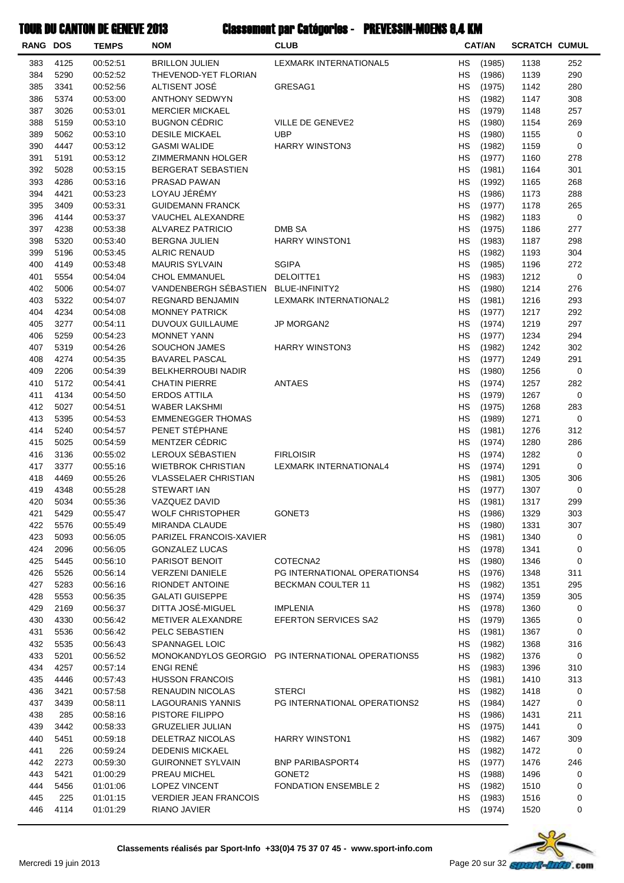# TOUR DU CANTON DE GENEVE 2013 Classement par Catégories - PREVESSIN-MOENS 9,4 KM

| RANG | DOS | TEMPS | NOM | CLUB | CAT/AN | | SCRATCH | CUMUL |
|---|---|---|---|---|---|---|---|---|
| 383 | 4125 | 00:52:51 | BRILLON JULIEN | LEXMARK INTERNATIONAL5 | HS | (1985) | 1138 | 252 |
| 384 | 5290 | 00:52:52 | THEVENOD-YET FLORIAN | | HS | (1986) | 1139 | 290 |
| 385 | 3341 | 00:52:56 | ALTISENT JOSÉ | GRESAG1 | HS | (1975) | 1142 | 280 |
| 386 | 5374 | 00:53:00 | ANTHONY SEDWYN | | HS | (1982) | 1147 | 308 |
| 387 | 3026 | 00:53:01 | MERCIER MICKAEL | | HS | (1979) | 1148 | 257 |
| 388 | 5159 | 00:53:10 | BUGNON CÉDRIC | VILLE DE GENEVE2 | HS | (1980) | 1154 | 269 |
| 389 | 5062 | 00:53:10 | DESILE MICKAEL | UBP | HS | (1980) | 1155 | 0 |
| 390 | 4447 | 00:53:12 | GASMI WALIDE | HARRY WINSTON3 | HS | (1982) | 1159 | 0 |
| 391 | 5191 | 00:53:12 | ZIMMERMANN HOLGER | | HS | (1977) | 1160 | 278 |
| 392 | 5028 | 00:53:15 | BERGERAT SEBASTIEN | | HS | (1981) | 1164 | 301 |
| 393 | 4286 | 00:53:16 | PRASAD PAWAN | | HS | (1992) | 1165 | 268 |
| 394 | 4421 | 00:53:23 | LOYAU JÉRÉMY | | HS | (1986) | 1173 | 288 |
| 395 | 3409 | 00:53:31 | GUIDEMANN FRANCK | | HS | (1977) | 1178 | 265 |
| 396 | 4144 | 00:53:37 | VAUCHEL ALEXANDRE | | HS | (1982) | 1183 | 0 |
| 397 | 4238 | 00:53:38 | ALVAREZ PATRICIO | DMB SA | HS | (1975) | 1186 | 277 |
| 398 | 5320 | 00:53:40 | BERGNA JULIEN | HARRY WINSTON1 | HS | (1983) | 1187 | 298 |
| 399 | 5196 | 00:53:45 | ALRIC RENAUD | | HS | (1982) | 1193 | 304 |
| 400 | 4149 | 00:53:48 | MAURIS SYLVAIN | SGIPA | HS | (1985) | 1196 | 272 |
| 401 | 5554 | 00:54:04 | CHOL EMMANUEL | DELOITTE1 | HS | (1983) | 1212 | 0 |
| 402 | 5006 | 00:54:07 | VANDENBERGH SÉBASTIEN | BLUE-INFINITY2 | HS | (1980) | 1214 | 276 |
| 403 | 5322 | 00:54:07 | REGNARD BENJAMIN | LEXMARK INTERNATIONAL2 | HS | (1981) | 1216 | 293 |
| 404 | 4234 | 00:54:08 | MONNEY PATRICK | | HS | (1977) | 1217 | 292 |
| 405 | 3277 | 00:54:11 | DUVOUX GUILLAUME | JP MORGAN2 | HS | (1974) | 1219 | 297 |
| 406 | 5259 | 00:54:23 | MONNET YANN | | HS | (1977) | 1234 | 294 |
| 407 | 5319 | 00:54:26 | SOUCHON JAMES | HARRY WINSTON3 | HS | (1982) | 1242 | 302 |
| 408 | 4274 | 00:54:35 | BAVAREL PASCAL | | HS | (1977) | 1249 | 291 |
| 409 | 2206 | 00:54:39 | BELKHERROUBI NADIR | | HS | (1980) | 1256 | 0 |
| 410 | 5172 | 00:54:41 | CHATIN PIERRE | ANTAES | HS | (1974) | 1257 | 282 |
| 411 | 4134 | 00:54:50 | ERDOS ATTILA | | HS | (1979) | 1267 | 0 |
| 412 | 5027 | 00:54:51 | WABER LAKSHMI | | HS | (1975) | 1268 | 283 |
| 413 | 5395 | 00:54:53 | EMMENEGGER THOMAS | | HS | (1989) | 1271 | 0 |
| 414 | 5240 | 00:54:57 | PENET STÉPHANE | | HS | (1981) | 1276 | 312 |
| 415 | 5025 | 00:54:59 | MENTZER CÉDRIC | | HS | (1974) | 1280 | 286 |
| 416 | 3136 | 00:55:02 | LEROUX SÉBASTIEN | FIRLOISIR | HS | (1974) | 1282 | 0 |
| 417 | 3377 | 00:55:16 | WIETBROK CHRISTIAN | LEXMARK INTERNATIONAL4 | HS | (1974) | 1291 | 0 |
| 418 | 4469 | 00:55:26 | VLASSELAER CHRISTIAN | | HS | (1981) | 1305 | 306 |
| 419 | 4348 | 00:55:28 | STEWART IAN | | HS | (1977) | 1307 | 0 |
| 420 | 5034 | 00:55:36 | VAZQUEZ DAVID | | HS | (1981) | 1317 | 299 |
| 421 | 5429 | 00:55:47 | WOLF CHRISTOPHER | GONET3 | HS | (1986) | 1329 | 303 |
| 422 | 5576 | 00:55:49 | MIRANDA CLAUDE | | HS | (1980) | 1331 | 307 |
| 423 | 5093 | 00:56:05 | PARIZEL FRANCOIS-XAVIER | | HS | (1981) | 1340 | 0 |
| 424 | 2096 | 00:56:05 | GONZALEZ LUCAS | | HS | (1978) | 1341 | 0 |
| 425 | 5445 | 00:56:10 | PARISOT BENOIT | COTECNA2 | HS | (1980) | 1346 | 0 |
| 426 | 5526 | 00:56:14 | VERZENI DANIELE | PG INTERNATIONAL OPERATIONS4 | HS | (1976) | 1348 | 311 |
| 427 | 5283 | 00:56:16 | RIONDET ANTOINE | BECKMAN COULTER 11 | HS | (1982) | 1351 | 295 |
| 428 | 5553 | 00:56:35 | GALATI GUISEPPE | | HS | (1974) | 1359 | 305 |
| 429 | 2169 | 00:56:37 | DITTA JOSÉ-MIGUEL | IMPLENIA | HS | (1978) | 1360 | 0 |
| 430 | 4330 | 00:56:42 | METIVER ALEXANDRE | EFERTON SERVICES SA2 | HS | (1979) | 1365 | 0 |
| 431 | 5536 | 00:56:42 | PELC SEBASTIEN | | HS | (1981) | 1367 | 0 |
| 432 | 5535 | 00:56:43 | SPANNAGEL LOIC | | HS | (1982) | 1368 | 316 |
| 433 | 5201 | 00:56:52 | MONOKANDYLOS GEORGIO | PG INTERNATIONAL OPERATIONS5 | HS | (1982) | 1376 | 0 |
| 434 | 4257 | 00:57:14 | ENGI RENÉ | | HS | (1983) | 1396 | 310 |
| 435 | 4446 | 00:57:43 | HUSSON FRANCOIS | | HS | (1981) | 1410 | 313 |
| 436 | 3421 | 00:57:58 | RENAUDIN NICOLAS | STERCI | HS | (1982) | 1418 | 0 |
| 437 | 3439 | 00:58:11 | LAGOURANIS YANNIS | PG INTERNATIONAL OPERATIONS2 | HS | (1984) | 1427 | 0 |
| 438 | 285 | 00:58:16 | PISTORE FILIPPO | | HS | (1986) | 1431 | 211 |
| 439 | 3442 | 00:58:33 | GRUZELIER JULIAN | | HS | (1975) | 1441 | 0 |
| 440 | 5451 | 00:59:18 | DELETRAZ NICOLAS | HARRY WINSTON1 | HS | (1982) | 1467 | 309 |
| 441 | 226 | 00:59:24 | DEDENIS MICKAEL | | HS | (1982) | 1472 | 0 |
| 442 | 2273 | 00:59:30 | GUIRONNET SYLVAIN | BNP PARIBASPORT4 | HS | (1977) | 1476 | 246 |
| 443 | 5421 | 01:00:29 | PREAU MICHEL | GONET2 | HS | (1988) | 1496 | 0 |
| 444 | 5456 | 01:01:06 | LOPEZ VINCENT | FONDATION ENSEMBLE 2 | HS | (1982) | 1510 | 0 |
| 445 | 225 | 01:01:15 | VERDIER JEAN FRANCOIS | | HS | (1983) | 1516 | 0 |
| 446 | 4114 | 01:01:29 | RIANO JAVIER | | HS | (1974) | 1520 | 0 |

Classements réalisés par Sport-Info +33(0)4 75 37 07 45 - www.sport-info.com

Mercredi 19 juin 2013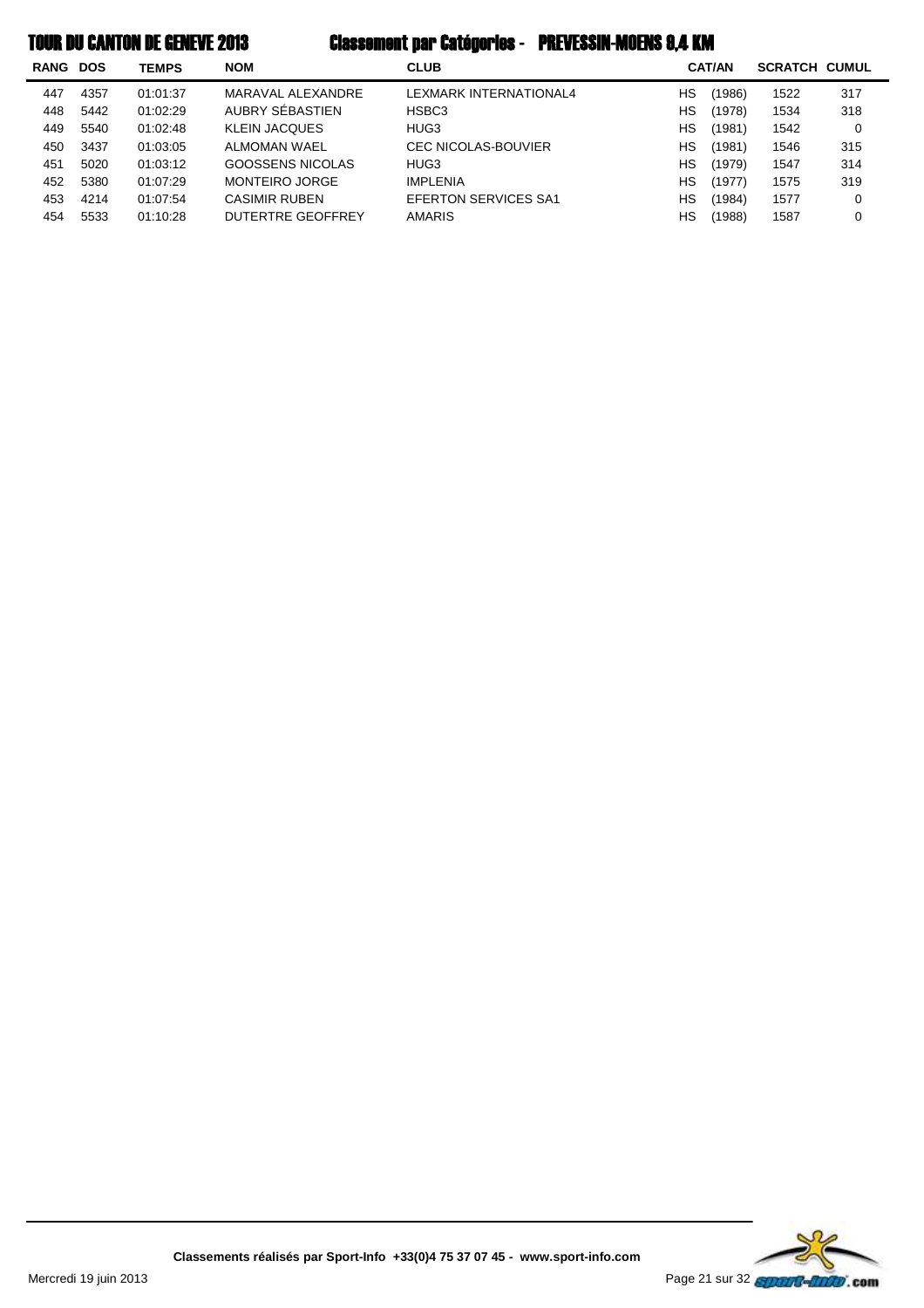# TOUR DU CANTON DE GENEVE 2013

## Classement par Catégories - PREVESSIN-MOENS 9,4 KM

| RANG | DOS | TEMPS | NOM | CLUB | CAT/AN | | SCRATCH | CUMUL |
|---|---|---|---|---|---|---|---|---|
| 447 | 4357 | 01:01:37 | MARAVAL ALEXANDRE | LEXMARK INTERNATIONAL4 | HS | (1986) | 1522 | 317 |
| 448 | 5442 | 01:02:29 | AUBRY SÉBASTIEN | HSBC3 | HS | (1978) | 1534 | 318 |
| 449 | 5540 | 01:02:48 | KLEIN JACQUES | HUG3 | HS | (1981) | 1542 | 0 |
| 450 | 3437 | 01:03:05 | ALMOMAN WAEL | CEC NICOLAS-BOUVIER | HS | (1981) | 1546 | 315 |
| 451 | 5020 | 01:03:12 | GOOSSENS NICOLAS | HUG3 | HS | (1979) | 1547 | 314 |
| 452 | 5380 | 01:07:29 | MONTEIRO JORGE | IMPLENIA | HS | (1977) | 1575 | 319 |
| 453 | 4214 | 01:07:54 | CASIMIR RUBEN | EFERTON SERVICES SA1 | HS | (1984) | 1577 | 0 |
| 454 | 5533 | 01:10:28 | DUTERTRE GEOFFREY | AMARIS | HS | (1988) | 1587 | 0 |

**Classements réalisés par Sport-Info +33(0)4 75 37 07 45 - www.sport-info.com**

Mercredi 19 juin 2013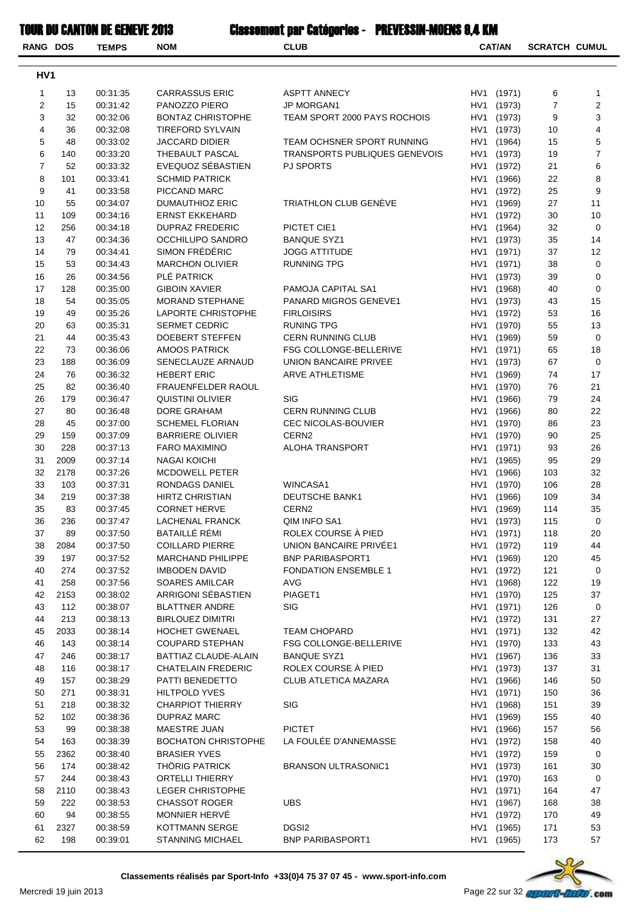# TOUR DU CANTON DE GENEVE 2013

## Classement par Catégories - PREVESSIN-MOENS 9,4 KM

### HV1

| RANG | DOS | TEMPS | NOM | CLUB | CAT/AN | SCRATCH | CUMUL |
|---|---|---|---|---|---|---|---|
| 1 | 13 | 00:31:35 | CARRASSUS ERIC | ASPTT ANNECY | HV1 (1971) | 6 | 1 |
| 2 | 15 | 00:31:42 | PANOZZO PIERO | JP MORGAN1 | HV1 (1973) | 7 | 2 |
| 3 | 32 | 00:32:06 | BONTAZ CHRISTOPHE | TEAM SPORT 2000 PAYS ROCHOIS | HV1 (1973) | 9 | 3 |
| 4 | 36 | 00:32:08 | TIREFORD SYLVAIN | | HV1 (1973) | 10 | 4 |
| 5 | 48 | 00:33:02 | JACCARD DIDIER | TEAM OCHSNER SPORT RUNNING | HV1 (1964) | 15 | 5 |
| 6 | 140 | 00:33:20 | THEBAULT PASCAL | TRANSPORTS PUBLIQUES GENEVOIS | HV1 (1973) | 19 | 7 |
| 7 | 52 | 00:33:32 | EVEQUOZ SÉBASTIEN | PJ SPORTS | HV1 (1972) | 21 | 6 |
| 8 | 101 | 00:33:41 | SCHMID PATRICK | | HV1 (1966) | 22 | 8 |
| 9 | 41 | 00:33:58 | PICCAND MARC | | HV1 (1972) | 25 | 9 |
| 10 | 55 | 00:34:07 | DUMAUTHIOZ ERIC | TRIATHLON CLUB GENÈVE | HV1 (1969) | 27 | 11 |
| 11 | 109 | 00:34:16 | ERNST EKKEHARD | | HV1 (1972) | 30 | 10 |
| 12 | 256 | 00:34:18 | DUPRAZ FREDERIC | PICTET CIE1 | HV1 (1964) | 32 | 0 |
| 13 | 47 | 00:34:36 | OCCHILUPO SANDRO | BANQUE SYZ1 | HV1 (1973) | 35 | 14 |
| 14 | 79 | 00:34:41 | SIMON FRÉDÉRIC | JOGG ATTITUDE | HV1 (1971) | 37 | 12 |
| 15 | 53 | 00:34:43 | MARCHON OLIVIER | RUNNING TPG | HV1 (1971) | 38 | 0 |
| 16 | 26 | 00:34:56 | PLÉ PATRICK | | HV1 (1973) | 39 | 0 |
| 17 | 128 | 00:35:00 | GIBOIN XAVIER | PAMOJA CAPITAL SA1 | HV1 (1968) | 40 | 0 |
| 18 | 54 | 00:35:05 | MORAND STEPHANE | PANARD MIGROS GENEVE1 | HV1 (1973) | 43 | 15 |
| 19 | 49 | 00:35:26 | LAPORTE CHRISTOPHE | FIRLOISIRS | HV1 (1972) | 53 | 16 |
| 20 | 63 | 00:35:31 | SERMET CEDRIC | RUNING TPG | HV1 (1970) | 55 | 13 |
| 21 | 44 | 00:35:43 | DOEBERT STEFFEN | CERN RUNNING CLUB | HV1 (1969) | 59 | 0 |
| 22 | 73 | 00:36:06 | AMOOS PATRICK | FSG COLLONGE-BELLERIVE | HV1 (1971) | 65 | 18 |
| 23 | 188 | 00:36:09 | SENECLAUZE ARNAUD | UNION BANCAIRE PRIVEE | HV1 (1973) | 67 | 0 |
| 24 | 76 | 00:36:32 | HEBERT ERIC | ARVE ATHLETISME | HV1 (1969) | 74 | 17 |
| 25 | 82 | 00:36:40 | FRAUENFELDER RAOUL | | HV1 (1970) | 76 | 21 |
| 26 | 179 | 00:36:47 | QUISTINI OLIVIER | SIG | HV1 (1966) | 79 | 24 |
| 27 | 80 | 00:36:48 | DORE GRAHAM | CERN RUNNING CLUB | HV1 (1966) | 80 | 22 |
| 28 | 45 | 00:37:00 | SCHEMEL FLORIAN | CEC NICOLAS-BOUVIER | HV1 (1970) | 86 | 23 |
| 29 | 159 | 00:37:09 | BARRIERE OLIVIER | CERN2 | HV1 (1970) | 90 | 25 |
| 30 | 228 | 00:37:13 | FARO MAXIMINO | ALOHA TRANSPORT | HV1 (1971) | 93 | 26 |
| 31 | 2009 | 00:37:14 | NAGAI KOICHI | | HV1 (1965) | 95 | 29 |
| 32 | 2178 | 00:37:26 | MCDOWELL PETER | | HV1 (1966) | 103 | 32 |
| 33 | 103 | 00:37:31 | RONDAGS DANIEL | WINCASA1 | HV1 (1970) | 106 | 28 |
| 34 | 219 | 00:37:38 | HIRTZ CHRISTIAN | DEUTSCHE BANK1 | HV1 (1966) | 109 | 34 |
| 35 | 83 | 00:37:45 | CORNET HERVE | CERN2 | HV1 (1969) | 114 | 35 |
| 36 | 236 | 00:37:47 | LACHENAL FRANCK | QIM INFO SA1 | HV1 (1973) | 115 | 0 |
| 37 | 89 | 00:37:50 | BATAILLÉ RÉMI | ROLEX COURSE À PIED | HV1 (1971) | 118 | 20 |
| 38 | 2084 | 00:37:50 | COILLARD PIERRE | UNION BANCAIRE PRIVÉE1 | HV1 (1972) | 119 | 44 |
| 39 | 197 | 00:37:52 | MARCHAND PHILIPPE | BNP PARIBASPORT1 | HV1 (1969) | 120 | 45 |
| 40 | 274 | 00:37:52 | IMBODEN DAVID | FONDATION ENSEMBLE 1 | HV1 (1972) | 121 | 0 |
| 41 | 258 | 00:37:56 | SOARES AMILCAR | AVG | HV1 (1968) | 122 | 19 |
| 42 | 2153 | 00:38:02 | ARRIGONI SÉBASTIEN | PIAGET1 | HV1 (1970) | 125 | 37 |
| 43 | 112 | 00:38:07 | BLATTNER ANDRE | SIG | HV1 (1971) | 126 | 0 |
| 44 | 213 | 00:38:13 | BIRLOUEZ DIMITRI | | HV1 (1972) | 131 | 27 |
| 45 | 2033 | 00:38:14 | HOCHET GWENAEL | TEAM CHOPARD | HV1 (1971) | 132 | 42 |
| 46 | 143 | 00:38:14 | COUPARD STEPHAN | FSG COLLONGE-BELLERIVE | HV1 (1970) | 133 | 43 |
| 47 | 246 | 00:38:17 | BATTIAZ CLAUDE-ALAIN | BANQUE SYZ1 | HV1 (1967) | 136 | 33 |
| 48 | 116 | 00:38:17 | CHATELAIN FREDERIC | ROLEX COURSE À PIED | HV1 (1973) | 137 | 31 |
| 49 | 157 | 00:38:29 | PATTI BENEDETTO | CLUB ATLETICA MAZARA | HV1 (1966) | 146 | 50 |
| 50 | 271 | 00:38:31 | HILTPOLD YVES | | HV1 (1971) | 150 | 36 |
| 51 | 218 | 00:38:32 | CHARPIOT THIERRY | SIG | HV1 (1968) | 151 | 39 |
| 52 | 102 | 00:38:36 | DUPRAZ MARC | | HV1 (1969) | 155 | 40 |
| 53 | 99 | 00:38:38 | MAESTRE JUAN | PICTET | HV1 (1966) | 157 | 56 |
| 54 | 163 | 00:38:39 | BOCHATON CHRISTOPHE | LA FOULÉE D'ANNEMASSE | HV1 (1972) | 158 | 40 |
| 55 | 2362 | 00:38:40 | BRASIER YVES | | HV1 (1972) | 159 | 0 |
| 56 | 174 | 00:38:42 | THÖRIG PATRICK | BRANSON ULTRASONIC1 | HV1 (1973) | 161 | 30 |
| 57 | 244 | 00:38:43 | ORTELLI THIERRY | | HV1 (1970) | 163 | 0 |
| 58 | 2110 | 00:38:43 | LEGER CHRISTOPHE | | HV1 (1971) | 164 | 47 |
| 59 | 222 | 00:38:53 | CHASSOT ROGER | UBS | HV1 (1967) | 168 | 38 |
| 60 | 94 | 00:38:55 | MONNIER HERVÉ | | HV1 (1972) | 170 | 49 |
| 61 | 2327 | 00:38:59 | KOTTMANN SERGE | DGSI2 | HV1 (1965) | 171 | 53 |
| 62 | 198 | 00:39:01 | STANNING MICHAEL | BNP PARIBASPORT1 | HV1 (1965) | 173 | 57 |

Classements réalisés par Sport-Info +33(0)4 75 37 07 45 - www.sport-info.com

Mercredi 19 juin 2013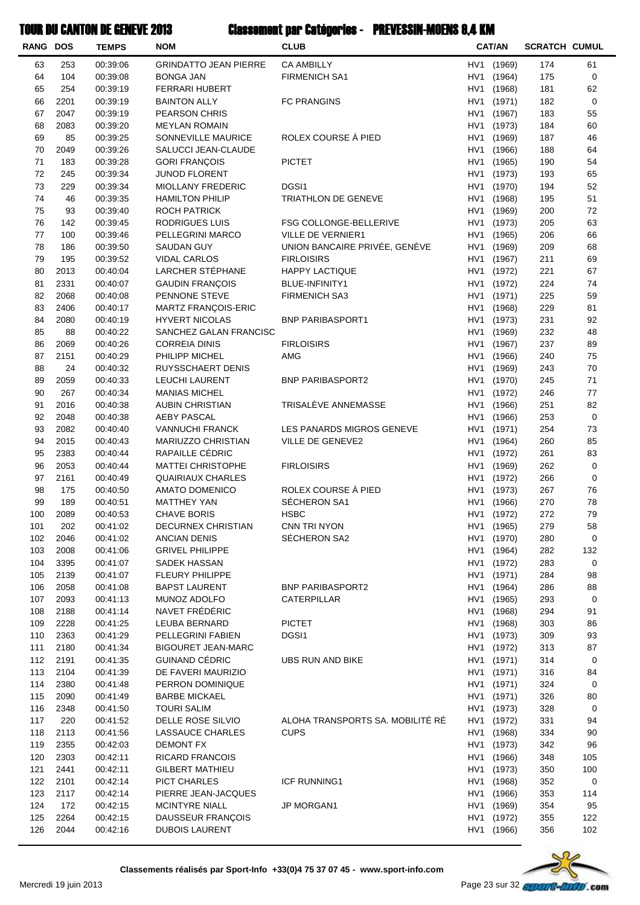# TOUR DU CANTON DE GENEVE 2013 — Classement par Catégories - PREVESSIN-MOENS 9,4 KM

| RANG | DOS | TEMPS | NOM | CLUB | CAT/AN | SCRATCH | CUMUL |
|---|---|---|---|---|---|---|---|
| 63 | 253 | 00:39:06 | GRINDATTO JEAN PIERRE | CA AMBILLY | HV1 (1969) | 174 | 61 |
| 64 | 104 | 00:39:08 | BONGA JAN | FIRMENICH SA1 | HV1 (1964) | 175 | 0 |
| 65 | 254 | 00:39:19 | FERRARI HUBERT | | HV1 (1968) | 181 | 62 |
| 66 | 2201 | 00:39:19 | BAINTON ALLY | FC PRANGINS | HV1 (1971) | 182 | 0 |
| 67 | 2047 | 00:39:19 | PEARSON CHRIS | | HV1 (1967) | 183 | 55 |
| 68 | 2083 | 00:39:20 | MEYLAN ROMAIN | | HV1 (1973) | 184 | 60 |
| 69 | 85 | 00:39:25 | SONNEVILLE MAURICE | ROLEX COURSE À PIED | HV1 (1969) | 187 | 46 |
| 70 | 2049 | 00:39:26 | SALUCCI JEAN-CLAUDE | | HV1 (1966) | 188 | 64 |
| 71 | 183 | 00:39:28 | GORI FRANÇOIS | PICTET | HV1 (1965) | 190 | 54 |
| 72 | 245 | 00:39:34 | JUNOD FLORENT | | HV1 (1973) | 193 | 65 |
| 73 | 229 | 00:39:34 | MIOLLANY FREDERIC | DGSI1 | HV1 (1970) | 194 | 52 |
| 74 | 46 | 00:39:35 | HAMILTON PHILIP | TRIATHLON DE GENEVE | HV1 (1968) | 195 | 51 |
| 75 | 93 | 00:39:40 | ROCH PATRICK | | HV1 (1969) | 200 | 72 |
| 76 | 142 | 00:39:45 | RODRIGUES LUIS | FSG COLLONGE-BELLERIVE | HV1 (1973) | 205 | 63 |
| 77 | 100 | 00:39:46 | PELLEGRINI MARCO | VILLE DE VERNIER1 | HV1 (1965) | 206 | 66 |
| 78 | 186 | 00:39:50 | SAUDAN GUY | UNION BANCAIRE PRIVÉE, GENÈVE | HV1 (1969) | 209 | 68 |
| 79 | 195 | 00:39:52 | VIDAL CARLOS | FIRLOISIRS | HV1 (1967) | 211 | 69 |
| 80 | 2013 | 00:40:04 | LARCHER STÉPHANE | HAPPY LACTIQUE | HV1 (1972) | 221 | 67 |
| 81 | 2331 | 00:40:07 | GAUDIN FRANÇOIS | BLUE-INFINITY1 | HV1 (1972) | 224 | 74 |
| 82 | 2068 | 00:40:08 | PENNONE STEVE | FIRMENICH SA3 | HV1 (1971) | 225 | 59 |
| 83 | 2406 | 00:40:17 | MARTZ FRANÇOIS-ERIC | | HV1 (1968) | 229 | 81 |
| 84 | 2080 | 00:40:19 | HYVERT NICOLAS | BNP PARIBASPORT1 | HV1 (1973) | 231 | 92 |
| 85 | 88 | 00:40:22 | SANCHEZ GALAN FRANCISC | | HV1 (1969) | 232 | 48 |
| 86 | 2069 | 00:40:26 | CORREIA DINIS | FIRLOISIRS | HV1 (1967) | 237 | 89 |
| 87 | 2151 | 00:40:29 | PHILIPP MICHEL | AMG | HV1 (1966) | 240 | 75 |
| 88 | 24 | 00:40:32 | RUYSSCHAERT DENIS | | HV1 (1969) | 243 | 70 |
| 89 | 2059 | 00:40:33 | LEUCHI LAURENT | BNP PARIBASPORT2 | HV1 (1970) | 245 | 71 |
| 90 | 267 | 00:40:34 | MANIAS MICHEL | | HV1 (1972) | 246 | 77 |
| 91 | 2016 | 00:40:38 | AUBIN CHRISTIAN | TRISALÈVE ANNEMASSE | HV1 (1966) | 251 | 82 |
| 92 | 2048 | 00:40:38 | AEBY PASCAL | | HV1 (1966) | 253 | 0 |
| 93 | 2082 | 00:40:40 | VANNUCHI FRANCK | LES PANARDS MIGROS GENEVE | HV1 (1971) | 254 | 73 |
| 94 | 2015 | 00:40:43 | MARIUZZO CHRISTIAN | VILLE DE GENEVE2 | HV1 (1964) | 260 | 85 |
| 95 | 2383 | 00:40:44 | RAPAILLE CÉDRIC | | HV1 (1972) | 261 | 83 |
| 96 | 2053 | 00:40:44 | MATTEI CHRISTOPHE | FIRLOISIRS | HV1 (1969) | 262 | 0 |
| 97 | 2161 | 00:40:49 | QUAIRIAUX CHARLES | | HV1 (1972) | 266 | 0 |
| 98 | 175 | 00:40:50 | AMATO DOMENICO | ROLEX COURSE À PIED | HV1 (1973) | 267 | 76 |
| 99 | 189 | 00:40:51 | MATTHEY YAN | SÉCHERON SA1 | HV1 (1966) | 270 | 78 |
| 100 | 2089 | 00:40:53 | CHAVE BORIS | HSBC | HV1 (1972) | 272 | 79 |
| 101 | 202 | 00:41:02 | DECURNEX CHRISTIAN | CNN TRI NYON | HV1 (1965) | 279 | 58 |
| 102 | 2046 | 00:41:02 | ANCIAN DENIS | SÉCHERON SA2 | HV1 (1970) | 280 | 0 |
| 103 | 2008 | 00:41:06 | GRIVEL PHILIPPE | | HV1 (1964) | 282 | 132 |
| 104 | 3395 | 00:41:07 | SADEK HASSAN | | HV1 (1972) | 283 | 0 |
| 105 | 2139 | 00:41:07 | FLEURY PHILIPPE | | HV1 (1971) | 284 | 98 |
| 106 | 2058 | 00:41:08 | BAPST LAURENT | BNP PARIBASPORT2 | HV1 (1964) | 286 | 88 |
| 107 | 2093 | 00:41:13 | MUNOZ ADOLFO | CATERPILLAR | HV1 (1965) | 293 | 0 |
| 108 | 2188 | 00:41:14 | NAVET FRÉDÉRIC | | HV1 (1968) | 294 | 91 |
| 109 | 2228 | 00:41:25 | LEUBA BERNARD | PICTET | HV1 (1968) | 303 | 86 |
| 110 | 2363 | 00:41:29 | PELLEGRINI FABIEN | DGSI1 | HV1 (1973) | 309 | 93 |
| 111 | 2180 | 00:41:34 | BIGOURET JEAN-MARC | | HV1 (1972) | 313 | 87 |
| 112 | 2191 | 00:41:35 | GUINAND CÉDRIC | UBS RUN AND BIKE | HV1 (1971) | 314 | 0 |
| 113 | 2104 | 00:41:39 | DE FAVERI MAURIZIO | | HV1 (1971) | 316 | 84 |
| 114 | 2380 | 00:41:48 | PERRON DOMINIQUE | | HV1 (1971) | 324 | 0 |
| 115 | 2090 | 00:41:49 | BARBE MICKAEL | | HV1 (1971) | 326 | 80 |
| 116 | 2348 | 00:41:50 | TOURI SALIM | | HV1 (1973) | 328 | 0 |
| 117 | 220 | 00:41:52 | DELLE ROSE SILVIO | ALOHA TRANSPORTS SA. MOBILITÉ RÉ | HV1 (1972) | 331 | 94 |
| 118 | 2113 | 00:41:56 | LASSAUCE CHARLES | CUPS | HV1 (1968) | 334 | 90 |
| 119 | 2355 | 00:42:03 | DEMONT FX | | HV1 (1973) | 342 | 96 |
| 120 | 2303 | 00:42:11 | RICARD FRANCOIS | | HV1 (1966) | 348 | 105 |
| 121 | 2441 | 00:42:11 | GILBERT MATHIEU | | HV1 (1973) | 350 | 100 |
| 122 | 2101 | 00:42:14 | PICT CHARLES | ICF RUNNING1 | HV1 (1968) | 352 | 0 |
| 123 | 2117 | 00:42:14 | PIERRE JEAN-JACQUES | | HV1 (1966) | 353 | 114 |
| 124 | 172 | 00:42:15 | MCINTYRE NIALL | JP MORGAN1 | HV1 (1969) | 354 | 95 |
| 125 | 2264 | 00:42:15 | DAUSSEUR FRANÇOIS | | HV1 (1972) | 355 | 122 |
| 126 | 2044 | 00:42:16 | DUBOIS LAURENT | | HV1 (1966) | 356 | 102 |

Classements réalisés par Sport-Info +33(0)4 75 37 07 45 - www.sport-info.com

Mercredi 19 juin 2013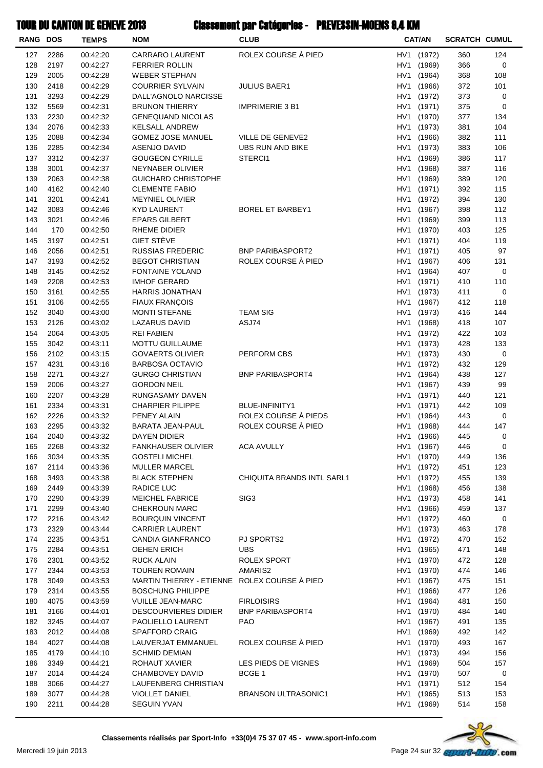# TOUR DU CANTON DE GENEVE 2013 — Classement par Catégories - PREVESSIN-MOENS 9,4 KM

| RANG | DOS | TEMPS | NOM | CLUB | CAT/AN | SCRATCH | CUMUL |
|---|---|---|---|---|---|---|---|
| 127 | 2286 | 00:42:20 | CARRARO LAURENT | ROLEX COURSE À PIED | HV1 (1972) | 360 | 124 |
| 128 | 2197 | 00:42:27 | FERRIER ROLLIN | | HV1 (1969) | 366 | 0 |
| 129 | 2005 | 00:42:28 | WEBER STEPHAN | | HV1 (1964) | 368 | 108 |
| 130 | 2418 | 00:42:29 | COURRIER SYLVAIN | JULIUS BAER1 | HV1 (1966) | 372 | 101 |
| 131 | 3293 | 00:42:29 | DALL'AGNOLO NARCISSE | | HV1 (1972) | 373 | 0 |
| 132 | 5569 | 00:42:31 | BRUNON THIERRY | IMPRIMERIE 3 B1 | HV1 (1971) | 375 | 0 |
| 133 | 2230 | 00:42:32 | GENEQUAND NICOLAS | | HV1 (1970) | 377 | 134 |
| 134 | 2076 | 00:42:33 | KELSALL ANDREW | | HV1 (1973) | 381 | 104 |
| 135 | 2088 | 00:42:34 | GOMEZ JOSE MANUEL | VILLE DE GENEVE2 | HV1 (1966) | 382 | 111 |
| 136 | 2285 | 00:42:34 | ASENJO DAVID | UBS RUN AND BIKE | HV1 (1973) | 383 | 106 |
| 137 | 3312 | 00:42:37 | GOUGEON CYRILLE | STERCI1 | HV1 (1969) | 386 | 117 |
| 138 | 3001 | 00:42:37 | NEYNABER OLIVIER | | HV1 (1968) | 387 | 116 |
| 139 | 2063 | 00:42:38 | GUICHARD CHRISTOPHE | | HV1 (1969) | 389 | 120 |
| 140 | 4162 | 00:42:40 | CLEMENTE FABIO | | HV1 (1971) | 392 | 115 |
| 141 | 3201 | 00:42:41 | MEYNIEL OLIVIER | | HV1 (1972) | 394 | 130 |
| 142 | 3083 | 00:42:46 | KYD LAURENT | BOREL ET BARBEY1 | HV1 (1967) | 398 | 112 |
| 143 | 3021 | 00:42:46 | EPARS GILBERT | | HV1 (1969) | 399 | 113 |
| 144 | 170 | 00:42:50 | RHEME DIDIER | | HV1 (1970) | 403 | 125 |
| 145 | 3197 | 00:42:51 | GIET STÈVE | | HV1 (1971) | 404 | 119 |
| 146 | 2056 | 00:42:51 | RUSSIAS FREDERIC | BNP PARIBASPORT2 | HV1 (1971) | 405 | 97 |
| 147 | 3193 | 00:42:52 | BEGOT CHRISTIAN | ROLEX COURSE À PIED | HV1 (1967) | 406 | 131 |
| 148 | 3145 | 00:42:52 | FONTAINE YOLAND | | HV1 (1964) | 407 | 0 |
| 149 | 2208 | 00:42:53 | IMHOF GERARD | | HV1 (1971) | 410 | 110 |
| 150 | 3161 | 00:42:55 | HARRIS JONATHAN | | HV1 (1973) | 411 | 0 |
| 151 | 3106 | 00:42:55 | FIAUX FRANÇOIS | | HV1 (1967) | 412 | 118 |
| 152 | 3040 | 00:43:00 | MONTI STEFANE | TEAM SIG | HV1 (1973) | 416 | 144 |
| 153 | 2126 | 00:43:02 | LAZARUS DAVID | ASJ74 | HV1 (1968) | 418 | 107 |
| 154 | 2064 | 00:43:05 | REI FABIEN | | HV1 (1972) | 422 | 103 |
| 155 | 3042 | 00:43:11 | MOTTU GUILLAUME | | HV1 (1973) | 428 | 133 |
| 156 | 2102 | 00:43:15 | GOVAERTS OLIVIER | PERFORM CBS | HV1 (1973) | 430 | 0 |
| 157 | 4231 | 00:43:16 | BARBOSA OCTAVIO | | HV1 (1972) | 432 | 129 |
| 158 | 2271 | 00:43:27 | GURGO CHRISTIAN | BNP PARIBASPORT4 | HV1 (1964) | 438 | 127 |
| 159 | 2006 | 00:43:27 | GORDON NEIL | | HV1 (1967) | 439 | 99 |
| 160 | 2207 | 00:43:28 | RUNGASAMY DAVEN | | HV1 (1971) | 440 | 121 |
| 161 | 2334 | 00:43:31 | CHARPIER PILIPPE | BLUE-INFINITY1 | HV1 (1971) | 442 | 109 |
| 162 | 2226 | 00:43:32 | PENEY ALAIN | ROLEX COURSE À PIEDS | HV1 (1964) | 443 | 0 |
| 163 | 2295 | 00:43:32 | BARATA JEAN-PAUL | ROLEX COURSE À PIED | HV1 (1968) | 444 | 147 |
| 164 | 2040 | 00:43:32 | DAYEN DIDIER | | HV1 (1966) | 445 | 0 |
| 165 | 2268 | 00:43:32 | FANKHAUSER OLIVIER | ACA AVULLY | HV1 (1967) | 446 | 0 |
| 166 | 3034 | 00:43:35 | GOSTELI MICHEL | | HV1 (1970) | 449 | 136 |
| 167 | 2114 | 00:43:36 | MULLER MARCEL | | HV1 (1972) | 451 | 123 |
| 168 | 3493 | 00:43:38 | BLACK STEPHEN | CHIQUITA BRANDS INTL SARL1 | HV1 (1972) | 455 | 139 |
| 169 | 2449 | 00:43:39 | RADICE LUC | | HV1 (1968) | 456 | 138 |
| 170 | 2290 | 00:43:39 | MEICHEL FABRICE | SIG3 | HV1 (1973) | 458 | 141 |
| 171 | 2299 | 00:43:40 | CHEKROUN MARC | | HV1 (1966) | 459 | 137 |
| 172 | 2216 | 00:43:42 | BOURQUIN VINCENT | | HV1 (1972) | 460 | 0 |
| 173 | 2329 | 00:43:44 | CARRIER LAURENT | | HV1 (1973) | 463 | 178 |
| 174 | 2235 | 00:43:51 | CANDIA GIANFRANCO | PJ SPORTS2 | HV1 (1972) | 470 | 152 |
| 175 | 2284 | 00:43:51 | OEHEN ERICH | UBS | HV1 (1965) | 471 | 148 |
| 176 | 2301 | 00:43:52 | RUCK ALAIN | ROLEX SPORT | HV1 (1970) | 472 | 128 |
| 177 | 2344 | 00:43:53 | TOUREN ROMAIN | AMARIS2 | HV1 (1970) | 474 | 146 |
| 178 | 3049 | 00:43:53 | MARTIN THIERRY - ETIENNE | ROLEX COURSE À PIED | HV1 (1967) | 475 | 151 |
| 179 | 2314 | 00:43:55 | BOSCHUNG PHILIPPE | | HV1 (1966) | 477 | 126 |
| 180 | 4075 | 00:43:59 | VUILLE JEAN-MARC | FIRLOISIRS | HV1 (1964) | 481 | 150 |
| 181 | 3166 | 00:44:01 | DESCOURVIERES DIDIER | BNP PARIBASPORT4 | HV1 (1970) | 484 | 140 |
| 182 | 3245 | 00:44:07 | PAOLIELLO LAURENT | PAO | HV1 (1967) | 491 | 135 |
| 183 | 2012 | 00:44:08 | SPAFFORD CRAIG | | HV1 (1969) | 492 | 142 |
| 184 | 4027 | 00:44:08 | LAUVERJAT EMMANUEL | ROLEX COURSE À PIED | HV1 (1970) | 493 | 167 |
| 185 | 4179 | 00:44:10 | SCHMID DEMIAN | | HV1 (1973) | 494 | 156 |
| 186 | 3349 | 00:44:21 | ROHAUT XAVIER | LES PIEDS DE VIGNES | HV1 (1969) | 504 | 157 |
| 187 | 2014 | 00:44:24 | CHAMBOVEY DAVID | BCGE 1 | HV1 (1970) | 507 | 0 |
| 188 | 3066 | 00:44:27 | LAUFENBERG CHRISTIAN | | HV1 (1971) | 512 | 154 |
| 189 | 3077 | 00:44:28 | VIOLLET DANIEL | BRANSON ULTRASONIC1 | HV1 (1965) | 513 | 153 |
| 190 | 2211 | 00:44:28 | SEGUIN YVAN | | HV1 (1969) | 514 | 158 |

**Classements réalisés par Sport-Info +33(0)4 75 37 07 45 - www.sport-info.com**

Mercredi 19 juin 2013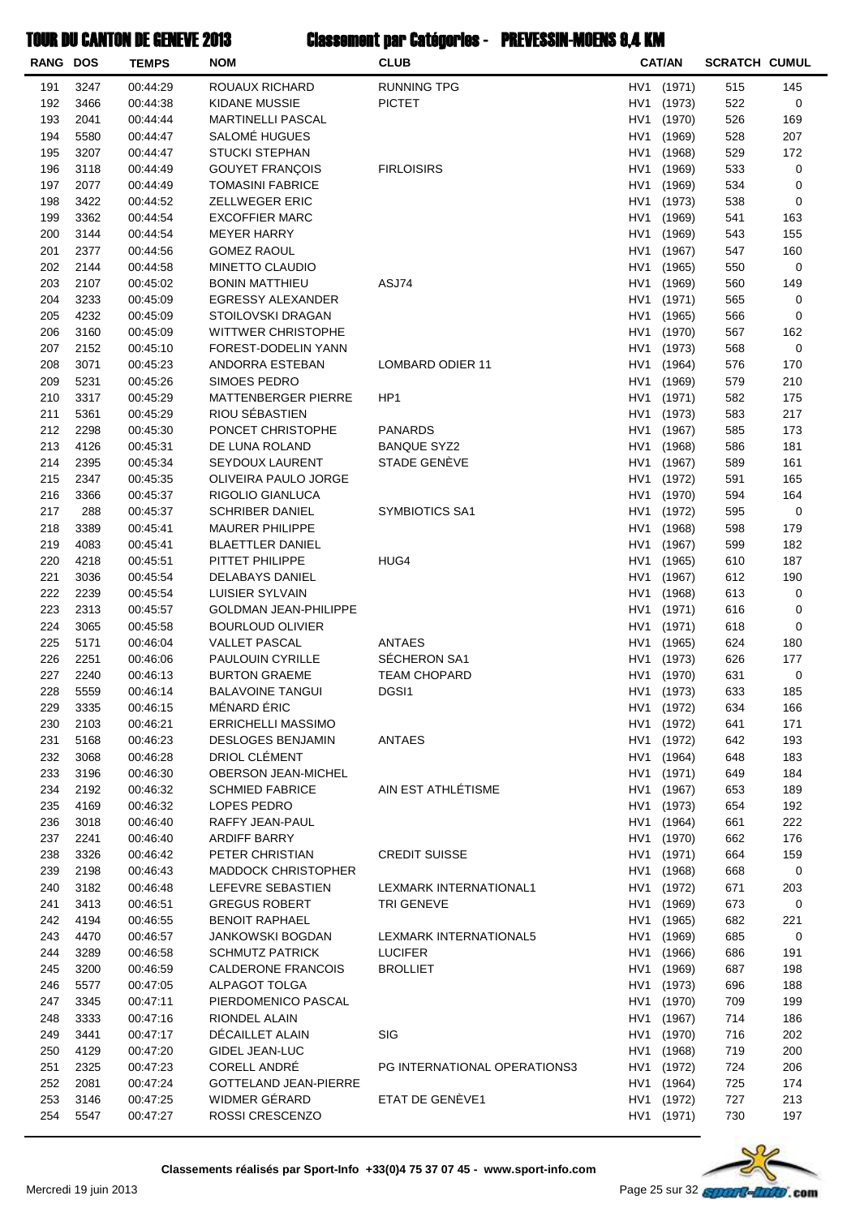# TOUR DU CANTON DE GENEVE 2013 — Classement par Catégories - PREVESSIN-MOENS 9,4 KM

| RANG | DOS | TEMPS | NOM | CLUB | CAT/AN | SCRATCH | CUMUL |
|---|---|---|---|---|---|---|---|
| 191 | 3247 | 00:44:29 | ROUAUX RICHARD | RUNNING TPG | HV1 (1971) | 515 | 145 |
| 192 | 3466 | 00:44:38 | KIDANE MUSSIE | PICTET | HV1 (1973) | 522 | 0 |
| 193 | 2041 | 00:44:44 | MARTINELLI PASCAL | | HV1 (1970) | 526 | 169 |
| 194 | 5580 | 00:44:47 | SALOMÉ HUGUES | | HV1 (1969) | 528 | 207 |
| 195 | 3207 | 00:44:47 | STUCKI STEPHAN | | HV1 (1968) | 529 | 172 |
| 196 | 3118 | 00:44:49 | GOUYET FRANÇOIS | FIRLOISIRS | HV1 (1969) | 533 | 0 |
| 197 | 2077 | 00:44:49 | TOMASINI FABRICE | | HV1 (1969) | 534 | 0 |
| 198 | 3422 | 00:44:52 | ZELLWEGER ERIC | | HV1 (1973) | 538 | 0 |
| 199 | 3362 | 00:44:54 | EXCOFFIER MARC | | HV1 (1969) | 541 | 163 |
| 200 | 3144 | 00:44:54 | MEYER HARRY | | HV1 (1969) | 543 | 155 |
| 201 | 2377 | 00:44:56 | GOMEZ RAOUL | | HV1 (1967) | 547 | 160 |
| 202 | 2144 | 00:44:58 | MINETTO CLAUDIO | | HV1 (1965) | 550 | 0 |
| 203 | 2107 | 00:45:02 | BONIN MATTHIEU | ASJ74 | HV1 (1969) | 560 | 149 |
| 204 | 3233 | 00:45:09 | EGRESSY ALEXANDER | | HV1 (1971) | 565 | 0 |
| 205 | 4232 | 00:45:09 | STOILOVSKI DRAGAN | | HV1 (1965) | 566 | 0 |
| 206 | 3160 | 00:45:09 | WITTWER CHRISTOPHE | | HV1 (1970) | 567 | 162 |
| 207 | 2152 | 00:45:10 | FOREST-DODELIN YANN | | HV1 (1973) | 568 | 0 |
| 208 | 3071 | 00:45:23 | ANDORRA ESTEBAN | LOMBARD ODIER 11 | HV1 (1964) | 576 | 170 |
| 209 | 5231 | 00:45:26 | SIMOES PEDRO | | HV1 (1969) | 579 | 210 |
| 210 | 3317 | 00:45:29 | MATTENBERGER PIERRE | HP1 | HV1 (1971) | 582 | 175 |
| 211 | 5361 | 00:45:29 | RIOU SÉBASTIEN | | HV1 (1973) | 583 | 217 |
| 212 | 2298 | 00:45:30 | PONCET CHRISTOPHE | PANARDS | HV1 (1967) | 585 | 173 |
| 213 | 4126 | 00:45:31 | DE LUNA ROLAND | BANQUE SYZ2 | HV1 (1968) | 586 | 181 |
| 214 | 2395 | 00:45:34 | SEYDOUX LAURENT | STADE GENÈVE | HV1 (1967) | 589 | 161 |
| 215 | 2347 | 00:45:35 | OLIVEIRA PAULO JORGE | | HV1 (1972) | 591 | 165 |
| 216 | 3366 | 00:45:37 | RIGOLIO GIANLUCA | | HV1 (1970) | 594 | 164 |
| 217 | 288 | 00:45:37 | SCHRIBER DANIEL | SYMBIOTICS SA1 | HV1 (1972) | 595 | 0 |
| 218 | 3389 | 00:45:41 | MAURER PHILIPPE | | HV1 (1968) | 598 | 179 |
| 219 | 4083 | 00:45:41 | BLAETTLER DANIEL | | HV1 (1967) | 599 | 182 |
| 220 | 4218 | 00:45:51 | PITTET PHILIPPE | HUG4 | HV1 (1965) | 610 | 187 |
| 221 | 3036 | 00:45:54 | DELABAYS DANIEL | | HV1 (1967) | 612 | 190 |
| 222 | 2239 | 00:45:54 | LUISIER SYLVAIN | | HV1 (1968) | 613 | 0 |
| 223 | 2313 | 00:45:57 | GOLDMAN JEAN-PHILIPPE | | HV1 (1971) | 616 | 0 |
| 224 | 3065 | 00:45:58 | BOURLOUD OLIVIER | | HV1 (1971) | 618 | 0 |
| 225 | 5171 | 00:46:04 | VALLET PASCAL | ANTAES | HV1 (1965) | 624 | 180 |
| 226 | 2251 | 00:46:06 | PAULOUIN CYRILLE | SÉCHERON SA1 | HV1 (1973) | 626 | 177 |
| 227 | 2240 | 00:46:13 | BURTON GRAEME | TEAM CHOPARD | HV1 (1970) | 631 | 0 |
| 228 | 5559 | 00:46:14 | BALAVOINE TANGUI | DGSI1 | HV1 (1973) | 633 | 185 |
| 229 | 3335 | 00:46:15 | MÉNARD ÉRIC | | HV1 (1972) | 634 | 166 |
| 230 | 2103 | 00:46:21 | ERRICHELLI MASSIMO | | HV1 (1972) | 641 | 171 |
| 231 | 5168 | 00:46:23 | DESLOGES BENJAMIN | ANTAES | HV1 (1972) | 642 | 193 |
| 232 | 3068 | 00:46:28 | DRIOL CLÉMENT | | HV1 (1964) | 648 | 183 |
| 233 | 3196 | 00:46:30 | OBERSON JEAN-MICHEL | | HV1 (1971) | 649 | 184 |
| 234 | 2192 | 00:46:32 | SCHMIED FABRICE | AIN EST ATHLÉTISME | HV1 (1967) | 653 | 189 |
| 235 | 4169 | 00:46:32 | LOPES PEDRO | | HV1 (1973) | 654 | 192 |
| 236 | 3018 | 00:46:40 | RAFFY JEAN-PAUL | | HV1 (1964) | 661 | 222 |
| 237 | 2241 | 00:46:40 | ARDIFF BARRY | | HV1 (1970) | 662 | 176 |
| 238 | 3326 | 00:46:42 | PETER CHRISTIAN | CREDIT SUISSE | HV1 (1971) | 664 | 159 |
| 239 | 2198 | 00:46:43 | MADDOCK CHRISTOPHER | | HV1 (1968) | 668 | 0 |
| 240 | 3182 | 00:46:48 | LEFEVRE SEBASTIEN | LEXMARK INTERNATIONAL1 | HV1 (1972) | 671 | 203 |
| 241 | 3413 | 00:46:51 | GREGUS ROBERT | TRI GENEVE | HV1 (1969) | 673 | 0 |
| 242 | 4194 | 00:46:55 | BENOIT RAPHAEL | | HV1 (1965) | 682 | 221 |
| 243 | 4470 | 00:46:57 | JANKOWSKI BOGDAN | LEXMARK INTERNATIONAL5 | HV1 (1969) | 685 | 0 |
| 244 | 3289 | 00:46:58 | SCHMUTZ PATRICK | LUCIFER | HV1 (1966) | 686 | 191 |
| 245 | 3200 | 00:46:59 | CALDERONE FRANCOIS | BROLLIET | HV1 (1969) | 687 | 198 |
| 246 | 5577 | 00:47:05 | ALPAGOT TOLGA | | HV1 (1973) | 696 | 188 |
| 247 | 3345 | 00:47:11 | PIERDOMENICO PASCAL | | HV1 (1970) | 709 | 199 |
| 248 | 3333 | 00:47:16 | RIONDEL ALAIN | | HV1 (1967) | 714 | 186 |
| 249 | 3441 | 00:47:17 | DÉCAILLET ALAIN | SIG | HV1 (1970) | 716 | 202 |
| 250 | 4129 | 00:47:20 | GIDEL JEAN-LUC | | HV1 (1968) | 719 | 200 |
| 251 | 2325 | 00:47:23 | CORELL ANDRÉ | PG INTERNATIONAL OPERATIONS3 | HV1 (1972) | 724 | 206 |
| 252 | 2081 | 00:47:24 | GOTTELAND JEAN-PIERRE | | HV1 (1964) | 725 | 174 |
| 253 | 3146 | 00:47:25 | WIDMER GÉRARD | ETAT DE GENÈVE1 | HV1 (1972) | 727 | 213 |
| 254 | 5547 | 00:47:27 | ROSSI CRESCENZO | | HV1 (1971) | 730 | 197 |

Classements réalisés par Sport-Info +33(0)4 75 37 07 45 - www.sport-info.com

Mercredi 19 juin 2013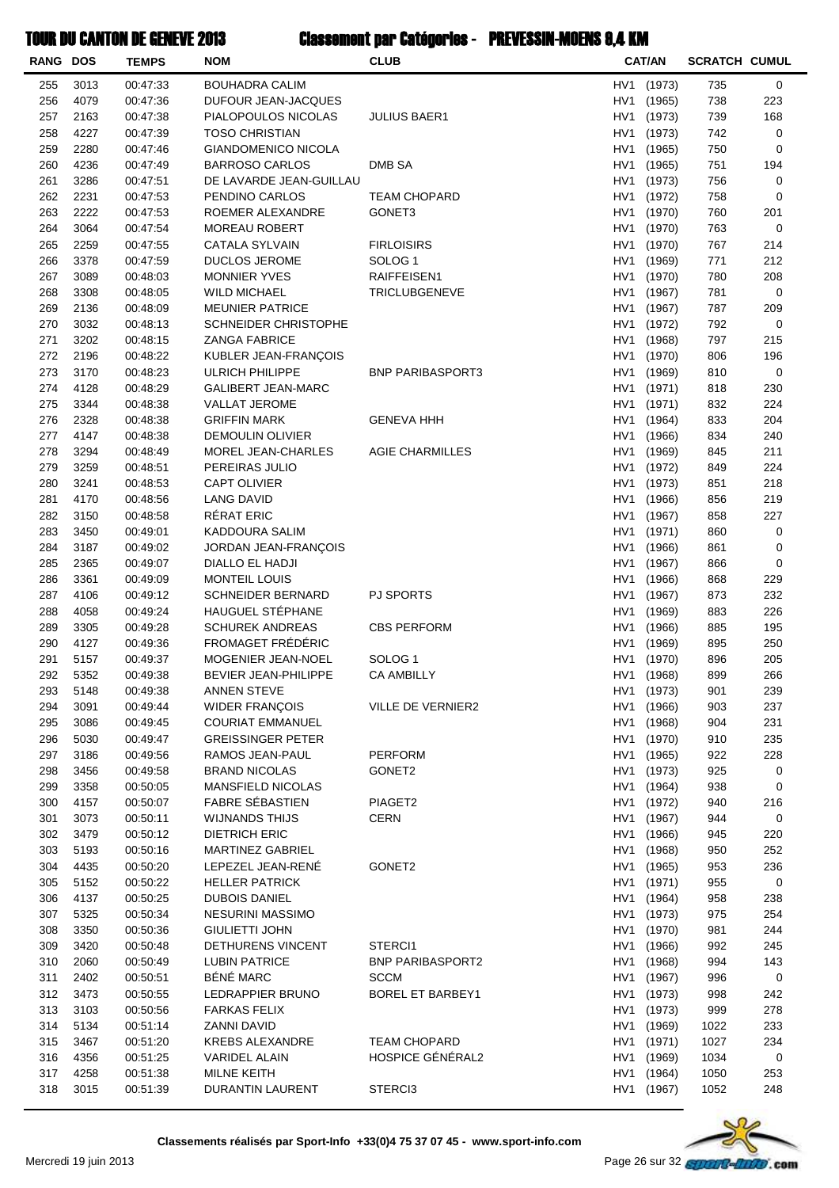# TOUR DU CANTON DE GENEVE 2013 — Classement par Catégories - PREVESSIN-MOENS 9,4 KM

| RANG | DOS | TEMPS | NOM | CLUB | CAT/AN | SCRATCH | CUMUL |
|---|---|---|---|---|---|---|---|
| 255 | 3013 | 00:47:33 | BOUHADRA CALIM | | HV1 (1973) | 735 | 0 |
| 256 | 4079 | 00:47:36 | DUFOUR JEAN-JACQUES | | HV1 (1965) | 738 | 223 |
| 257 | 2163 | 00:47:38 | PIALOPOULOS NICOLAS | JULIUS BAER1 | HV1 (1973) | 739 | 168 |
| 258 | 4227 | 00:47:39 | TOSO CHRISTIAN | | HV1 (1973) | 742 | 0 |
| 259 | 2280 | 00:47:46 | GIANDOMENICO NICOLA | | HV1 (1965) | 750 | 0 |
| 260 | 4236 | 00:47:49 | BARROSO CARLOS | DMB SA | HV1 (1965) | 751 | 194 |
| 261 | 3286 | 00:47:51 | DE LAVARDE JEAN-GUILLAU | | HV1 (1973) | 756 | 0 |
| 262 | 2231 | 00:47:53 | PENDINO CARLOS | TEAM CHOPARD | HV1 (1972) | 758 | 0 |
| 263 | 2222 | 00:47:53 | ROEMER ALEXANDRE | GONET3 | HV1 (1970) | 760 | 201 |
| 264 | 3064 | 00:47:54 | MOREAU ROBERT | | HV1 (1970) | 763 | 0 |
| 265 | 2259 | 00:47:55 | CATALA SYLVAIN | FIRLOISIRS | HV1 (1970) | 767 | 214 |
| 266 | 3378 | 00:47:59 | DUCLOS JEROME | SOLOG 1 | HV1 (1969) | 771 | 212 |
| 267 | 3089 | 00:48:03 | MONNIER YVES | RAIFFEISEN1 | HV1 (1970) | 780 | 208 |
| 268 | 3308 | 00:48:05 | WILD MICHAEL | TRICLUBGENEVE | HV1 (1967) | 781 | 0 |
| 269 | 2136 | 00:48:09 | MEUNIER PATRICE | | HV1 (1967) | 787 | 209 |
| 270 | 3032 | 00:48:13 | SCHNEIDER CHRISTOPHE | | HV1 (1972) | 792 | 0 |
| 271 | 3202 | 00:48:15 | ZANGA FABRICE | | HV1 (1968) | 797 | 215 |
| 272 | 2196 | 00:48:22 | KUBLER JEAN-FRANÇOIS | | HV1 (1970) | 806 | 196 |
| 273 | 3170 | 00:48:23 | ULRICH PHILIPPE | BNP PARIBASPORT3 | HV1 (1969) | 810 | 0 |
| 274 | 4128 | 00:48:29 | GALIBERT JEAN-MARC | | HV1 (1971) | 818 | 230 |
| 275 | 3344 | 00:48:38 | VALLAT JEROME | | HV1 (1971) | 832 | 224 |
| 276 | 2328 | 00:48:38 | GRIFFIN MARK | GENEVA HHH | HV1 (1964) | 833 | 204 |
| 277 | 4147 | 00:48:38 | DEMOULIN OLIVIER | | HV1 (1966) | 834 | 240 |
| 278 | 3294 | 00:48:49 | MOREL JEAN-CHARLES | AGIE CHARMILLES | HV1 (1969) | 845 | 211 |
| 279 | 3259 | 00:48:51 | PEREIRAS JULIO | | HV1 (1972) | 849 | 224 |
| 280 | 3241 | 00:48:53 | CAPT OLIVIER | | HV1 (1973) | 851 | 218 |
| 281 | 4170 | 00:48:56 | LANG DAVID | | HV1 (1966) | 856 | 219 |
| 282 | 3150 | 00:48:58 | RÉRAT ERIC | | HV1 (1967) | 858 | 227 |
| 283 | 3450 | 00:49:01 | KADDOURA SALIM | | HV1 (1971) | 860 | 0 |
| 284 | 3187 | 00:49:02 | JORDAN JEAN-FRANÇOIS | | HV1 (1966) | 861 | 0 |
| 285 | 2365 | 00:49:07 | DIALLO EL HADJI | | HV1 (1967) | 866 | 0 |
| 286 | 3361 | 00:49:09 | MONTEIL LOUIS | | HV1 (1966) | 868 | 229 |
| 287 | 4106 | 00:49:12 | SCHNEIDER BERNARD | PJ SPORTS | HV1 (1967) | 873 | 232 |
| 288 | 4058 | 00:49:24 | HAUGUEL STÉPHANE | | HV1 (1969) | 883 | 226 |
| 289 | 3305 | 00:49:28 | SCHUREK ANDREAS | CBS PERFORM | HV1 (1966) | 885 | 195 |
| 290 | 4127 | 00:49:36 | FROMAGET FRÉDÉRIC | | HV1 (1969) | 895 | 250 |
| 291 | 5157 | 00:49:37 | MOGENIER JEAN-NOEL | SOLOG 1 | HV1 (1970) | 896 | 205 |
| 292 | 5352 | 00:49:38 | BEVIER JEAN-PHILIPPE | CA AMBILLY | HV1 (1968) | 899 | 266 |
| 293 | 5148 | 00:49:38 | ANNEN STEVE | | HV1 (1973) | 901 | 239 |
| 294 | 3091 | 00:49:44 | WIDER FRANÇOIS | VILLE DE VERNIER2 | HV1 (1966) | 903 | 237 |
| 295 | 3086 | 00:49:45 | COURIAT EMMANUEL | | HV1 (1968) | 904 | 231 |
| 296 | 5030 | 00:49:47 | GREISSINGER PETER | | HV1 (1970) | 910 | 235 |
| 297 | 3186 | 00:49:56 | RAMOS JEAN-PAUL | PERFORM | HV1 (1965) | 922 | 228 |
| 298 | 3456 | 00:49:58 | BRAND NICOLAS | GONET2 | HV1 (1973) | 925 | 0 |
| 299 | 3358 | 00:50:05 | MANSFIELD NICOLAS | | HV1 (1964) | 938 | 0 |
| 300 | 4157 | 00:50:07 | FABRE SÉBASTIEN | PIAGET2 | HV1 (1972) | 940 | 216 |
| 301 | 3073 | 00:50:11 | WIJNANDS THIJS | CERN | HV1 (1967) | 944 | 0 |
| 302 | 3479 | 00:50:12 | DIETRICH ERIC | | HV1 (1966) | 945 | 220 |
| 303 | 5193 | 00:50:16 | MARTINEZ GABRIEL | | HV1 (1968) | 950 | 252 |
| 304 | 4435 | 00:50:20 | LEPEZEL JEAN-RENÉ | GONET2 | HV1 (1965) | 953 | 236 |
| 305 | 5152 | 00:50:22 | HELLER PATRICK | | HV1 (1971) | 955 | 0 |
| 306 | 4137 | 00:50:25 | DUBOIS DANIEL | | HV1 (1964) | 958 | 238 |
| 307 | 5325 | 00:50:34 | NESURINI MASSIMO | | HV1 (1973) | 975 | 254 |
| 308 | 3350 | 00:50:36 | GIULIETTI JOHN | | HV1 (1970) | 981 | 244 |
| 309 | 3420 | 00:50:48 | DETHURENS VINCENT | STERCI1 | HV1 (1966) | 992 | 245 |
| 310 | 2060 | 00:50:49 | LUBIN PATRICE | BNP PARIBASPORT2 | HV1 (1968) | 994 | 143 |
| 311 | 2402 | 00:50:51 | BÉNÉ MARC | SCCM | HV1 (1967) | 996 | 0 |
| 312 | 3473 | 00:50:55 | LEDRAPPIER BRUNO | BOREL ET BARBEY1 | HV1 (1973) | 998 | 242 |
| 313 | 3103 | 00:50:56 | FARKAS FELIX | | HV1 (1973) | 999 | 278 |
| 314 | 5134 | 00:51:14 | ZANNI DAVID | | HV1 (1969) | 1022 | 233 |
| 315 | 3467 | 00:51:20 | KREBS ALEXANDRE | TEAM CHOPARD | HV1 (1971) | 1027 | 234 |
| 316 | 4356 | 00:51:25 | VARIDEL ALAIN | HOSPICE GÉNÉRAL2 | HV1 (1969) | 1034 | 0 |
| 317 | 4258 | 00:51:38 | MILNE KEITH | | HV1 (1964) | 1050 | 253 |
| 318 | 3015 | 00:51:39 | DURANTIN LAURENT | STERCI3 | HV1 (1967) | 1052 | 248 |

**Classements réalisés par Sport-Info +33(0)4 75 37 07 45 - www.sport-info.com**

Mercredi 19 juin 2013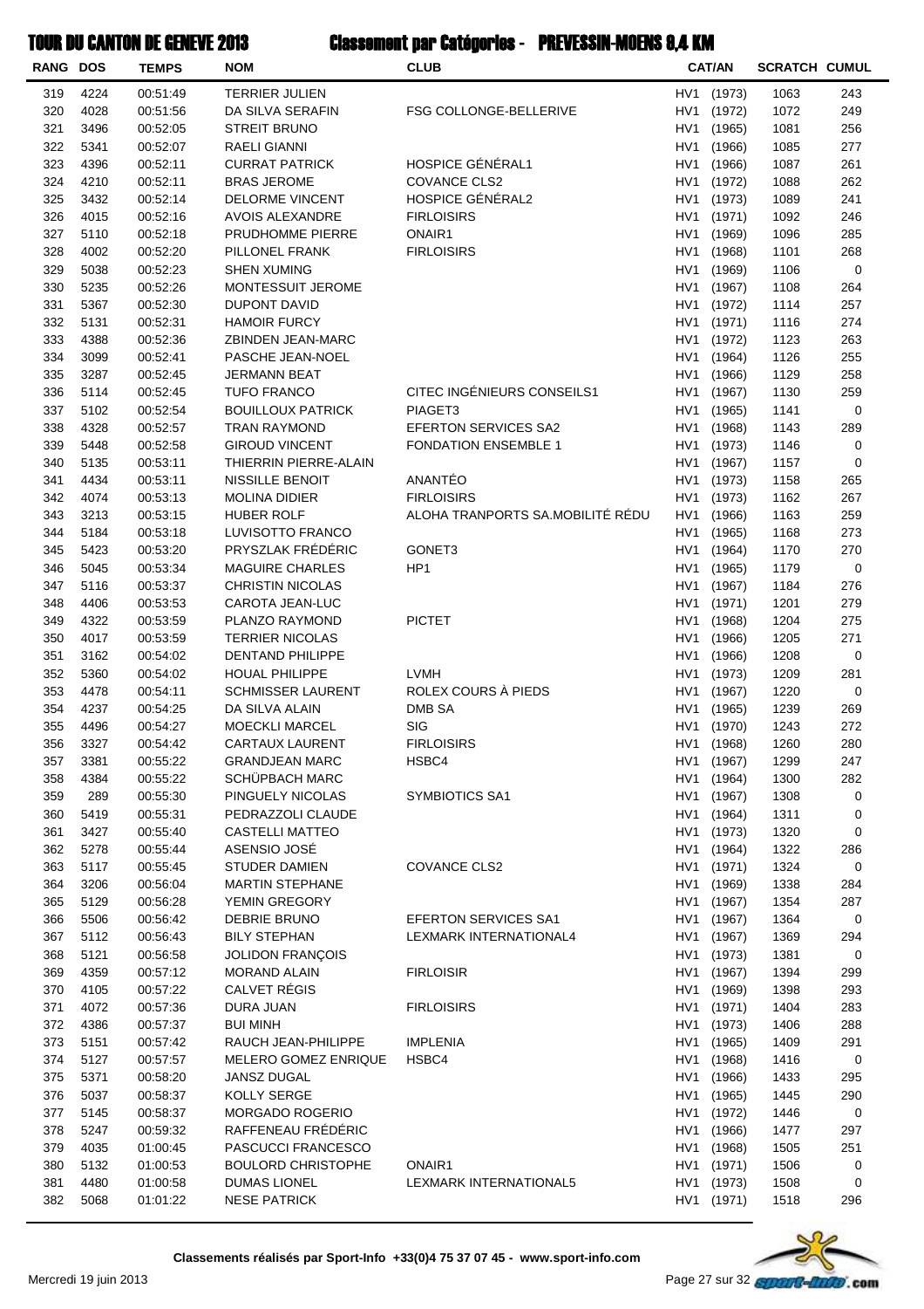# TOUR DU CANTON DE GENEVE 2013 Classement par Catégories - PREVESSIN-MOENS 9,4 KM

| RANG | DOS | TEMPS | NOM | CLUB | CAT/AN | | SCRATCH | CUMUL |
|---|---|---|---|---|---|---|---|---|
| 319 | 4224 | 00:51:49 | TERRIER JULIEN | | HV1 | (1973) | 1063 | 243 |
| 320 | 4028 | 00:51:56 | DA SILVA SERAFIN | FSG COLLONGE-BELLERIVE | HV1 | (1972) | 1072 | 249 |
| 321 | 3496 | 00:52:05 | STREIT BRUNO | | HV1 | (1965) | 1081 | 256 |
| 322 | 5341 | 00:52:07 | RAELI GIANNI | | HV1 | (1966) | 1085 | 277 |
| 323 | 4396 | 00:52:11 | CURRAT PATRICK | HOSPICE GÉNÉRAL1 | HV1 | (1966) | 1087 | 261 |
| 324 | 4210 | 00:52:11 | BRAS JEROME | COVANCE CLS2 | HV1 | (1972) | 1088 | 262 |
| 325 | 3432 | 00:52:14 | DELORME VINCENT | HOSPICE GÉNÉRAL2 | HV1 | (1973) | 1089 | 241 |
| 326 | 4015 | 00:52:16 | AVOIS ALEXANDRE | FIRLOISIRS | HV1 | (1971) | 1092 | 246 |
| 327 | 5110 | 00:52:18 | PRUDHOMME PIERRE | ONAIR1 | HV1 | (1969) | 1096 | 285 |
| 328 | 4002 | 00:52:20 | PILLONEL FRANK | FIRLOISIRS | HV1 | (1968) | 1101 | 268 |
| 329 | 5038 | 00:52:23 | SHEN XUMING | | HV1 | (1969) | 1106 | 0 |
| 330 | 5235 | 00:52:26 | MONTESSUIT JEROME | | HV1 | (1967) | 1108 | 264 |
| 331 | 5367 | 00:52:30 | DUPONT DAVID | | HV1 | (1972) | 1114 | 257 |
| 332 | 5131 | 00:52:31 | HAMOIR FURCY | | HV1 | (1971) | 1116 | 274 |
| 333 | 4388 | 00:52:36 | ZBINDEN JEAN-MARC | | HV1 | (1972) | 1123 | 263 |
| 334 | 3099 | 00:52:41 | PASCHE JEAN-NOEL | | HV1 | (1964) | 1126 | 255 |
| 335 | 3287 | 00:52:45 | JERMANN BEAT | | HV1 | (1966) | 1129 | 258 |
| 336 | 5114 | 00:52:45 | TUFO FRANCO | CITEC INGÉNIEURS CONSEILS1 | HV1 | (1967) | 1130 | 259 |
| 337 | 5102 | 00:52:54 | BOUILLOUX PATRICK | PIAGET3 | HV1 | (1965) | 1141 | 0 |
| 338 | 4328 | 00:52:57 | TRAN RAYMOND | EFERTON SERVICES SA2 | HV1 | (1968) | 1143 | 289 |
| 339 | 5448 | 00:52:58 | GIROUD VINCENT | FONDATION ENSEMBLE 1 | HV1 | (1973) | 1146 | 0 |
| 340 | 5135 | 00:53:11 | THIERRIN PIERRE-ALAIN | | HV1 | (1967) | 1157 | 0 |
| 341 | 4434 | 00:53:11 | NISSILLE BENOIT | ANANTÉO | HV1 | (1973) | 1158 | 265 |
| 342 | 4074 | 00:53:13 | MOLINA DIDIER | FIRLOISIRS | HV1 | (1973) | 1162 | 267 |
| 343 | 3213 | 00:53:15 | HUBER ROLF | ALOHA TRANPORTS SA.MOBILITÉ RÉDU | HV1 | (1966) | 1163 | 259 |
| 344 | 5184 | 00:53:18 | LUVISOTTO FRANCO | | HV1 | (1965) | 1168 | 273 |
| 345 | 5423 | 00:53:20 | PRYSZLAK FRÉDÉRIC | GONET3 | HV1 | (1964) | 1170 | 270 |
| 346 | 5045 | 00:53:34 | MAGUIRE CHARLES | HP1 | HV1 | (1965) | 1179 | 0 |
| 347 | 5116 | 00:53:37 | CHRISTIN NICOLAS | | HV1 | (1967) | 1184 | 276 |
| 348 | 4406 | 00:53:53 | CAROTA JEAN-LUC | | HV1 | (1971) | 1201 | 279 |
| 349 | 4322 | 00:53:59 | PLANZO RAYMOND | PICTET | HV1 | (1968) | 1204 | 275 |
| 350 | 4017 | 00:53:59 | TERRIER NICOLAS | | HV1 | (1966) | 1205 | 271 |
| 351 | 3162 | 00:54:02 | DENTAND PHILIPPE | | HV1 | (1966) | 1208 | 0 |
| 352 | 5360 | 00:54:02 | HOUAL PHILIPPE | LVMH | HV1 | (1973) | 1209 | 281 |
| 353 | 4478 | 00:54:11 | SCHMISSER LAURENT | ROLEX COURS À PIEDS | HV1 | (1967) | 1220 | 0 |
| 354 | 4237 | 00:54:25 | DA SILVA ALAIN | DMB SA | HV1 | (1965) | 1239 | 269 |
| 355 | 4496 | 00:54:27 | MOECKLI MARCEL | SIG | HV1 | (1970) | 1243 | 272 |
| 356 | 3327 | 00:54:42 | CARTAUX LAURENT | FIRLOISIRS | HV1 | (1968) | 1260 | 280 |
| 357 | 3381 | 00:55:22 | GRANDJEAN MARC | HSBC4 | HV1 | (1967) | 1299 | 247 |
| 358 | 4384 | 00:55:22 | SCHÜPBACH MARC | | HV1 | (1964) | 1300 | 282 |
| 359 | 289 | 00:55:30 | PINGUELY NICOLAS | SYMBIOTICS SA1 | HV1 | (1967) | 1308 | 0 |
| 360 | 5419 | 00:55:31 | PEDRAZZOLI CLAUDE | | HV1 | (1964) | 1311 | 0 |
| 361 | 3427 | 00:55:40 | CASTELLI MATTEO | | HV1 | (1973) | 1320 | 0 |
| 362 | 5278 | 00:55:44 | ASENSIO JOSÉ | | HV1 | (1964) | 1322 | 286 |
| 363 | 5117 | 00:55:45 | STUDER DAMIEN | COVANCE CLS2 | HV1 | (1971) | 1324 | 0 |
| 364 | 3206 | 00:56:04 | MARTIN STEPHANE | | HV1 | (1969) | 1338 | 284 |
| 365 | 5129 | 00:56:28 | YEMIN GREGORY | | HV1 | (1967) | 1354 | 287 |
| 366 | 5506 | 00:56:42 | DEBRIE BRUNO | EFERTON SERVICES SA1 | HV1 | (1967) | 1364 | 0 |
| 367 | 5112 | 00:56:43 | BILY STEPHAN | LEXMARK INTERNATIONAL4 | HV1 | (1967) | 1369 | 294 |
| 368 | 5121 | 00:56:58 | JOLIDON FRANÇOIS | | HV1 | (1973) | 1381 | 0 |
| 369 | 4359 | 00:57:12 | MORAND ALAIN | FIRLOISIR | HV1 | (1967) | 1394 | 299 |
| 370 | 4105 | 00:57:22 | CALVET RÉGIS | | HV1 | (1969) | 1398 | 293 |
| 371 | 4072 | 00:57:36 | DURA JUAN | FIRLOISIRS | HV1 | (1971) | 1404 | 283 |
| 372 | 4386 | 00:57:37 | BUI MINH | | HV1 | (1973) | 1406 | 288 |
| 373 | 5151 | 00:57:42 | RAUCH JEAN-PHILIPPE | IMPLENIA | HV1 | (1965) | 1409 | 291 |
| 374 | 5127 | 00:57:57 | MELERO GOMEZ ENRIQUE | HSBC4 | HV1 | (1968) | 1416 | 0 |
| 375 | 5371 | 00:58:20 | JANSZ DUGAL | | HV1 | (1966) | 1433 | 295 |
| 376 | 5037 | 00:58:37 | KOLLY SERGE | | HV1 | (1965) | 1445 | 290 |
| 377 | 5145 | 00:58:37 | MORGADO ROGERIO | | HV1 | (1972) | 1446 | 0 |
| 378 | 5247 | 00:59:32 | RAFFENEAU FRÉDÉRIC | | HV1 | (1966) | 1477 | 297 |
| 379 | 4035 | 01:00:45 | PASCUCCI FRANCESCO | | HV1 | (1968) | 1505 | 251 |
| 380 | 5132 | 01:00:53 | BOULORD CHRISTOPHE | ONAIR1 | HV1 | (1971) | 1506 | 0 |
| 381 | 4480 | 01:00:58 | DUMAS LIONEL | LEXMARK INTERNATIONAL5 | HV1 | (1973) | 1508 | 0 |
| 382 | 5068 | 01:01:22 | NESE PATRICK | | HV1 | (1971) | 1518 | 296 |

**Classements réalisés par Sport-Info +33(0)4 75 37 07 45 - www.sport-info.com**

Mercredi 19 juin 2013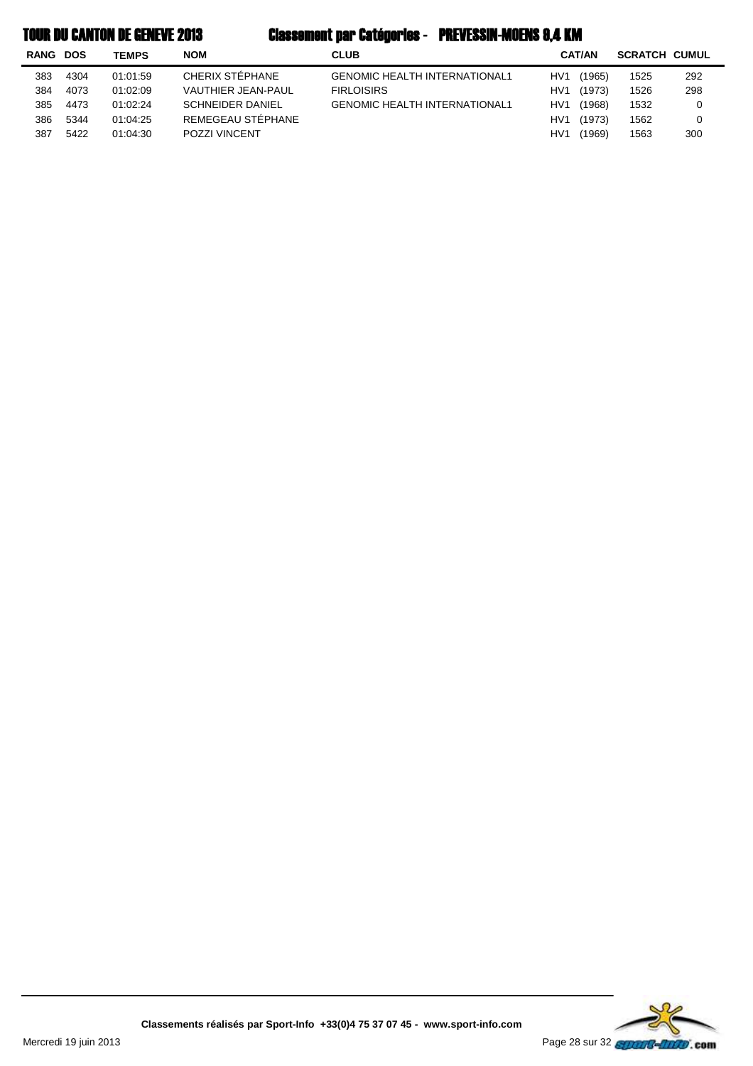# TOUR DU CANTON DE GENEVE 2013 — Classement par Catégories - PREVESSIN-MOENS 9,4 KM

| RANG | DOS | TEMPS | NOM | CLUB | CAT/AN | SCRATCH | CUMUL |
|---|---|---|---|---|---|---|---|
| 383 | 4304 | 01:01:59 | CHERIX STÉPHANE | GENOMIC HEALTH INTERNATIONAL1 | HV1 (1965) | 1525 | 292 |
| 384 | 4073 | 01:02:09 | VAUTHIER JEAN-PAUL | FIRLOISIRS | HV1 (1973) | 1526 | 298 |
| 385 | 4473 | 01:02:24 | SCHNEIDER DANIEL | GENOMIC HEALTH INTERNATIONAL1 | HV1 (1968) | 1532 | 0 |
| 386 | 5344 | 01:04:25 | REMEGEAU STÉPHANE | | HV1 (1973) | 1562 | 0 |
| 387 | 5422 | 01:04:30 | POZZI VINCENT | | HV1 (1969) | 1563 | 300 |

Classements réalisés par Sport-Info +33(0)4 75 37 07 45 - www.sport-info.com

Mercredi 19 juin 2013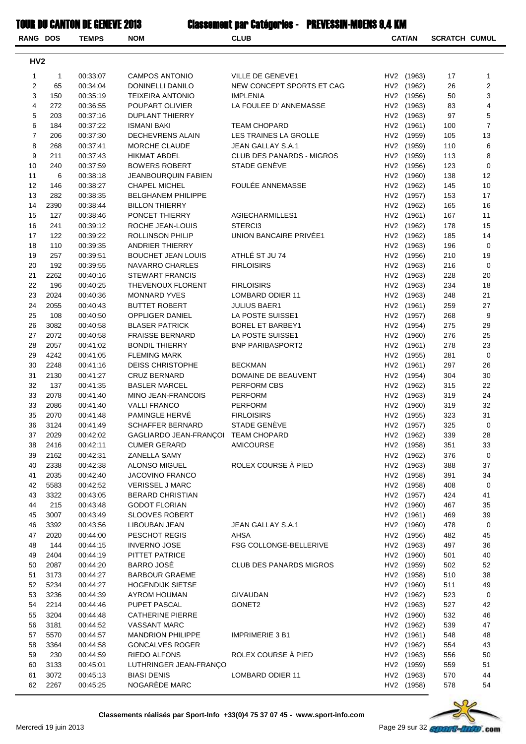# TOUR DU CANTON DE GENEVE 2013 — Classement par Catégories - PREVESSIN-MOENS 9,4 KM

## HV2

| RANG | DOS | TEMPS | NOM | CLUB | CAT/AN | SCRATCH | CUMUL |
|---|---|---|---|---|---|---|---|
| 1 | 1 | 00:33:07 | CAMPOS ANTONIO | VILLE DE GENEVE1 | HV2 (1963) | 17 | 1 |
| 2 | 65 | 00:34:04 | DONINELLI DANILO | NEW CONCEPT SPORTS ET CAG | HV2 (1962) | 26 | 2 |
| 3 | 150 | 00:35:19 | TEIXEIRA ANTONIO | IMPLENIA | HV2 (1956) | 50 | 3 |
| 4 | 272 | 00:36:55 | POUPART OLIVIER | LA FOULEE D' ANNEMASSE | HV2 (1963) | 83 | 4 |
| 5 | 203 | 00:37:16 | DUPLANT THIERRY | | HV2 (1963) | 97 | 5 |
| 6 | 184 | 00:37:22 | ISMANI BAKI | TEAM CHOPARD | HV2 (1961) | 100 | 7 |
| 7 | 206 | 00:37:30 | DECHEVRENS ALAIN | LES TRAINES LA GROLLE | HV2 (1959) | 105 | 13 |
| 8 | 268 | 00:37:41 | MORCHE CLAUDE | JEAN GALLAY S.A.1 | HV2 (1959) | 110 | 6 |
| 9 | 211 | 00:37:43 | HIKMAT ABDEL | CLUB DES PANARDS - MIGROS | HV2 (1959) | 113 | 8 |
| 10 | 240 | 00:37:59 | BOWERS ROBERT | STADE GENÈVE | HV2 (1956) | 123 | 0 |
| 11 | 6 | 00:38:18 | JEANBOURQUIN FABIEN | | HV2 (1960) | 138 | 12 |
| 12 | 146 | 00:38:27 | CHAPEL MICHEL | FOULÉE ANNEMASSE | HV2 (1962) | 145 | 10 |
| 13 | 282 | 00:38:35 | BELGHANEM PHILIPPE | | HV2 (1957) | 153 | 17 |
| 14 | 2390 | 00:38:44 | BILLON THIERRY | | HV2 (1962) | 165 | 16 |
| 15 | 127 | 00:38:46 | PONCET THIERRY | AGIECHARMILLES1 | HV2 (1961) | 167 | 11 |
| 16 | 241 | 00:39:12 | ROCHE JEAN-LOUIS | STERCI3 | HV2 (1962) | 178 | 15 |
| 17 | 122 | 00:39:22 | ROLLINSON PHILIP | UNION BANCAIRE PRIVÉE1 | HV2 (1962) | 185 | 14 |
| 18 | 110 | 00:39:35 | ANDRIER THIERRY | | HV2 (1963) | 196 | 0 |
| 19 | 257 | 00:39:51 | BOUCHET JEAN LOUIS | ATHLÉ ST JU 74 | HV2 (1956) | 210 | 19 |
| 20 | 192 | 00:39:55 | NAVARRO CHARLES | FIRLOISIRS | HV2 (1963) | 216 | 0 |
| 21 | 2262 | 00:40:16 | STEWART FRANCIS | | HV2 (1963) | 228 | 20 |
| 22 | 196 | 00:40:25 | THEVENOUX FLORENT | FIRLOISIRS | HV2 (1963) | 234 | 18 |
| 23 | 2024 | 00:40:36 | MONNARD YVES | LOMBARD ODIER 11 | HV2 (1963) | 248 | 21 |
| 24 | 2055 | 00:40:43 | BUTTET ROBERT | JULIUS BAER1 | HV2 (1961) | 259 | 27 |
| 25 | 108 | 00:40:50 | OPPLIGER DANIEL | LA POSTE SUISSE1 | HV2 (1957) | 268 | 9 |
| 26 | 3082 | 00:40:58 | BLASER PATRICK | BOREL ET BARBEY1 | HV2 (1954) | 275 | 29 |
| 27 | 2072 | 00:40:58 | FRAISSE BERNARD | LA POSTE SUISSE1 | HV2 (1960) | 276 | 25 |
| 28 | 2057 | 00:41:02 | BONDIL THIERRY | BNP PARIBASPORT2 | HV2 (1961) | 278 | 23 |
| 29 | 4242 | 00:41:05 | FLEMING MARK | | HV2 (1955) | 281 | 0 |
| 30 | 2248 | 00:41:16 | DEISS CHRISTOPHE | BECKMAN | HV2 (1961) | 297 | 26 |
| 31 | 2130 | 00:41:27 | CRUZ BERNARD | DOMAINE DE BEAUVENT | HV2 (1954) | 304 | 30 |
| 32 | 137 | 00:41:35 | BASLER MARCEL | PERFORM CBS | HV2 (1962) | 315 | 22 |
| 33 | 2078 | 00:41:40 | MINO JEAN-FRANCOIS | PERFORM | HV2 (1963) | 319 | 24 |
| 33 | 2086 | 00:41:40 | VALLI FRANCO | PERFORM | HV2 (1960) | 319 | 32 |
| 35 | 2070 | 00:41:48 | PAMINGLE HERVÉ | FIRLOISIRS | HV2 (1955) | 323 | 31 |
| 36 | 3124 | 00:41:49 | SCHAFFER BERNARD | STADE GENÈVE | HV2 (1957) | 325 | 0 |
| 37 | 2029 | 00:42:02 | GAGLIARDO JEAN-FRANÇOI | TEAM CHOPARD | HV2 (1962) | 339 | 28 |
| 38 | 2416 | 00:42:11 | CUMER GERARD | AMICOURSE | HV2 (1958) | 351 | 33 |
| 39 | 2162 | 00:42:31 | ZANELLA SAMY | | HV2 (1962) | 376 | 0 |
| 40 | 2338 | 00:42:38 | ALONSO MIGUEL | ROLEX COURSE À PIED | HV2 (1963) | 388 | 37 |
| 41 | 2035 | 00:42:40 | JACOVINO FRANCO | | HV2 (1958) | 391 | 34 |
| 42 | 5583 | 00:42:52 | VERISSEL J MARC | | HV2 (1958) | 408 | 0 |
| 43 | 3322 | 00:43:05 | BERARD CHRISTIAN | | HV2 (1957) | 424 | 41 |
| 44 | 215 | 00:43:48 | GODOT FLORIAN | | HV2 (1960) | 467 | 35 |
| 45 | 3007 | 00:43:49 | SLOOVES ROBERT | | HV2 (1961) | 469 | 39 |
| 46 | 3392 | 00:43:56 | LIBOUBAN JEAN | JEAN GALLAY S.A.1 | HV2 (1960) | 478 | 0 |
| 47 | 2020 | 00:44:00 | PESCHOT REGIS | AHSA | HV2 (1956) | 482 | 45 |
| 48 | 144 | 00:44:15 | INVERNO JOSE | FSG COLLONGE-BELLERIVE | HV2 (1963) | 497 | 36 |
| 49 | 2404 | 00:44:19 | PITTET PATRICE | | HV2 (1960) | 501 | 40 |
| 50 | 2087 | 00:44:20 | BARRO JOSÉ | CLUB DES PANARDS MIGROS | HV2 (1959) | 502 | 52 |
| 51 | 3173 | 00:44:27 | BARBOUR GRAEME | | HV2 (1958) | 510 | 38 |
| 52 | 5234 | 00:44:27 | HOGENDIJK SIETSE | | HV2 (1960) | 511 | 49 |
| 53 | 3236 | 00:44:39 | AYROM HOUMAN | GIVAUDAN | HV2 (1962) | 523 | 0 |
| 54 | 2214 | 00:44:46 | PUPET PASCAL | GONET2 | HV2 (1963) | 527 | 42 |
| 55 | 3204 | 00:44:48 | CATHERINE PIERRE | | HV2 (1960) | 532 | 46 |
| 56 | 3181 | 00:44:52 | VASSANT MARC | | HV2 (1962) | 539 | 47 |
| 57 | 5570 | 00:44:57 | MANDRION PHILIPPE | IMPRIMERIE 3 B1 | HV2 (1961) | 548 | 48 |
| 58 | 3364 | 00:44:58 | GONCALVES ROGER | | HV2 (1962) | 554 | 43 |
| 59 | 230 | 00:44:59 | RIEDO ALFONS | ROLEX COURSE À PIED | HV2 (1963) | 556 | 50 |
| 60 | 3133 | 00:45:01 | LUTHRINGER JEAN-FRANÇO | | HV2 (1959) | 559 | 51 |
| 61 | 3072 | 00:45:13 | BIASI DENIS | LOMBARD ODIER 11 | HV2 (1963) | 570 | 44 |
| 62 | 2267 | 00:45:25 | NOGARÈDE MARC | | HV2 (1958) | 578 | 54 |

Classements réalisés par Sport-Info +33(0)4 75 37 07 45 - www.sport-info.com

Mercredi 19 juin 2013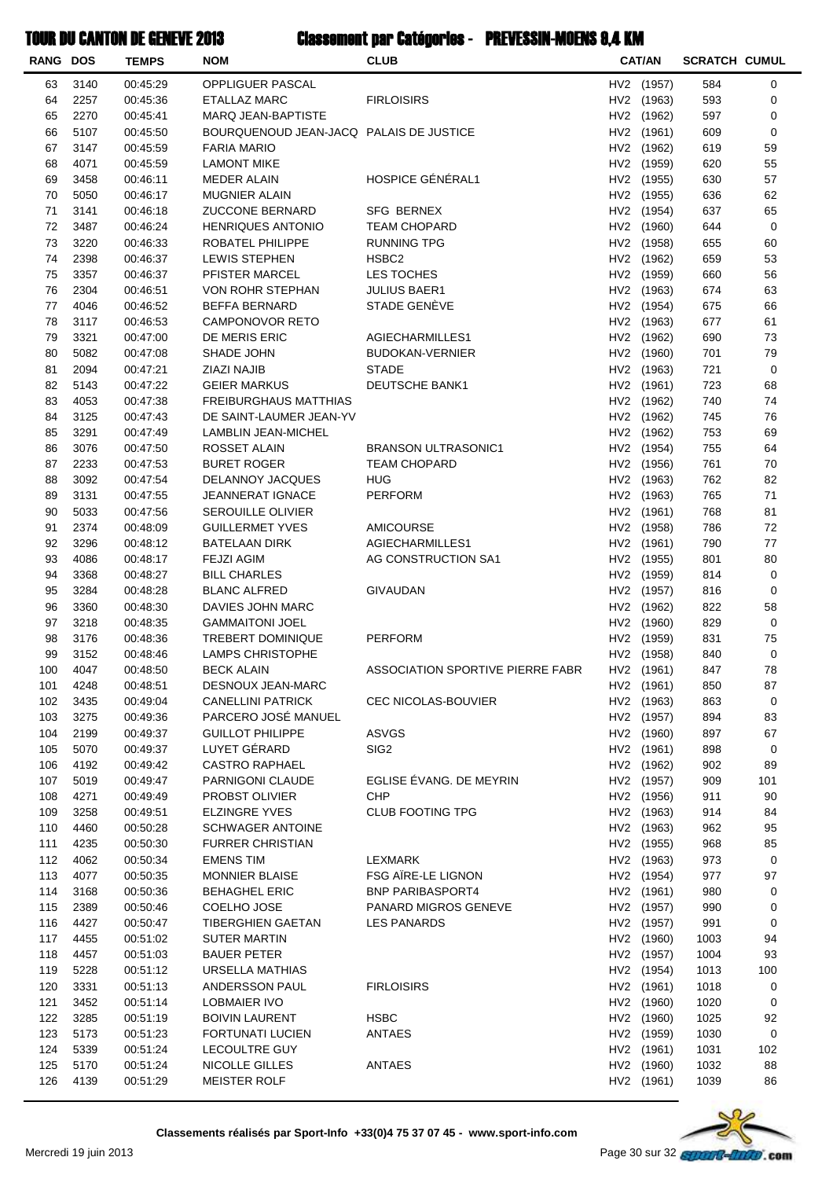# TOUR DU CANTON DE GENEVE 2013 — Classement par Catégories - PREVESSIN-MOENS 9,4 KM

| RANG | DOS | TEMPS | NOM | CLUB | CAT/AN | SCRATCH | CUMUL |
|---|---|---|---|---|---|---|---|
| 63 | 3140 | 00:45:29 | OPPLIGUER PASCAL | | HV2 (1957) | 584 | 0 |
| 64 | 2257 | 00:45:36 | ETALLAZ MARC | FIRLOISIRS | HV2 (1963) | 593 | 0 |
| 65 | 2270 | 00:45:41 | MARQ JEAN-BAPTISTE | | HV2 (1962) | 597 | 0 |
| 66 | 5107 | 00:45:50 | BOURQUENOUD JEAN-JACQ | PALAIS DE JUSTICE | HV2 (1961) | 609 | 0 |
| 67 | 3147 | 00:45:59 | FARIA MARIO | | HV2 (1962) | 619 | 59 |
| 68 | 4071 | 00:45:59 | LAMONT MIKE | | HV2 (1959) | 620 | 55 |
| 69 | 3458 | 00:46:11 | MEDER ALAIN | HOSPICE GÉNÉRAL1 | HV2 (1955) | 630 | 57 |
| 70 | 5050 | 00:46:17 | MUGNIER ALAIN | | HV2 (1955) | 636 | 62 |
| 71 | 3141 | 00:46:18 | ZUCCONE BERNARD | SFG BERNEX | HV2 (1954) | 637 | 65 |
| 72 | 3487 | 00:46:24 | HENRIQUES ANTONIO | TEAM CHOPARD | HV2 (1960) | 644 | 0 |
| 73 | 3220 | 00:46:33 | ROBATEL PHILIPPE | RUNNING TPG | HV2 (1958) | 655 | 60 |
| 74 | 2398 | 00:46:37 | LEWIS STEPHEN | HSBC2 | HV2 (1962) | 659 | 53 |
| 75 | 3357 | 00:46:37 | PFISTER MARCEL | LES TOCHES | HV2 (1959) | 660 | 56 |
| 76 | 2304 | 00:46:51 | VON ROHR STEPHAN | JULIUS BAER1 | HV2 (1963) | 674 | 63 |
| 77 | 4046 | 00:46:52 | BEFFA BERNARD | STADE GENÈVE | HV2 (1954) | 675 | 66 |
| 78 | 3117 | 00:46:53 | CAMPONOVOR RETO | | HV2 (1963) | 677 | 61 |
| 79 | 3321 | 00:47:00 | DE MERIS ERIC | AGIECHARMILLES1 | HV2 (1962) | 690 | 73 |
| 80 | 5082 | 00:47:08 | SHADE JOHN | BUDOKAN-VERNIER | HV2 (1960) | 701 | 79 |
| 81 | 2094 | 00:47:21 | ZIAZI NAJIB | STADE | HV2 (1963) | 721 | 0 |
| 82 | 5143 | 00:47:22 | GEIER MARKUS | DEUTSCHE BANK1 | HV2 (1961) | 723 | 68 |
| 83 | 4053 | 00:47:38 | FREIBURGHAUS MATTHIAS | | HV2 (1962) | 740 | 74 |
| 84 | 3125 | 00:47:43 | DE SAINT-LAUMER JEAN-YV | | HV2 (1962) | 745 | 76 |
| 85 | 3291 | 00:47:49 | LAMBLIN JEAN-MICHEL | | HV2 (1962) | 753 | 69 |
| 86 | 3076 | 00:47:50 | ROSSET ALAIN | BRANSON ULTRASONIC1 | HV2 (1954) | 755 | 64 |
| 87 | 2233 | 00:47:53 | BURET ROGER | TEAM CHOPARD | HV2 (1956) | 761 | 70 |
| 88 | 3092 | 00:47:54 | DELANNOY JACQUES | HUG | HV2 (1963) | 762 | 82 |
| 89 | 3131 | 00:47:55 | JEANNERAT IGNACE | PERFORM | HV2 (1963) | 765 | 71 |
| 90 | 5033 | 00:47:56 | SEROUILLE OLIVIER | | HV2 (1961) | 768 | 81 |
| 91 | 2374 | 00:48:09 | GUILLERMET YVES | AMICOURSE | HV2 (1958) | 786 | 72 |
| 92 | 3296 | 00:48:12 | BATELAAN DIRK | AGIECHARMILLES1 | HV2 (1961) | 790 | 77 |
| 93 | 4086 | 00:48:17 | FEJZI AGIM | AG CONSTRUCTION SA1 | HV2 (1955) | 801 | 80 |
| 94 | 3368 | 00:48:27 | BILL CHARLES | | HV2 (1959) | 814 | 0 |
| 95 | 3284 | 00:48:28 | BLANC ALFRED | GIVAUDAN | HV2 (1957) | 816 | 0 |
| 96 | 3360 | 00:48:30 | DAVIES JOHN MARC | | HV2 (1962) | 822 | 58 |
| 97 | 3218 | 00:48:35 | GAMMAITONI JOEL | | HV2 (1960) | 829 | 0 |
| 98 | 3176 | 00:48:36 | TREBERT DOMINIQUE | PERFORM | HV2 (1959) | 831 | 75 |
| 99 | 3152 | 00:48:46 | LAMPS CHRISTOPHE | | HV2 (1958) | 840 | 0 |
| 100 | 4047 | 00:48:50 | BECK ALAIN | ASSOCIATION SPORTIVE PIERRE FABR | HV2 (1961) | 847 | 78 |
| 101 | 4248 | 00:48:51 | DESNOUX JEAN-MARC | | HV2 (1961) | 850 | 87 |
| 102 | 3435 | 00:49:04 | CANELLINI PATRICK | CEC NICOLAS-BOUVIER | HV2 (1963) | 863 | 0 |
| 103 | 3275 | 00:49:36 | PARCERO JOSÉ MANUEL | | HV2 (1957) | 894 | 83 |
| 104 | 2199 | 00:49:37 | GUILLOT PHILIPPE | ASVGS | HV2 (1960) | 897 | 67 |
| 105 | 5070 | 00:49:37 | LUYET GÉRARD | SIG2 | HV2 (1961) | 898 | 0 |
| 106 | 4192 | 00:49:42 | CASTRO RAPHAEL | | HV2 (1962) | 902 | 89 |
| 107 | 5019 | 00:49:47 | PARNIGONI CLAUDE | EGLISE ÉVANG. DE MEYRIN | HV2 (1957) | 909 | 101 |
| 108 | 4271 | 00:49:49 | PROBST OLIVIER | CHP | HV2 (1956) | 911 | 90 |
| 109 | 3258 | 00:49:51 | ELZINGRE YVES | CLUB FOOTING TPG | HV2 (1963) | 914 | 84 |
| 110 | 4460 | 00:50:28 | SCHWAGER ANTOINE | | HV2 (1963) | 962 | 95 |
| 111 | 4235 | 00:50:30 | FURRER CHRISTIAN | | HV2 (1955) | 968 | 85 |
| 112 | 4062 | 00:50:34 | EMENS TIM | LEXMARK | HV2 (1963) | 973 | 0 |
| 113 | 4077 | 00:50:35 | MONNIER BLAISE | FSG AÏRE-LE LIGNON | HV2 (1954) | 977 | 97 |
| 114 | 3168 | 00:50:36 | BEHAGHEL ERIC | BNP PARIBASPORT4 | HV2 (1961) | 980 | 0 |
| 115 | 2389 | 00:50:46 | COELHO JOSE | PANARD MIGROS GENEVE | HV2 (1957) | 990 | 0 |
| 116 | 4427 | 00:50:47 | TIBERGHIEN GAETAN | LES PANARDS | HV2 (1957) | 991 | 0 |
| 117 | 4455 | 00:51:02 | SUTER MARTIN | | HV2 (1960) | 1003 | 94 |
| 118 | 4457 | 00:51:03 | BAUER PETER | | HV2 (1957) | 1004 | 93 |
| 119 | 5228 | 00:51:12 | URSELLA MATHIAS | | HV2 (1954) | 1013 | 100 |
| 120 | 3331 | 00:51:13 | ANDERSSON PAUL | FIRLOISIRS | HV2 (1961) | 1018 | 0 |
| 121 | 3452 | 00:51:14 | LOBMAIER IVO | | HV2 (1960) | 1020 | 0 |
| 122 | 3285 | 00:51:19 | BOIVIN LAURENT | HSBC | HV2 (1960) | 1025 | 92 |
| 123 | 5173 | 00:51:23 | FORTUNATI LUCIEN | ANTAES | HV2 (1959) | 1030 | 0 |
| 124 | 5339 | 00:51:24 | LECOULTRE GUY | | HV2 (1961) | 1031 | 102 |
| 125 | 5170 | 00:51:24 | NICOLLE GILLES | ANTAES | HV2 (1960) | 1032 | 88 |
| 126 | 4139 | 00:51:29 | MEISTER ROLF | | HV2 (1961) | 1039 | 86 |

Classements réalisés par Sport-Info +33(0)4 75 37 07 45 - www.sport-info.com

Mercredi 19 juin 2013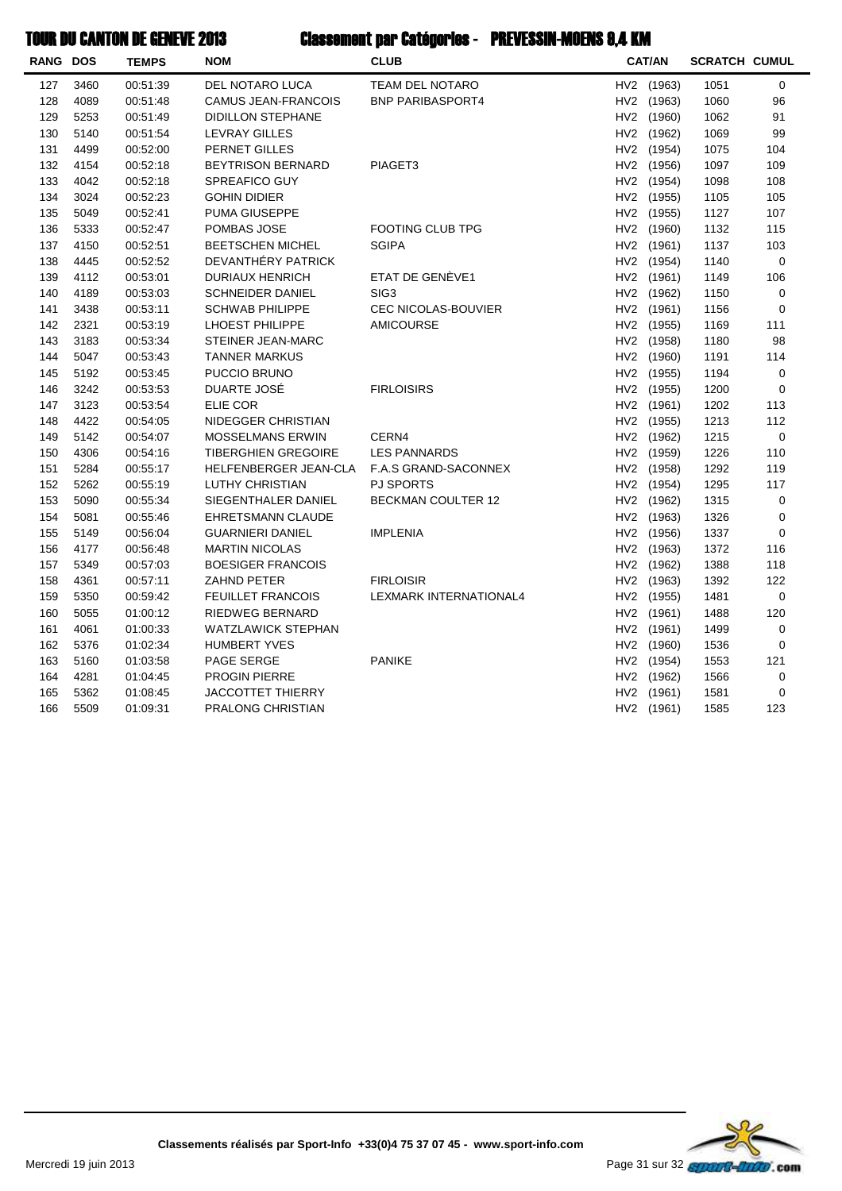# TOUR DU CANTON DE GENEVE 2013 — Classement par Catégories - PREVESSIN-MOENS 9,4 KM

| RANG | DOS | TEMPS | NOM | CLUB | CAT/AN | SCRATCH | CUMUL |
|---|---|---|---|---|---|---|---|
| 127 | 3460 | 00:51:39 | DEL NOTARO LUCA | TEAM DEL NOTARO | HV2 (1963) | 1051 | 0 |
| 128 | 4089 | 00:51:48 | CAMUS JEAN-FRANCOIS | BNP PARIBASPORT4 | HV2 (1963) | 1060 | 96 |
| 129 | 5253 | 00:51:49 | DIDILLON STEPHANE | | HV2 (1960) | 1062 | 91 |
| 130 | 5140 | 00:51:54 | LEVRAY GILLES | | HV2 (1962) | 1069 | 99 |
| 131 | 4499 | 00:52:00 | PERNET GILLES | | HV2 (1954) | 1075 | 104 |
| 132 | 4154 | 00:52:18 | BEYTRISON BERNARD | PIAGET3 | HV2 (1956) | 1097 | 109 |
| 133 | 4042 | 00:52:18 | SPREAFICO GUY | | HV2 (1954) | 1098 | 108 |
| 134 | 3024 | 00:52:23 | GOHIN DIDIER | | HV2 (1955) | 1105 | 105 |
| 135 | 5049 | 00:52:41 | PUMA GIUSEPPE | | HV2 (1955) | 1127 | 107 |
| 136 | 5333 | 00:52:47 | POMBAS JOSE | FOOTING CLUB TPG | HV2 (1960) | 1132 | 115 |
| 137 | 4150 | 00:52:51 | BEETSCHEN MICHEL | SGIPA | HV2 (1961) | 1137 | 103 |
| 138 | 4445 | 00:52:52 | DEVANTHÉRY PATRICK | | HV2 (1954) | 1140 | 0 |
| 139 | 4112 | 00:53:01 | DURIAUX HENRICH | ETAT DE GENÈVE1 | HV2 (1961) | 1149 | 106 |
| 140 | 4189 | 00:53:03 | SCHNEIDER DANIEL | SIG3 | HV2 (1962) | 1150 | 0 |
| 141 | 3438 | 00:53:11 | SCHWAB PHILIPPE | CEC NICOLAS-BOUVIER | HV2 (1961) | 1156 | 0 |
| 142 | 2321 | 00:53:19 | LHOEST PHILIPPE | AMICOURSE | HV2 (1955) | 1169 | 111 |
| 143 | 3183 | 00:53:34 | STEINER JEAN-MARC | | HV2 (1958) | 1180 | 98 |
| 144 | 5047 | 00:53:43 | TANNER MARKUS | | HV2 (1960) | 1191 | 114 |
| 145 | 5192 | 00:53:45 | PUCCIO BRUNO | | HV2 (1955) | 1194 | 0 |
| 146 | 3242 | 00:53:53 | DUARTE JOSÉ | FIRLOISIRS | HV2 (1955) | 1200 | 0 |
| 147 | 3123 | 00:53:54 | ELIE COR | | HV2 (1961) | 1202 | 113 |
| 148 | 4422 | 00:54:05 | NIDEGGER CHRISTIAN | | HV2 (1955) | 1213 | 112 |
| 149 | 5142 | 00:54:07 | MOSSELMANS ERWIN | CERN4 | HV2 (1962) | 1215 | 0 |
| 150 | 4306 | 00:54:16 | TIBERGHIEN GREGOIRE | LES PANNARDS | HV2 (1959) | 1226 | 110 |
| 151 | 5284 | 00:55:17 | HELFENBERGER JEAN-CLA | F.A.S GRAND-SACONNEX | HV2 (1958) | 1292 | 119 |
| 152 | 5262 | 00:55:19 | LUTHY CHRISTIAN | PJ SPORTS | HV2 (1954) | 1295 | 117 |
| 153 | 5090 | 00:55:34 | SIEGENTHALER DANIEL | BECKMAN COULTER 12 | HV2 (1962) | 1315 | 0 |
| 154 | 5081 | 00:55:46 | EHRETSMANN CLAUDE | | HV2 (1963) | 1326 | 0 |
| 155 | 5149 | 00:56:04 | GUARNIERI DANIEL | IMPLENIA | HV2 (1956) | 1337 | 0 |
| 156 | 4177 | 00:56:48 | MARTIN NICOLAS | | HV2 (1963) | 1372 | 116 |
| 157 | 5349 | 00:57:03 | BOESIGER FRANCOIS | | HV2 (1962) | 1388 | 118 |
| 158 | 4361 | 00:57:11 | ZAHND PETER | FIRLOISIR | HV2 (1963) | 1392 | 122 |
| 159 | 5350 | 00:59:42 | FEUILLET FRANCOIS | LEXMARK INTERNATIONAL4 | HV2 (1955) | 1481 | 0 |
| 160 | 5055 | 01:00:12 | RIEDWEG BERNARD | | HV2 (1961) | 1488 | 120 |
| 161 | 4061 | 01:00:33 | WATZLAWICK STEPHAN | | HV2 (1961) | 1499 | 0 |
| 162 | 5376 | 01:02:34 | HUMBERT YVES | | HV2 (1960) | 1536 | 0 |
| 163 | 5160 | 01:03:58 | PAGE SERGE | PANIKE | HV2 (1954) | 1553 | 121 |
| 164 | 4281 | 01:04:45 | PROGIN PIERRE | | HV2 (1962) | 1566 | 0 |
| 165 | 5362 | 01:08:45 | JACCOTTET THIERRY | | HV2 (1961) | 1581 | 0 |
| 166 | 5509 | 01:09:31 | PRALONG CHRISTIAN | | HV2 (1961) | 1585 | 123 |

**Classements réalisés par Sport-Info +33(0)4 75 37 07 45 - www.sport-info.com**

Mercredi 19 juin 2013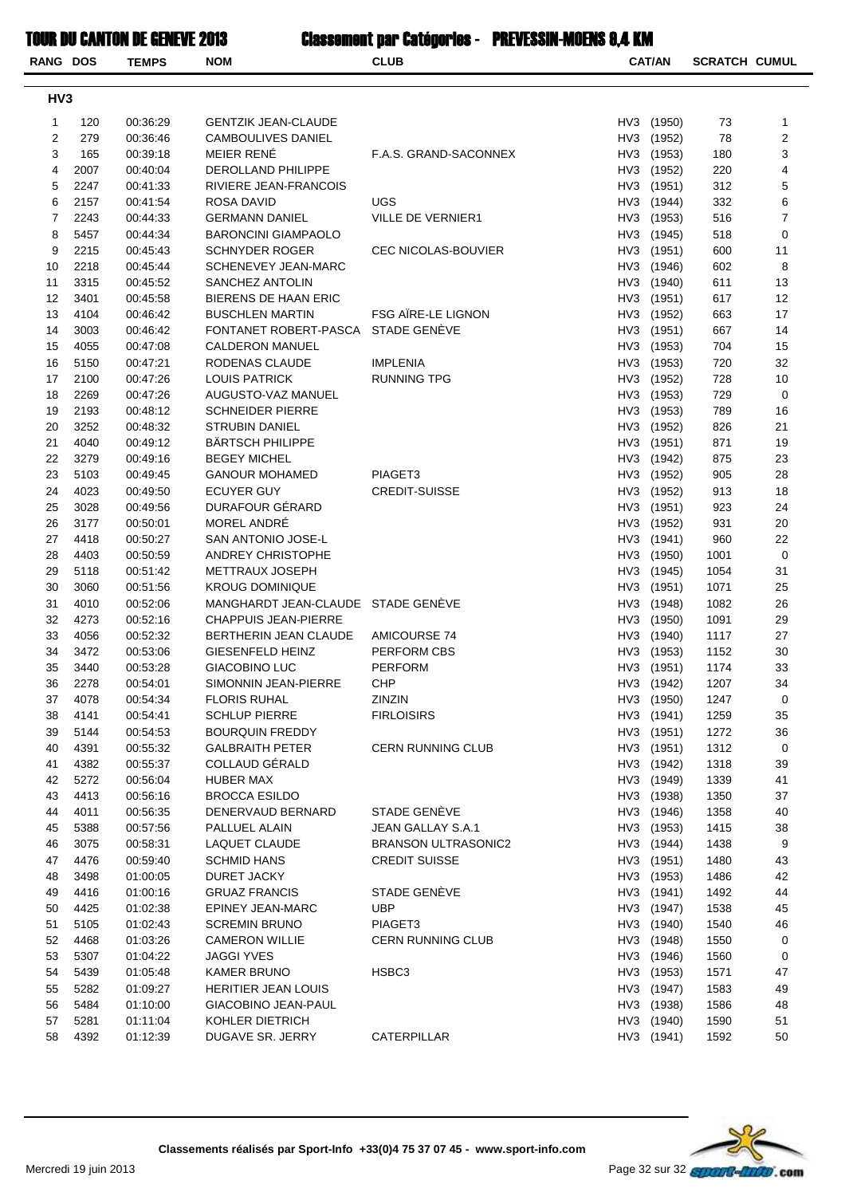# TOUR DU CANTON DE GENEVE 2013 — Classement par Catégories - PREVESSIN-MOENS 9,4 KM

## HV3

| RANG | DOS | TEMPS | NOM | CLUB | CAT/AN | SCRATCH | CUMUL |
|---|---|---|---|---|---|---|---|
| 1 | 120 | 00:36:29 | GENTZIK JEAN-CLAUDE | | HV3 (1950) | 73 | 1 |
| 2 | 279 | 00:36:46 | CAMBOULIVES DANIEL | | HV3 (1952) | 78 | 2 |
| 3 | 165 | 00:39:18 | MEIER RENÉ | F.A.S. GRAND-SACONNEX | HV3 (1953) | 180 | 3 |
| 4 | 2007 | 00:40:04 | DEROLLAND PHILIPPE | | HV3 (1952) | 220 | 4 |
| 5 | 2247 | 00:41:33 | RIVIERE JEAN-FRANCOIS | | HV3 (1951) | 312 | 5 |
| 6 | 2157 | 00:41:54 | ROSA DAVID | UGS | HV3 (1944) | 332 | 6 |
| 7 | 2243 | 00:44:33 | GERMANN DANIEL | VILLE DE VERNIER1 | HV3 (1953) | 516 | 7 |
| 8 | 5457 | 00:44:34 | BARONCINI GIAMPAOLO | | HV3 (1945) | 518 | 0 |
| 9 | 2215 | 00:45:43 | SCHNYDER ROGER | CEC NICOLAS-BOUVIER | HV3 (1951) | 600 | 11 |
| 10 | 2218 | 00:45:44 | SCHENEVEY JEAN-MARC | | HV3 (1946) | 602 | 8 |
| 11 | 3315 | 00:45:52 | SANCHEZ ANTOLIN | | HV3 (1940) | 611 | 13 |
| 12 | 3401 | 00:45:58 | BIERENS DE HAAN ERIC | | HV3 (1951) | 617 | 12 |
| 13 | 4104 | 00:46:42 | BUSCHLEN MARTIN | FSG AÏRE-LE LIGNON | HV3 (1952) | 663 | 17 |
| 14 | 3003 | 00:46:42 | FONTANET ROBERT-PASCA | STADE GENÈVE | HV3 (1951) | 667 | 14 |
| 15 | 4055 | 00:47:08 | CALDERON MANUEL | | HV3 (1953) | 704 | 15 |
| 16 | 5150 | 00:47:21 | RODENAS CLAUDE | IMPLENIA | HV3 (1953) | 720 | 32 |
| 17 | 2100 | 00:47:26 | LOUIS PATRICK | RUNNING TPG | HV3 (1952) | 728 | 10 |
| 18 | 2269 | 00:47:26 | AUGUSTO-VAZ MANUEL | | HV3 (1953) | 729 | 0 |
| 19 | 2193 | 00:48:12 | SCHNEIDER PIERRE | | HV3 (1953) | 789 | 16 |
| 20 | 3252 | 00:48:32 | STRUBIN DANIEL | | HV3 (1952) | 826 | 21 |
| 21 | 4040 | 00:49:12 | BÄRTSCH PHILIPPE | | HV3 (1951) | 871 | 19 |
| 22 | 3279 | 00:49:16 | BEGEY MICHEL | | HV3 (1942) | 875 | 23 |
| 23 | 5103 | 00:49:45 | GANOUR MOHAMED | PIAGET3 | HV3 (1952) | 905 | 28 |
| 24 | 4023 | 00:49:50 | ECUYER GUY | CREDIT-SUISSE | HV3 (1952) | 913 | 18 |
| 25 | 3028 | 00:49:56 | DURAFOUR GÉRARD | | HV3 (1951) | 923 | 24 |
| 26 | 3177 | 00:50:01 | MOREL ANDRÉ | | HV3 (1952) | 931 | 20 |
| 27 | 4418 | 00:50:27 | SAN ANTONIO JOSE-L | | HV3 (1941) | 960 | 22 |
| 28 | 4403 | 00:50:59 | ANDREY CHRISTOPHE | | HV3 (1950) | 1001 | 0 |
| 29 | 5118 | 00:51:42 | METTRAUX JOSEPH | | HV3 (1945) | 1054 | 31 |
| 30 | 3060 | 00:51:56 | KROUG DOMINIQUE | | HV3 (1951) | 1071 | 25 |
| 31 | 4010 | 00:52:06 | MANGHARDT JEAN-CLAUDE | STADE GENÈVE | HV3 (1948) | 1082 | 26 |
| 32 | 4273 | 00:52:16 | CHAPPUIS JEAN-PIERRE | | HV3 (1950) | 1091 | 29 |
| 33 | 4056 | 00:52:32 | BERTHERIN JEAN CLAUDE | AMICOURSE 74 | HV3 (1940) | 1117 | 27 |
| 34 | 3472 | 00:53:06 | GIESENFELD HEINZ | PERFORM CBS | HV3 (1953) | 1152 | 30 |
| 35 | 3440 | 00:53:28 | GIACOBINO LUC | PERFORM | HV3 (1951) | 1174 | 33 |
| 36 | 2278 | 00:54:01 | SIMONNIN JEAN-PIERRE | CHP | HV3 (1942) | 1207 | 34 |
| 37 | 4078 | 00:54:34 | FLORIS RUHAL | ZINZIN | HV3 (1950) | 1247 | 0 |
| 38 | 4141 | 00:54:41 | SCHLUP PIERRE | FIRLOISIRS | HV3 (1941) | 1259 | 35 |
| 39 | 5144 | 00:54:53 | BOURQUIN FREDDY | | HV3 (1951) | 1272 | 36 |
| 40 | 4391 | 00:55:32 | GALBRAITH PETER | CERN RUNNING CLUB | HV3 (1951) | 1312 | 0 |
| 41 | 4382 | 00:55:37 | COLLAUD GÉRALD | | HV3 (1942) | 1318 | 39 |
| 42 | 5272 | 00:56:04 | HUBER MAX | | HV3 (1949) | 1339 | 41 |
| 43 | 4413 | 00:56:16 | BROCCA ESILDO | | HV3 (1938) | 1350 | 37 |
| 44 | 4011 | 00:56:35 | DENERVAUD BERNARD | STADE GENÈVE | HV3 (1946) | 1358 | 40 |
| 45 | 5388 | 00:57:56 | PALLUEL ALAIN | JEAN GALLAY S.A.1 | HV3 (1953) | 1415 | 38 |
| 46 | 3075 | 00:58:31 | LAQUET CLAUDE | BRANSON ULTRASONIC2 | HV3 (1944) | 1438 | 9 |
| 47 | 4476 | 00:59:40 | SCHMID HANS | CREDIT SUISSE | HV3 (1951) | 1480 | 43 |
| 48 | 3498 | 01:00:05 | DURET JACKY | | HV3 (1953) | 1486 | 42 |
| 49 | 4416 | 01:00:16 | GRUAZ FRANCIS | STADE GENÈVE | HV3 (1941) | 1492 | 44 |
| 50 | 4425 | 01:02:38 | EPINEY JEAN-MARC | UBP | HV3 (1947) | 1538 | 45 |
| 51 | 5105 | 01:02:43 | SCREMIN BRUNO | PIAGET3 | HV3 (1940) | 1540 | 46 |
| 52 | 4468 | 01:03:26 | CAMERON WILLIE | CERN RUNNING CLUB | HV3 (1948) | 1550 | 0 |
| 53 | 5307 | 01:04:22 | JAGGI YVES | | HV3 (1946) | 1560 | 0 |
| 54 | 5439 | 01:05:48 | KAMER BRUNO | HSBC3 | HV3 (1953) | 1571 | 47 |
| 55 | 5282 | 01:09:27 | HERITIER JEAN LOUIS | | HV3 (1947) | 1583 | 49 |
| 56 | 5484 | 01:10:00 | GIACOBINO JEAN-PAUL | | HV3 (1938) | 1586 | 48 |
| 57 | 5281 | 01:11:04 | KOHLER DIETRICH | | HV3 (1940) | 1590 | 51 |
| 58 | 4392 | 01:12:39 | DUGAVE SR. JERRY | CATERPILLAR | HV3 (1941) | 1592 | 50 |

Classements réalisés par Sport-Info +33(0)4 75 37 07 45 - www.sport-info.com

Mercredi 19 juin 2013